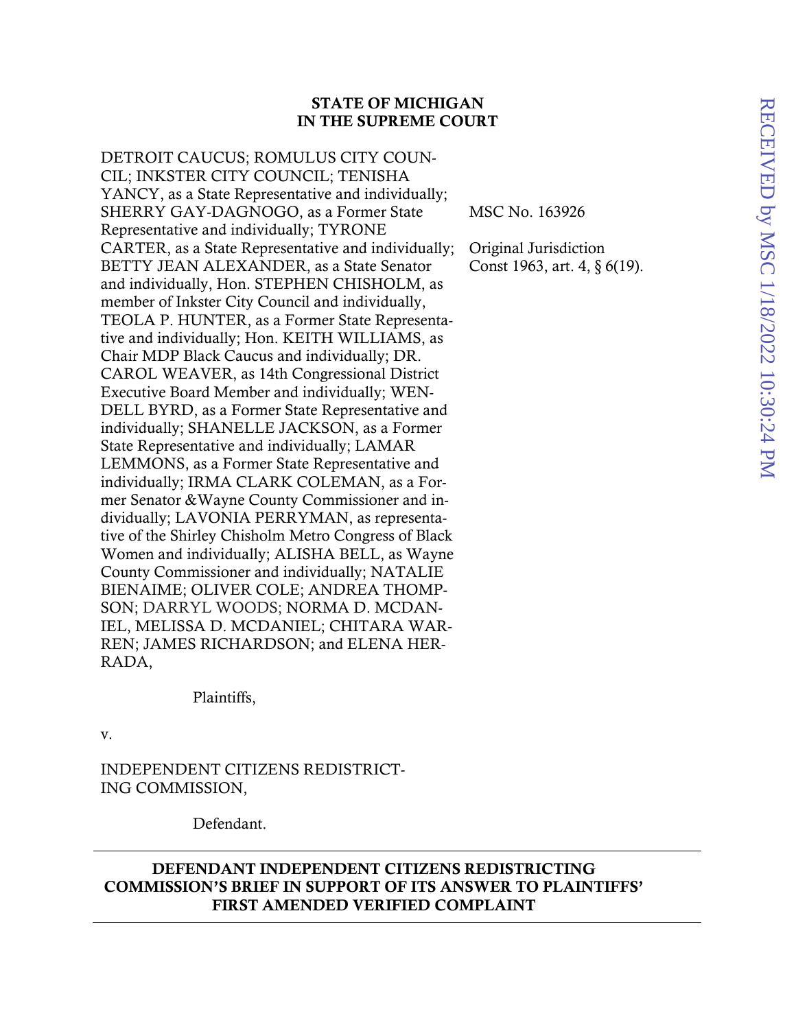**STATE OF MICHIGAN**
**IN THE SUPREME COURT**

DETROIT CAUCUS; ROMULUS CITY COUNCIL; INKSTER CITY COUNCIL; TENISHA YANCY, as a State Representative and individually; SHERRY GAY-DAGNOGO, as a Former State Representative and individually; TYRONE CARTER, as a State Representative and individually; BETTY JEAN ALEXANDER, as a State Senator and individually, Hon. STEPHEN CHISHOLM, as member of Inkster City Council and individually, TEOLA P. HUNTER, as a Former State Representative and individually; Hon. KEITH WILLIAMS, as Chair MDP Black Caucus and individually; DR. CAROL WEAVER, as 14th Congressional District Executive Board Member and individually; WENDELL BYRD, as a Former State Representative and individually; SHANELLE JACKSON, as a Former State Representative and individually; LAMAR LEMMONS, as a Former State Representative and individually; IRMA CLARK COLEMAN, as a Former Senator &Wayne County Commissioner and individually; LAVONIA PERRYMAN, as representative of the Shirley Chisholm Metro Congress of Black Women and individually; ALISHA BELL, as Wayne County Commissioner and individually; NATALIE BIENAIME; OLIVER COLE; ANDREA THOMPSON; DARRYL WOODS; NORMA D. MCDANIEL, MELISSA D. MCDANIEL; CHITARA WARREN; JAMES RICHARDSON; and ELENA HERRADA,

Plaintiffs,

MSC No. 163926

Original Jurisdiction
Const 1963, art. 4, § 6(19).

v.

INDEPENDENT CITIZENS REDISTRICTING COMMISSION,

Defendant.

RECEIVED by MSC 1/18/2022 10:30:24 PM

---

**DEFENDANT INDEPENDENT CITIZENS REDISTRICTING COMMISSION'S BRIEF IN SUPPORT OF ITS ANSWER TO PLAINTIFFS' FIRST AMENDED VERIFIED COMPLAINT**

---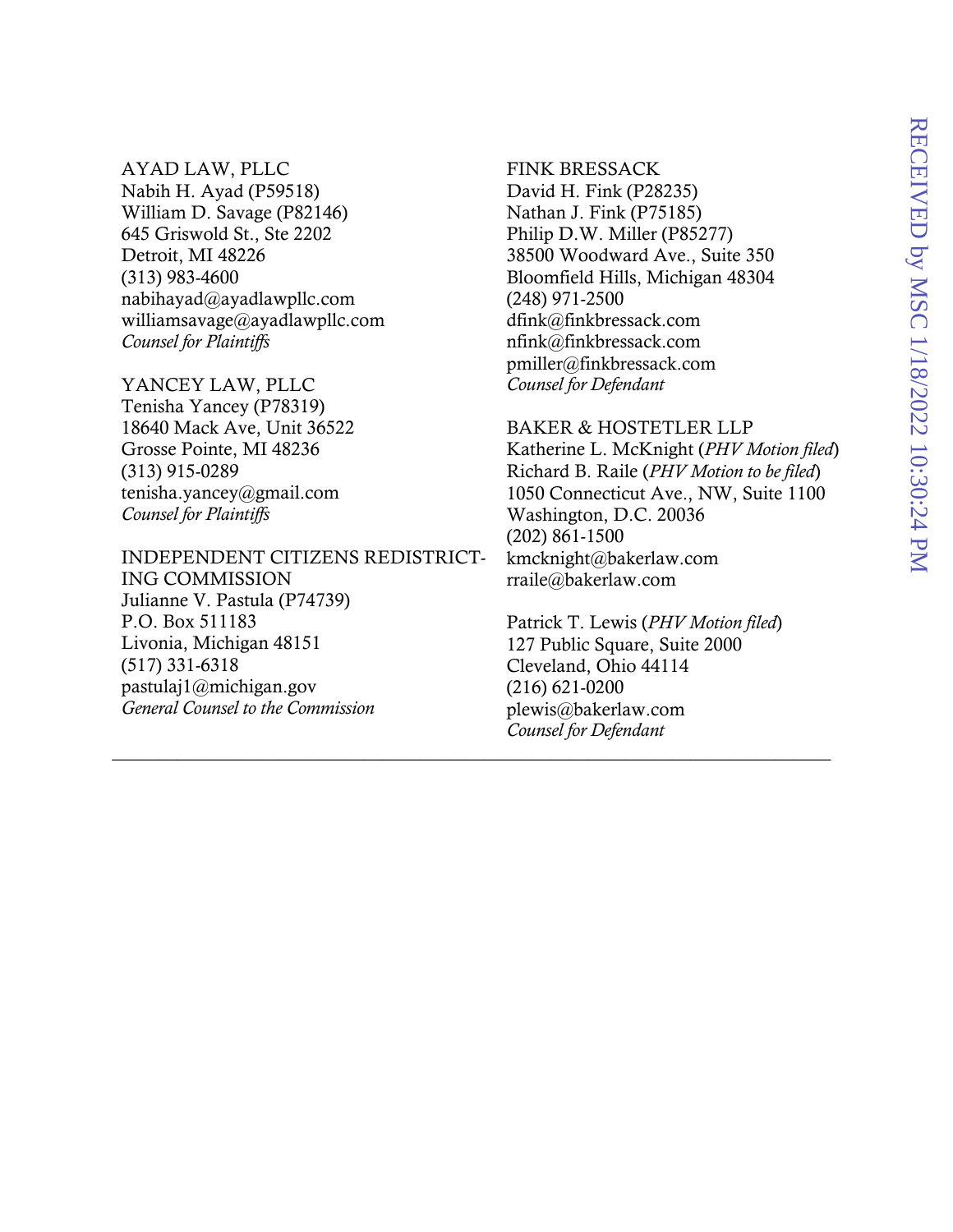AYAD LAW, PLLC
Nabih H. Ayad (P59518)
William D. Savage (P82146)
645 Griswold St., Ste 2202
Detroit, MI 48226
(313) 983-4600
nabihayad@ayadlawpllc.com
williamsavage@ayadlawpllc.com
*Counsel for Plaintiffs*

YANCEY LAW, PLLC
Tenisha Yancey (P78319)
18640 Mack Ave, Unit 36522
Grosse Pointe, MI 48236
(313) 915-0289
tenisha.yancey@gmail.com
*Counsel for Plaintiffs*

INDEPENDENT CITIZENS REDISTRICTING COMMISSION
Julianne V. Pastula (P74739)
P.O. Box 511183
Livonia, Michigan 48151
(517) 331-6318
pastulaj1@michigan.gov
*General Counsel to the Commission*

FINK BRESSACK
David H. Fink (P28235)
Nathan J. Fink (P75185)
Philip D.W. Miller (P85277)
38500 Woodward Ave., Suite 350
Bloomfield Hills, Michigan 48304
(248) 971-2500
dfink@finkbressack.com
nfink@finkbressack.com
pmiller@finkbressack.com
*Counsel for Defendant*

BAKER & HOSTETLER LLP
Katherine L. McKnight (*PHV Motion filed*)
Richard B. Raile (*PHV Motion to be filed*)
1050 Connecticut Ave., NW, Suite 1100
Washington, D.C. 20036
(202) 861-1500
kmcknight@bakerlaw.com
rraile@bakerlaw.com

Patrick T. Lewis (*PHV Motion filed*)
127 Public Square, Suite 2000
Cleveland, Ohio 44114
(216) 621-0200
plewis@bakerlaw.com
*Counsel for Defendant*

---

RECEIVED by MSC 1/18/2022 10:30:24 PM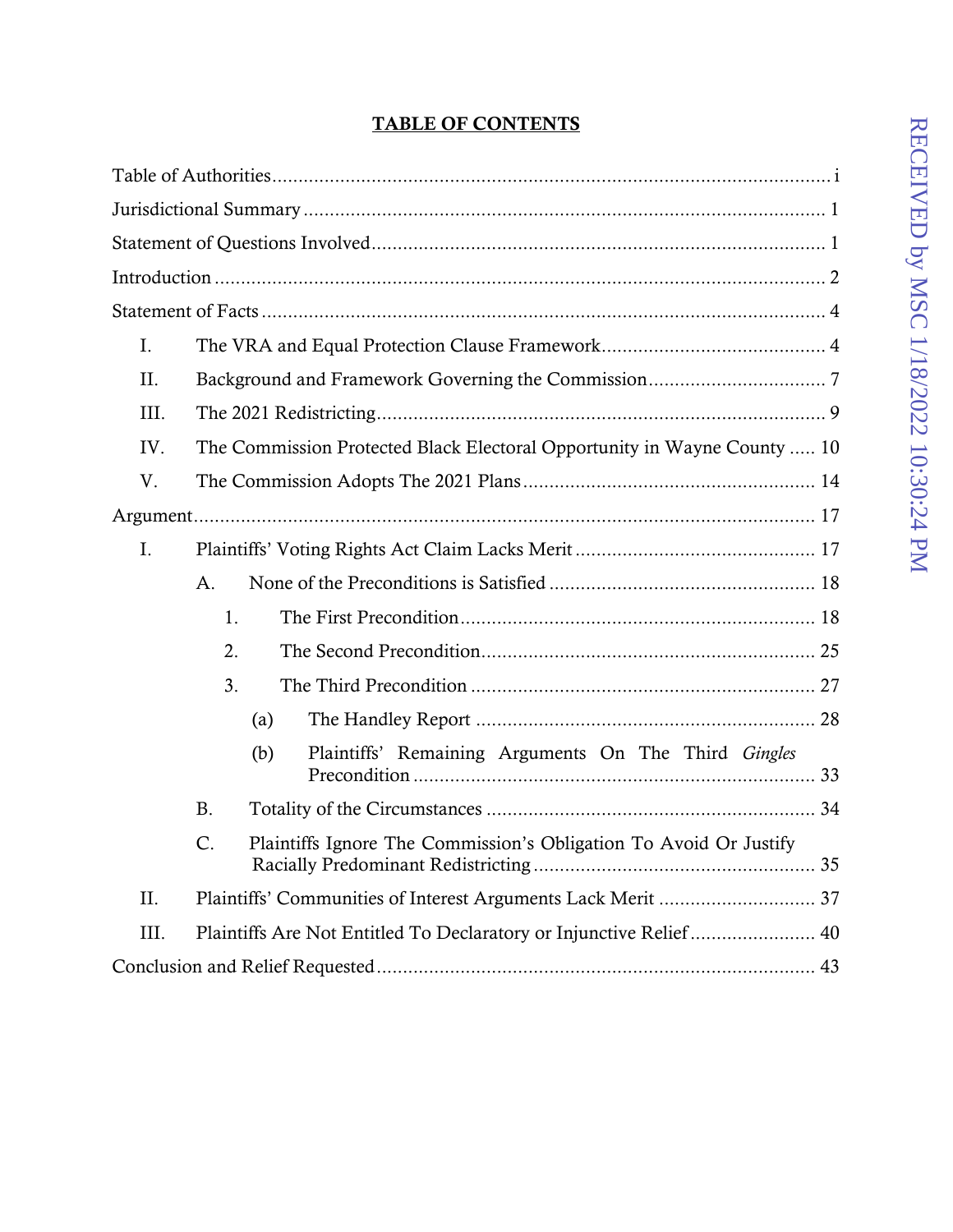## TABLE OF CONTENTS

Table of Authorities ........................................................................................................ i

Jurisdictional Summary .................................................................................................. 1

Statement of Questions Involved .................................................................................... 1

Introduction .................................................................................................................... 2

Statement of Facts ........................................................................................................... 4

- I. The VRA and Equal Protection Clause Framework ............................................ 4
- II. Background and Framework Governing the Commission .................................. 7
- III. The 2021 Redistricting ........................................................................................ 9
- IV. The Commission Protected Black Electoral Opportunity in Wayne County ..... 10
- V. The Commission Adopts The 2021 Plans .......................................................... 14

Argument ...................................................................................................................... 17

- I. Plaintiffs' Voting Rights Act Claim Lacks Merit ................................................ 17
  - A. None of the Preconditions is Satisfied ....................................................... 18
    - 1. The First Precondition ......................................................................... 18
    - 2. The Second Precondition ..................................................................... 25
    - 3. The Third Precondition ....................................................................... 27
      - (a) The Handley Report ..................................................................... 28
      - (b) Plaintiffs' Remaining Arguments On The Third *Gingles* Precondition ........................................................................................ 33
  - B. Totality of the Circumstances ..................................................................... 34
  - C. Plaintiffs Ignore The Commission's Obligation To Avoid Or Justify Racially Predominant Redistricting ............................................................ 35
- II. Plaintiffs' Communities of Interest Arguments Lack Merit ............................... 37
- III. Plaintiffs Are Not Entitled To Declaratory or Injunctive Relief ......................... 40

Conclusion and Relief Requested .................................................................................. 43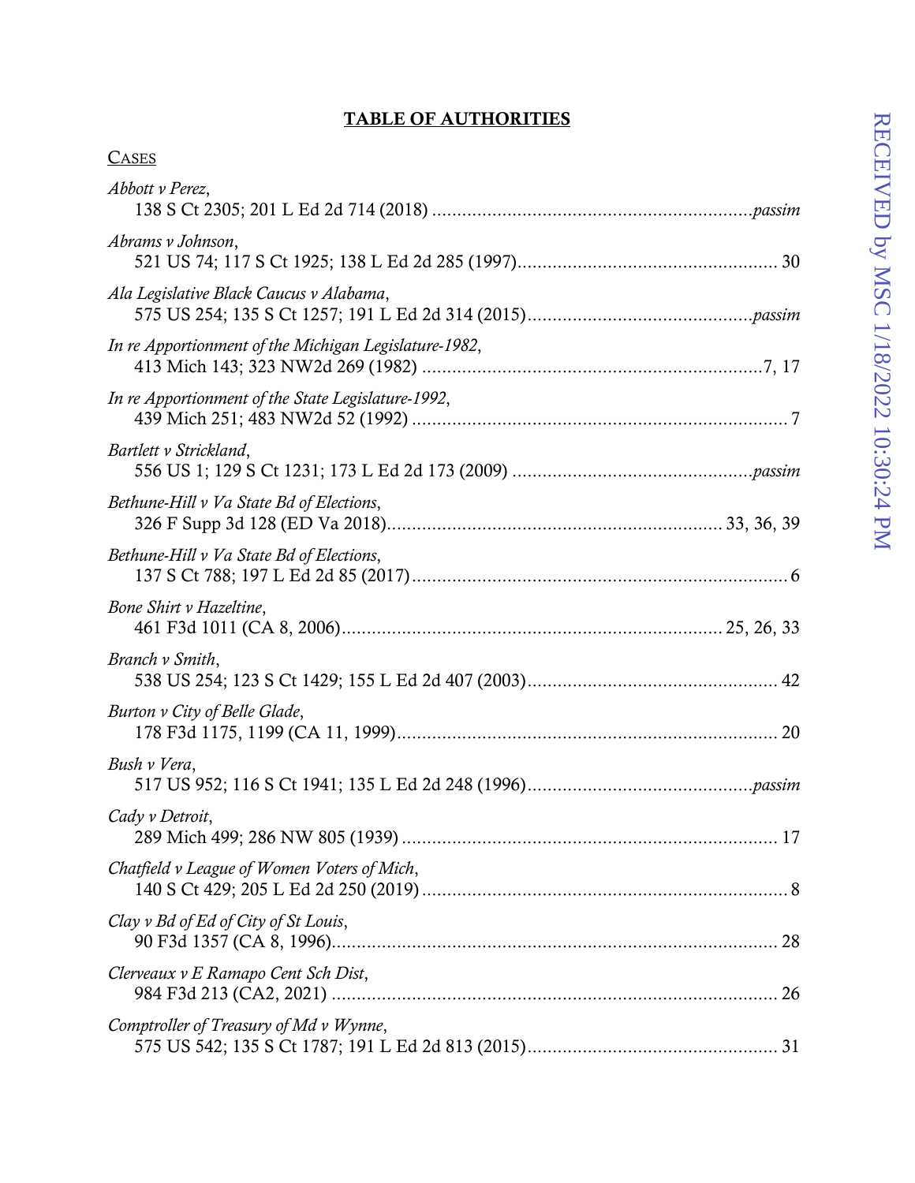## TABLE OF AUTHORITIES

CASES

*Abbott v Perez*,
138 S Ct 2305; 201 L Ed 2d 714 (2018) ................................................................*passim*

*Abrams v Johnson*,
521 US 74; 117 S Ct 1925; 138 L Ed 2d 285 (1997).................................................... 30

*Ala Legislative Black Caucus v Alabama*,
575 US 254; 135 S Ct 1257; 191 L Ed 2d 314 (2015).............................................*passim*

*In re Apportionment of the Michigan Legislature-1982*,
413 Mich 143; 323 NW2d 269 (1982) .....................................................................7, 17

*In re Apportionment of the State Legislature-1992*,
439 Mich 251; 483 NW2d 52 (1992) ........................................................................... 7

*Bartlett v Strickland*,
556 US 1; 129 S Ct 1231; 173 L Ed 2d 173 (2009) ................................................*passim*

*Bethune-Hill v Va State Bd of Elections*,
326 F Supp 3d 128 (ED Va 2018).................................................................. 33, 36, 39

*Bethune-Hill v Va State Bd of Elections*,
137 S Ct 788; 197 L Ed 2d 85 (2017)........................................................................... 6

*Bone Shirt v Hazeltine*,
461 F3d 1011 (CA 8, 2006)........................................................................... 25, 26, 33

*Branch v Smith*,
538 US 254; 123 S Ct 1429; 155 L Ed 2d 407 (2003)................................................. 42

*Burton v City of Belle Glade*,
178 F3d 1175, 1199 (CA 11, 1999)............................................................................ 20

*Bush v Vera*,
517 US 952; 116 S Ct 1941; 135 L Ed 2d 248 (1996).............................................*passim*

*Cady v Detroit*,
289 Mich 499; 286 NW 805 (1939) ........................................................................... 17

*Chatfield v League of Women Voters of Mich*,
140 S Ct 429; 205 L Ed 2d 250 (2019) ......................................................................... 8

*Clay v Bd of Ed of City of St Louis*,
90 F3d 1357 (CA 8, 1996)......................................................................................... 28

*Clerveaux v E Ramapo Cent Sch Dist*,
984 F3d 213 (CA2, 2021) ......................................................................................... 26

*Comptroller of Treasury of Md v Wynne*,
575 US 542; 135 S Ct 1787; 191 L Ed 2d 813 (2015)................................................. 31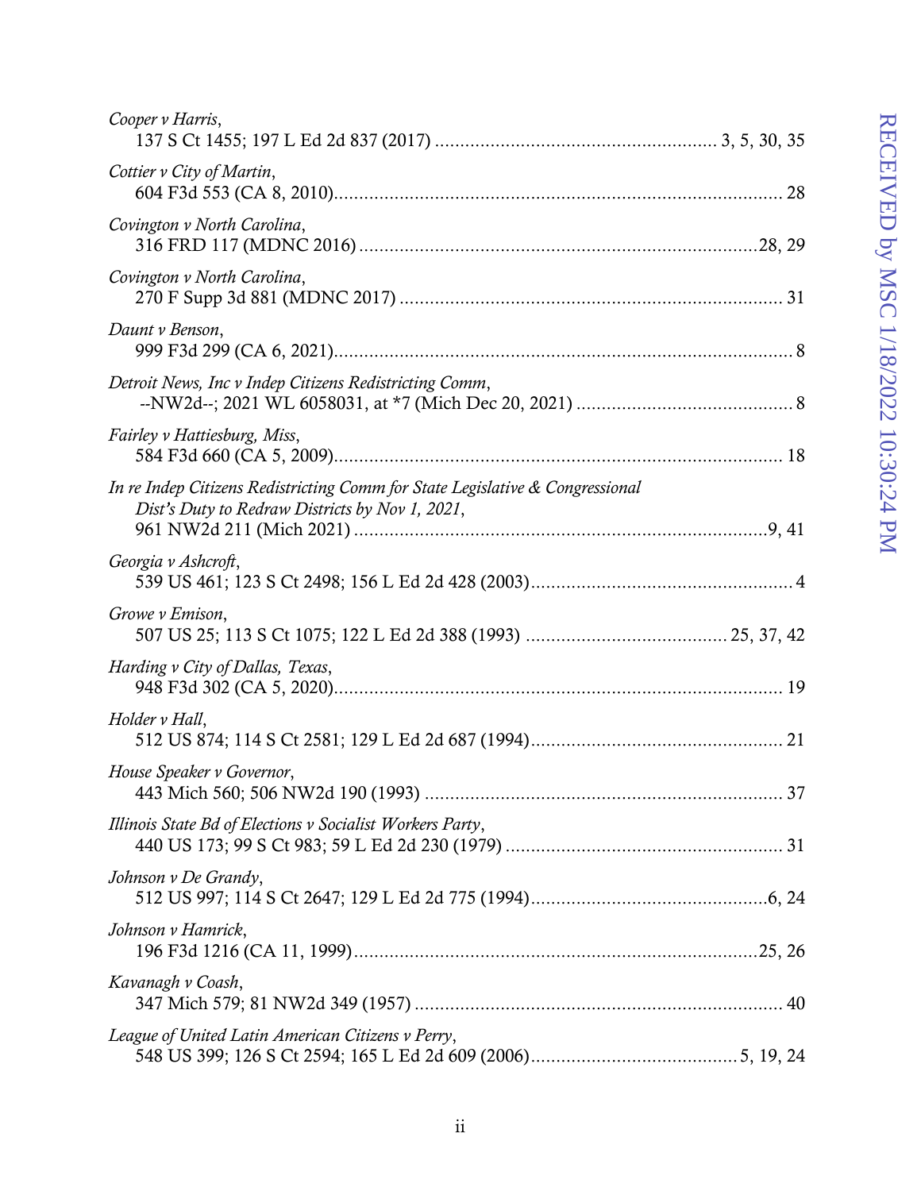*Cooper v Harris*,
137 S Ct 1455; 197 L Ed 2d 837 (2017) ........................................................ 3, 5, 30, 35

*Cottier v City of Martin*,
604 F3d 553 (CA 8, 2010)........................................................................................ 28

*Covington v North Carolina*,
316 FRD 117 (MDNC 2016) ...............................................................................28, 29

*Covington v North Carolina*,
270 F Supp 3d 881 (MDNC 2017) ........................................................................... 31

*Daunt v Benson*,
999 F3d 299 (CA 6, 2021)........................................................................................... 8

*Detroit News, Inc v Indep Citizens Redistricting Comm*,
--NW2d--; 2021 WL 6058031, at *7 (Mich Dec 20, 2021) ........................................... 8

*Fairley v Hattiesburg, Miss*,
584 F3d 660 (CA 5, 2009)........................................................................................ 18

*In re Indep Citizens Redistricting Comm for State Legislative & Congressional Dist's Duty to Redraw Districts by Nov 1, 2021*,
961 NW2d 211 (Mich 2021) ...................................................................................9, 41

*Georgia v Ashcroft*,
539 US 461; 123 S Ct 2498; 156 L Ed 2d 428 (2003).................................................... 4

*Growe v Emison*,
507 US 25; 113 S Ct 1075; 122 L Ed 2d 388 (1993) ........................................ 25, 37, 42

*Harding v City of Dallas, Texas*,
948 F3d 302 (CA 5, 2020)........................................................................................ 19

*Holder v Hall*,
512 US 874; 114 S Ct 2581; 129 L Ed 2d 687 (1994).................................................. 21

*House Speaker v Governor*,
443 Mich 560; 506 NW2d 190 (1993) ....................................................................... 37

*Illinois State Bd of Elections v Socialist Workers Party*,
440 US 173; 99 S Ct 983; 59 L Ed 2d 230 (1979) ....................................................... 31

*Johnson v De Grandy*,
512 US 997; 114 S Ct 2647; 129 L Ed 2d 775 (1994)...............................................6, 24

*Johnson v Hamrick*,
196 F3d 1216 (CA 11, 1999)................................................................................25, 26

*Kavanagh v Coash*,
347 Mich 579; 81 NW2d 349 (1957) ......................................................................... 40

*League of United Latin American Citizens v Perry*,
548 US 399; 126 S Ct 2594; 165 L Ed 2d 609 (2006)......................................... 5, 19, 24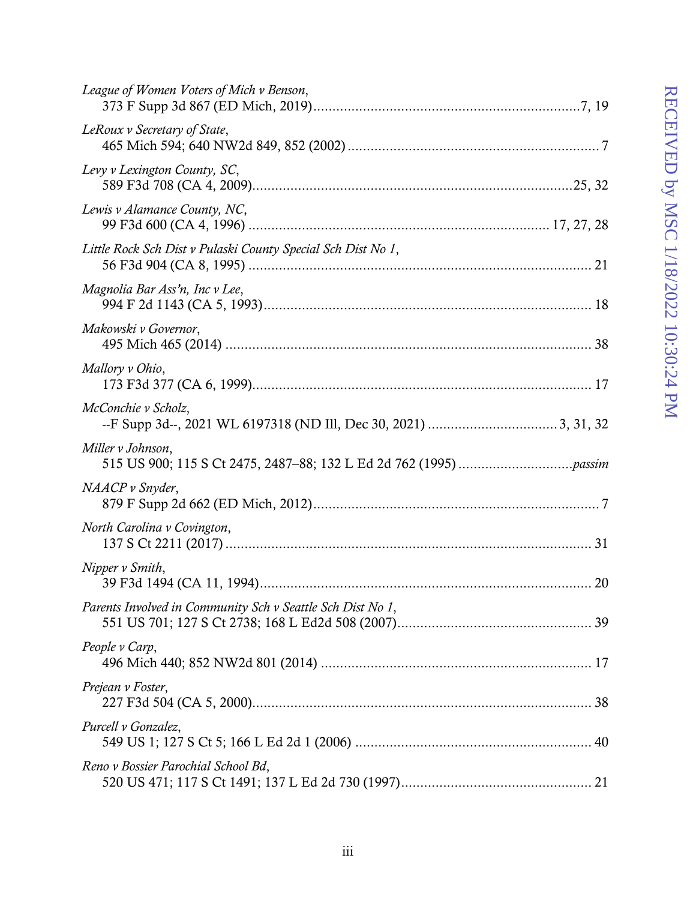*League of Women Voters of Mich v Benson*,
373 F Supp 3d 867 (ED Mich, 2019)........................................................................7, 19

*LeRoux v Secretary of State*,
465 Mich 594; 640 NW2d 849, 852 (2002) ................................................................... 7

*Levy v Lexington County, SC*,
589 F3d 708 (CA 4, 2009)......................................................................................25, 32

*Lewis v Alamance County, NC*,
99 F3d 600 (CA 4, 1996) .............................................................................. 17, 27, 28

*Little Rock Sch Dist v Pulaski County Special Sch Dist No 1*,
56 F3d 904 (CA 8, 1995) ........................................................................................... 21

*Magnolia Bar Ass'n, Inc v Lee*,
994 F 2d 1143 (CA 5, 1993)....................................................................................... 18

*Makowski v Governor*,
495 Mich 465 (2014) ................................................................................................. 38

*Mallory v Ohio*,
173 F3d 377 (CA 6, 1999).......................................................................................... 17

*McConchie v Scholz*,
--F Supp 3d--, 2021 WL 6197318 (ND Ill, Dec 30, 2021) .................................. 3, 31, 32

*Miller v Johnson*,
515 US 900; 115 S Ct 2475, 2487–88; 132 L Ed 2d 762 (1995) ..............................*passim*

*NAACP v Snyder*,
879 F Supp 2d 662 (ED Mich, 2012)............................................................................ 7

*North Carolina v Covington*,
137 S Ct 2211 (2017) ................................................................................................. 31

*Nipper v Smith*,
39 F3d 1494 (CA 11, 1994)........................................................................................ 20

*Parents Involved in Community Sch v Seattle Sch Dist No 1*,
551 US 701; 127 S Ct 2738; 168 L Ed2d 508 (2007)................................................... 39

*People v Carp*,
496 Mich 440; 852 NW2d 801 (2014) ....................................................................... 17

*Prejean v Foster*,
227 F3d 504 (CA 5, 2000).......................................................................................... 38

*Purcell v Gonzalez*,
549 US 1; 127 S Ct 5; 166 L Ed 2d 1 (2006) .............................................................. 40

*Reno v Bossier Parochial School Bd*,
520 US 471; 117 S Ct 1491; 137 L Ed 2d 730 (1997).................................................. 21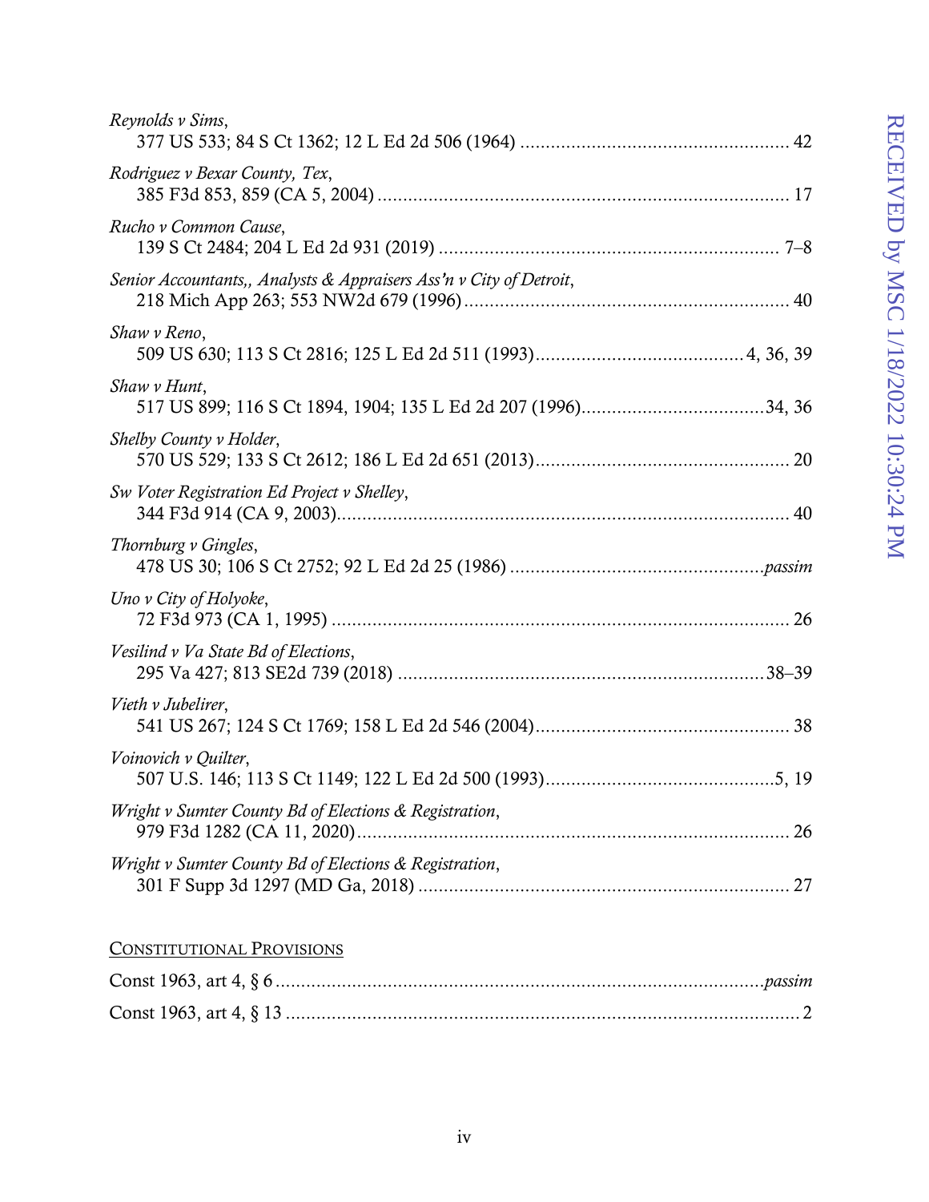*Reynolds v Sims*,
377 US 533; 84 S Ct 1362; 12 L Ed 2d 506 (1964) .................................................... 42

*Rodriguez v Bexar County, Tex*,
385 F3d 853, 859 (CA 5, 2004) ................................................................................ 17

*Rucho v Common Cause*,
139 S Ct 2484; 204 L Ed 2d 931 (2019) .................................................................. 7–8

*Senior Accountants,, Analysts & Appraisers Ass'n v City of Detroit*,
218 Mich App 263; 553 NW2d 679 (1996) ............................................................... 40

*Shaw v Reno*,
509 US 630; 113 S Ct 2816; 125 L Ed 2d 511 (1993) ........................................ 4, 36, 39

*Shaw v Hunt*,
517 US 899; 116 S Ct 1894, 1904; 135 L Ed 2d 207 (1996) .................................... 34, 36

*Shelby County v Holder*,
570 US 529; 133 S Ct 2612; 186 L Ed 2d 651 (2013) ................................................. 20

*Sw Voter Registration Ed Project v Shelley*,
344 F3d 914 (CA 9, 2003) ........................................................................................ 40

*Thornburg v Gingles*,
478 US 30; 106 S Ct 2752; 92 L Ed 2d 25 (1986) .................................................. *passim*

*Uno v City of Holyoke*,
72 F3d 973 (CA 1, 1995) .......................................................................................... 26

*Vesilind v Va State Bd of Elections*,
295 Va 427; 813 SE2d 739 (2018) ........................................................................ 38–39

*Vieth v Jubelirer*,
541 US 267; 124 S Ct 1769; 158 L Ed 2d 546 (2004) ................................................. 38

*Voinovich v Quilter*,
507 U.S. 146; 113 S Ct 1149; 122 L Ed 2d 500 (1993) ............................................ 5, 19

*Wright v Sumter County Bd of Elections & Registration*,
979 F3d 1282 (CA 11, 2020) .................................................................................... 26

*Wright v Sumter County Bd of Elections & Registration*,
301 F Supp 3d 1297 (MD Ga, 2018) ........................................................................ 27

CONSTITUTIONAL PROVISIONS

Const 1963, art 4, § 6 ............................................................................................ *passim*

Const 1963, art 4, § 13 ................................................................................................ 2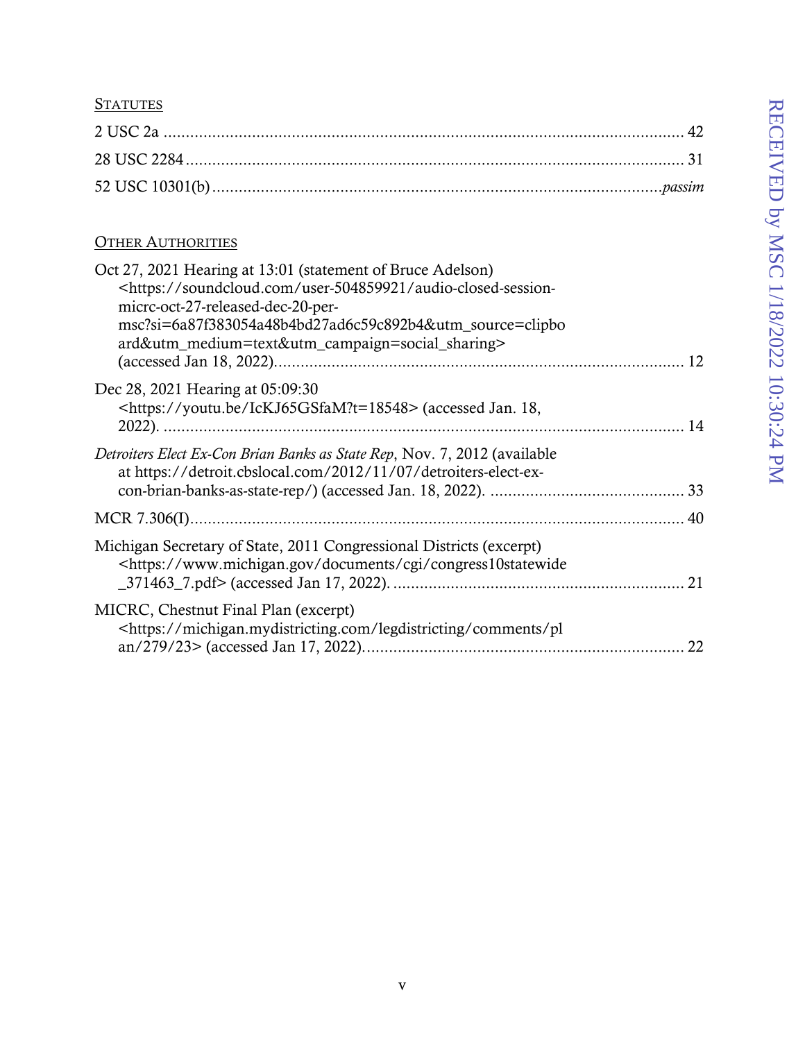STATUTES

2 USC 2a .................................................................................................................... 42

28 USC 2284 ................................................................................................................ 31

52 USC 10301(b) .................................................................................................... *passim*

OTHER AUTHORITIES

Oct 27, 2021 Hearing at 13:01 (statement of Bruce Adelson) <https://soundcloud.com/user-504859921/audio-closed-session-micrc-oct-27-released-dec-20-per-msc?si=6a87f383054a48b4bd27ad6c59c892b4&utm_source=clipboard&utm_medium=text&utm_campaign=social_sharing> (accessed Jan 18, 2022)........................................................................................... 12

Dec 28, 2021 Hearing at 05:09:30 <https://youtu.be/IcKJ65GSfaM?t=18548> (accessed Jan. 18, 2022). .................................................................................................................... 14

*Detroiters Elect Ex-Con Brian Banks as State Rep*, Nov. 7, 2012 (available at https://detroit.cbslocal.com/2012/11/07/detroiters-elect-ex-con-brian-banks-as-state-rep/) (accessed Jan. 18, 2022). ........................................... 33

MCR 7.306(I)............................................................................................................... 40

Michigan Secretary of State, 2011 Congressional Districts (excerpt) <https://www.michigan.gov/documents/cgi/congress10statewide_371463_7.pdf> (accessed Jan 17, 2022). ................................................................. 21

MICRC, Chestnut Final Plan (excerpt) <https://michigan.mydistricting.com/legdistricting/comments/plan/279/23> (accessed Jan 17, 2022)....................................................................... 22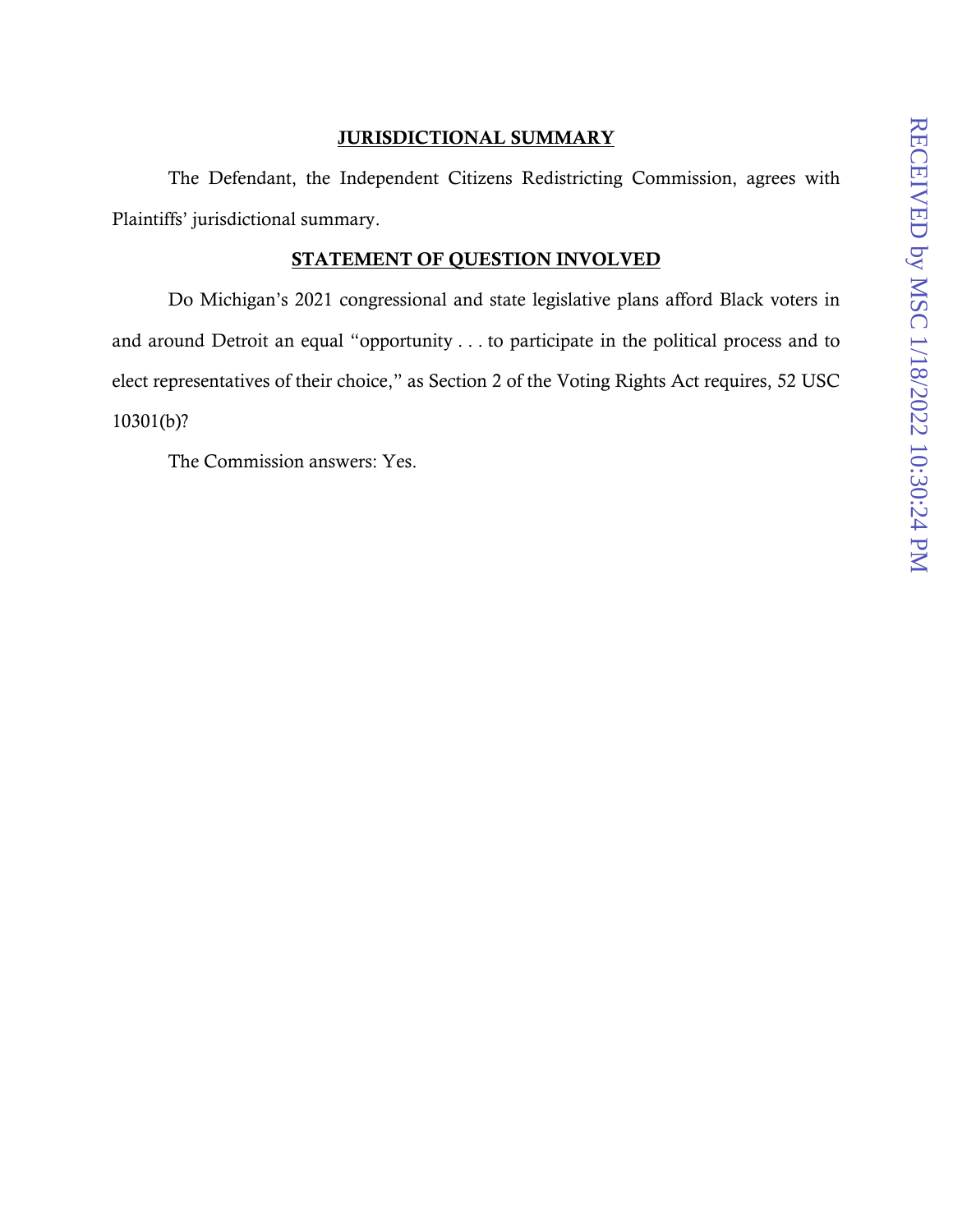## JURISDICTIONAL SUMMARY

The Defendant, the Independent Citizens Redistricting Commission, agrees with Plaintiffs' jurisdictional summary.

## STATEMENT OF QUESTION INVOLVED

Do Michigan's 2021 congressional and state legislative plans afford Black voters in and around Detroit an equal "opportunity . . . to participate in the political process and to elect representatives of their choice," as Section 2 of the Voting Rights Act requires, 52 USC 10301(b)?

The Commission answers: Yes.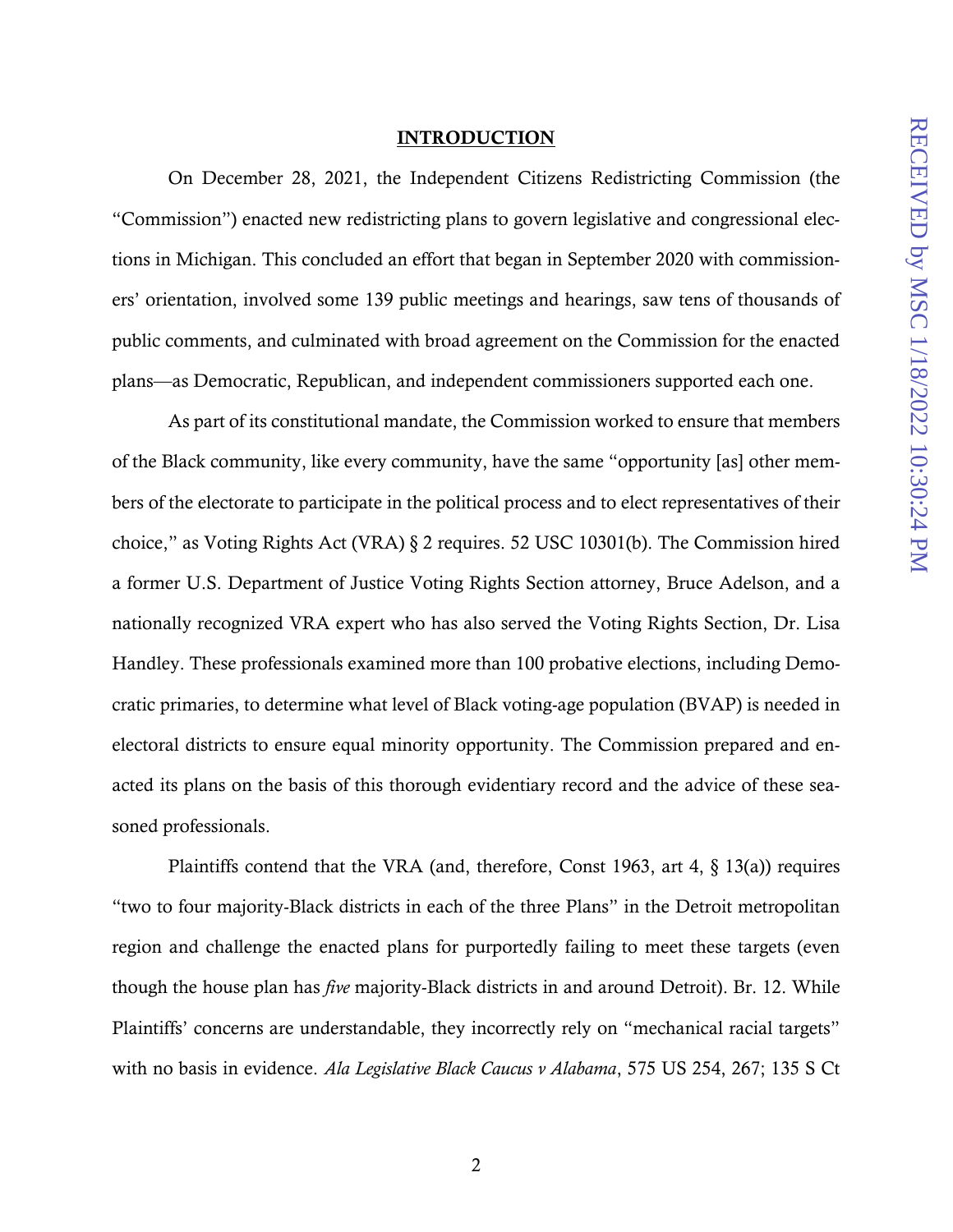## INTRODUCTION

On December 28, 2021, the Independent Citizens Redistricting Commission (the "Commission") enacted new redistricting plans to govern legislative and congressional elections in Michigan. This concluded an effort that began in September 2020 with commissioners' orientation, involved some 139 public meetings and hearings, saw tens of thousands of public comments, and culminated with broad agreement on the Commission for the enacted plans—as Democratic, Republican, and independent commissioners supported each one.

As part of its constitutional mandate, the Commission worked to ensure that members of the Black community, like every community, have the same "opportunity [as] other members of the electorate to participate in the political process and to elect representatives of their choice," as Voting Rights Act (VRA) § 2 requires. 52 USC 10301(b). The Commission hired a former U.S. Department of Justice Voting Rights Section attorney, Bruce Adelson, and a nationally recognized VRA expert who has also served the Voting Rights Section, Dr. Lisa Handley. These professionals examined more than 100 probative elections, including Democratic primaries, to determine what level of Black voting-age population (BVAP) is needed in electoral districts to ensure equal minority opportunity. The Commission prepared and enacted its plans on the basis of this thorough evidentiary record and the advice of these seasoned professionals.

Plaintiffs contend that the VRA (and, therefore, Const 1963, art 4, § 13(a)) requires "two to four majority-Black districts in each of the three Plans" in the Detroit metropolitan region and challenge the enacted plans for purportedly failing to meet these targets (even though the house plan has *five* majority-Black districts in and around Detroit). Br. 12. While Plaintiffs' concerns are understandable, they incorrectly rely on "mechanical racial targets" with no basis in evidence. *Ala Legislative Black Caucus v Alabama*, 575 US 254, 267; 135 S Ct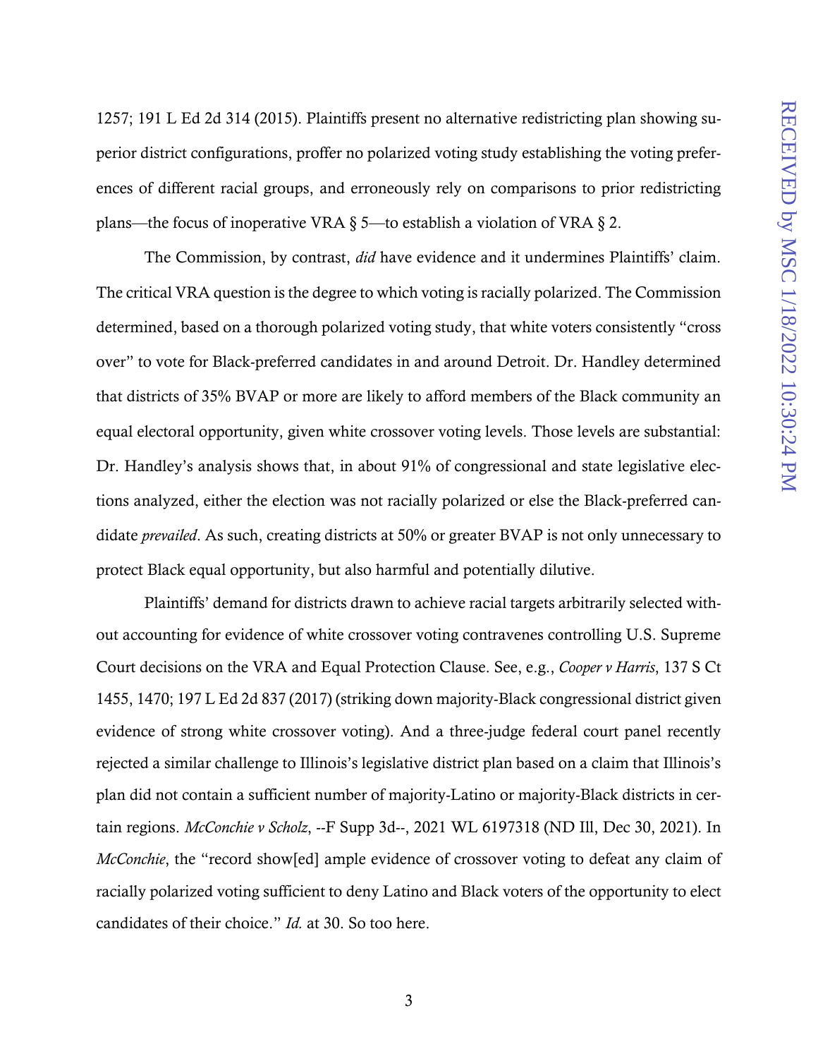1257; 191 L Ed 2d 314 (2015). Plaintiffs present no alternative redistricting plan showing superior district configurations, proffer no polarized voting study establishing the voting preferences of different racial groups, and erroneously rely on comparisons to prior redistricting plans—the focus of inoperative VRA § 5—to establish a violation of VRA § 2.

The Commission, by contrast, *did* have evidence and it undermines Plaintiffs' claim. The critical VRA question is the degree to which voting is racially polarized. The Commission determined, based on a thorough polarized voting study, that white voters consistently "cross over" to vote for Black-preferred candidates in and around Detroit. Dr. Handley determined that districts of 35% BVAP or more are likely to afford members of the Black community an equal electoral opportunity, given white crossover voting levels. Those levels are substantial: Dr. Handley's analysis shows that, in about 91% of congressional and state legislative elections analyzed, either the election was not racially polarized or else the Black-preferred candidate *prevailed*. As such, creating districts at 50% or greater BVAP is not only unnecessary to protect Black equal opportunity, but also harmful and potentially dilutive.

Plaintiffs' demand for districts drawn to achieve racial targets arbitrarily selected without accounting for evidence of white crossover voting contravenes controlling U.S. Supreme Court decisions on the VRA and Equal Protection Clause. See, e.g., *Cooper v Harris*, 137 S Ct 1455, 1470; 197 L Ed 2d 837 (2017) (striking down majority-Black congressional district given evidence of strong white crossover voting). And a three-judge federal court panel recently rejected a similar challenge to Illinois's legislative district plan based on a claim that Illinois's plan did not contain a sufficient number of majority-Latino or majority-Black districts in certain regions. *McConchie v Scholz*, --F Supp 3d--, 2021 WL 6197318 (ND Ill, Dec 30, 2021). In *McConchie*, the "record show[ed] ample evidence of crossover voting to defeat any claim of racially polarized voting sufficient to deny Latino and Black voters of the opportunity to elect candidates of their choice." *Id.* at 30. So too here.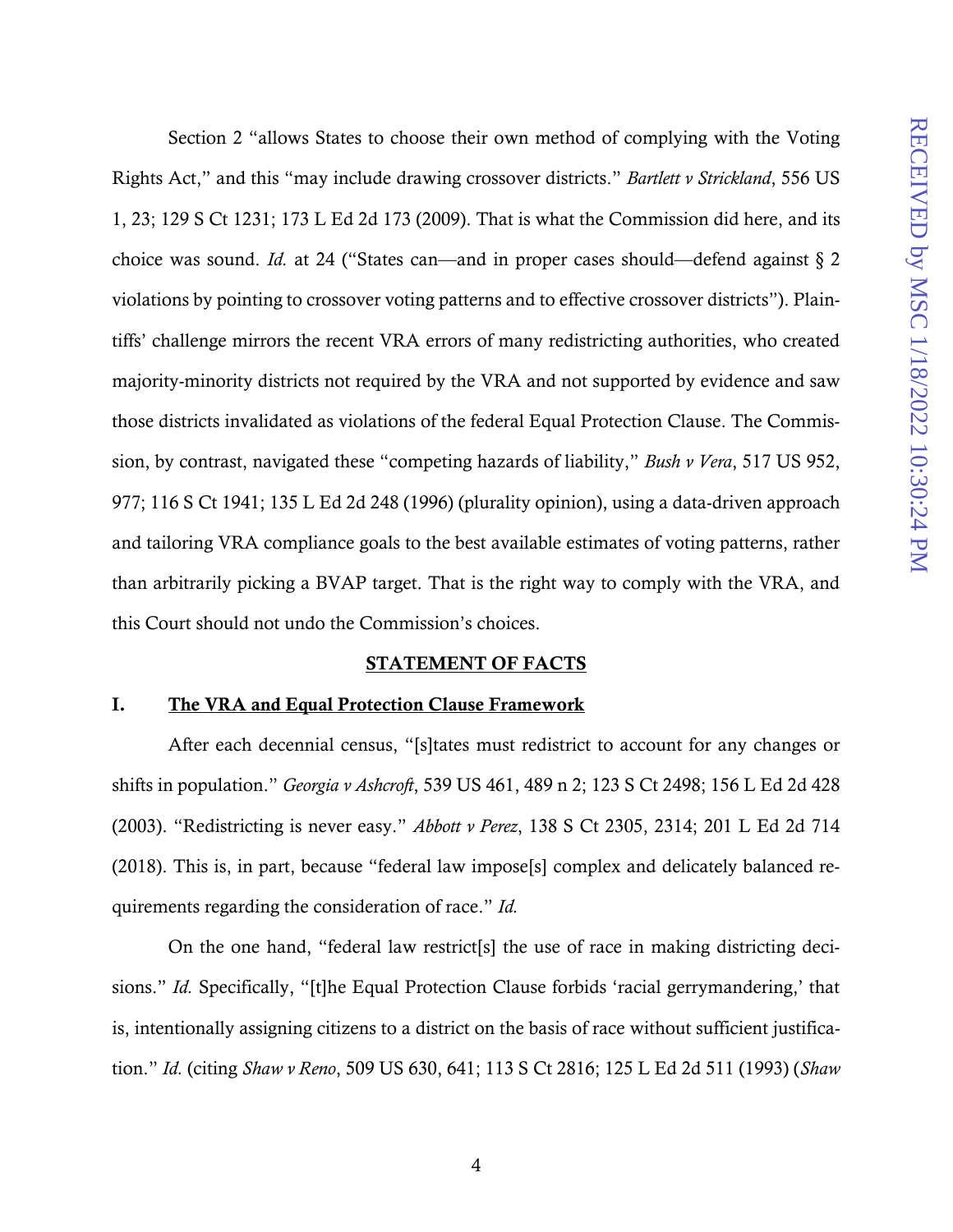Section 2 "allows States to choose their own method of complying with the Voting Rights Act," and this "may include drawing crossover districts." *Bartlett v Strickland*, 556 US 1, 23; 129 S Ct 1231; 173 L Ed 2d 173 (2009). That is what the Commission did here, and its choice was sound. *Id.* at 24 ("States can—and in proper cases should—defend against § 2 violations by pointing to crossover voting patterns and to effective crossover districts"). Plaintiffs' challenge mirrors the recent VRA errors of many redistricting authorities, who created majority-minority districts not required by the VRA and not supported by evidence and saw those districts invalidated as violations of the federal Equal Protection Clause. The Commission, by contrast, navigated these "competing hazards of liability," *Bush v Vera*, 517 US 952, 977; 116 S Ct 1941; 135 L Ed 2d 248 (1996) (plurality opinion), using a data-driven approach and tailoring VRA compliance goals to the best available estimates of voting patterns, rather than arbitrarily picking a BVAP target. That is the right way to comply with the VRA, and this Court should not undo the Commission's choices.

## STATEMENT OF FACTS

### I. The VRA and Equal Protection Clause Framework

After each decennial census, "[s]tates must redistrict to account for any changes or shifts in population." *Georgia v Ashcroft*, 539 US 461, 489 n 2; 123 S Ct 2498; 156 L Ed 2d 428 (2003). "Redistricting is never easy." *Abbott v Perez*, 138 S Ct 2305, 2314; 201 L Ed 2d 714 (2018). This is, in part, because "federal law impose[s] complex and delicately balanced requirements regarding the consideration of race." *Id.*

On the one hand, "federal law restrict[s] the use of race in making districting decisions." *Id.* Specifically, "[t]he Equal Protection Clause forbids 'racial gerrymandering,' that is, intentionally assigning citizens to a district on the basis of race without sufficient justification." *Id.* (citing *Shaw v Reno*, 509 US 630, 641; 113 S Ct 2816; 125 L Ed 2d 511 (1993) (*Shaw*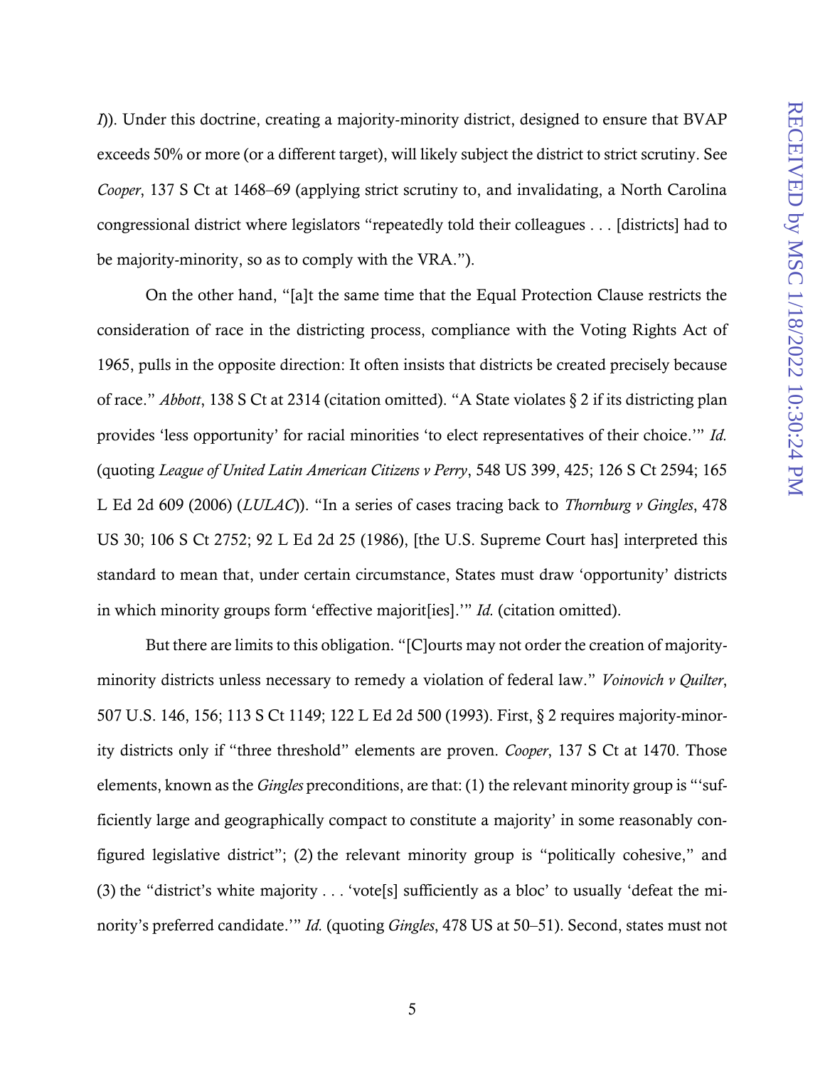*I*)). Under this doctrine, creating a majority-minority district, designed to ensure that BVAP exceeds 50% or more (or a different target), will likely subject the district to strict scrutiny. See *Cooper*, 137 S Ct at 1468–69 (applying strict scrutiny to, and invalidating, a North Carolina congressional district where legislators "repeatedly told their colleagues . . . [districts] had to be majority-minority, so as to comply with the VRA.").

On the other hand, "[a]t the same time that the Equal Protection Clause restricts the consideration of race in the districting process, compliance with the Voting Rights Act of 1965, pulls in the opposite direction: It often insists that districts be created precisely because of race." *Abbott*, 138 S Ct at 2314 (citation omitted). "A State violates § 2 if its districting plan provides 'less opportunity' for racial minorities 'to elect representatives of their choice.'" *Id.* (quoting *League of United Latin American Citizens v Perry*, 548 US 399, 425; 126 S Ct 2594; 165 L Ed 2d 609 (2006) (*LULAC*)). "In a series of cases tracing back to *Thornburg v Gingles*, 478 US 30; 106 S Ct 2752; 92 L Ed 2d 25 (1986), [the U.S. Supreme Court has] interpreted this standard to mean that, under certain circumstance, States must draw 'opportunity' districts in which minority groups form 'effective majorit[ies].'" *Id.* (citation omitted).

But there are limits to this obligation. "[C]ourts may not order the creation of majority-minority districts unless necessary to remedy a violation of federal law." *Voinovich v Quilter*, 507 U.S. 146, 156; 113 S Ct 1149; 122 L Ed 2d 500 (1993). First, § 2 requires majority-minority districts only if "three threshold" elements are proven. *Cooper*, 137 S Ct at 1470. Those elements, known as the *Gingles* preconditions, are that: (1) the relevant minority group is "'sufficiently large and geographically compact to constitute a majority' in some reasonably configured legislative district"; (2) the relevant minority group is "politically cohesive," and (3) the "district's white majority . . . 'vote[s] sufficiently as a bloc' to usually 'defeat the minority's preferred candidate.'" *Id.* (quoting *Gingles*, 478 US at 50–51). Second, states must not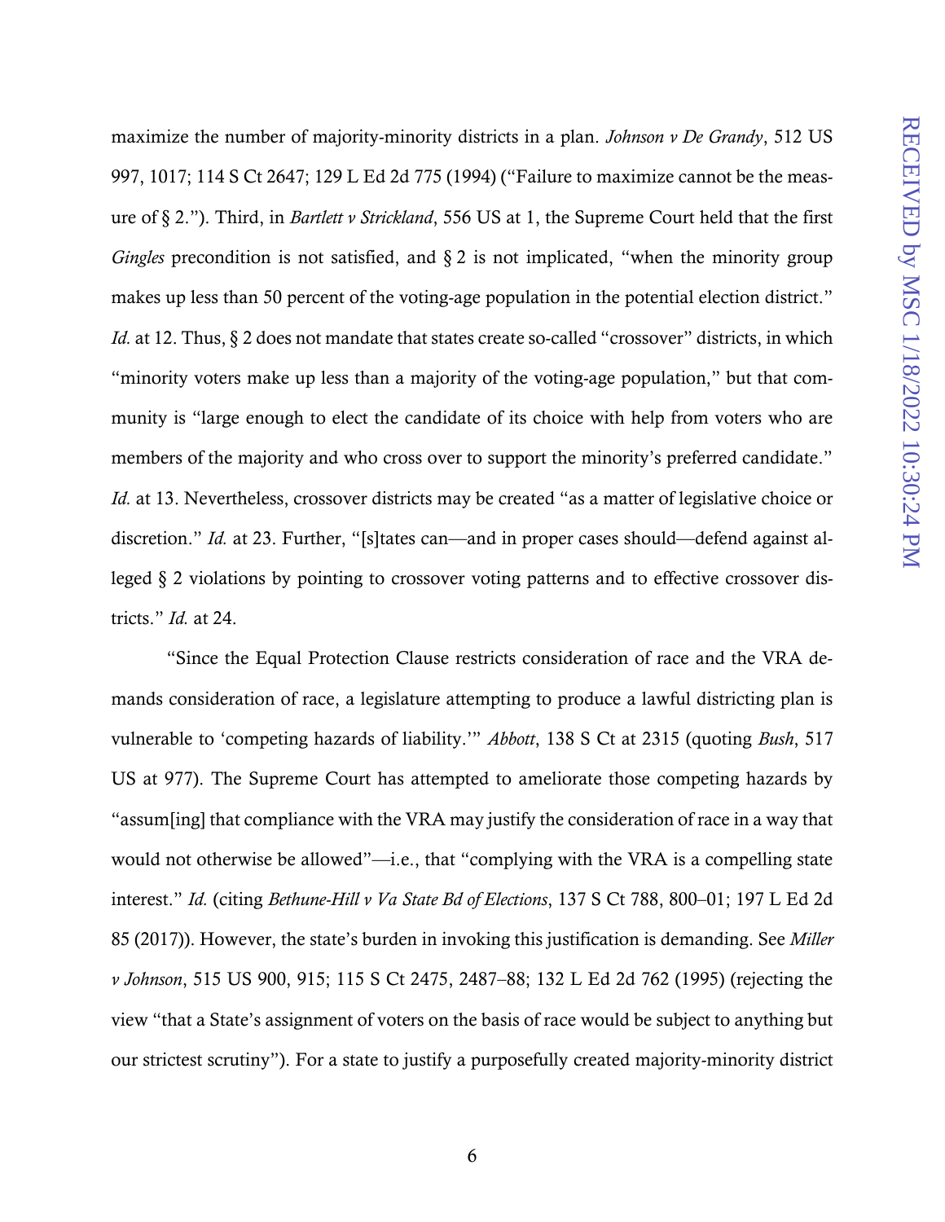maximize the number of majority-minority districts in a plan. *Johnson v De Grandy*, 512 US 997, 1017; 114 S Ct 2647; 129 L Ed 2d 775 (1994) ("Failure to maximize cannot be the measure of § 2."). Third, in *Bartlett v Strickland*, 556 US at 1, the Supreme Court held that the first *Gingles* precondition is not satisfied, and § 2 is not implicated, "when the minority group makes up less than 50 percent of the voting-age population in the potential election district." *Id.* at 12. Thus, § 2 does not mandate that states create so-called "crossover" districts, in which "minority voters make up less than a majority of the voting-age population," but that community is "large enough to elect the candidate of its choice with help from voters who are members of the majority and who cross over to support the minority's preferred candidate." *Id.* at 13. Nevertheless, crossover districts may be created "as a matter of legislative choice or discretion." *Id.* at 23. Further, "[s]tates can—and in proper cases should—defend against alleged § 2 violations by pointing to crossover voting patterns and to effective crossover districts." *Id.* at 24.

"Since the Equal Protection Clause restricts consideration of race and the VRA demands consideration of race, a legislature attempting to produce a lawful districting plan is vulnerable to 'competing hazards of liability.'" *Abbott*, 138 S Ct at 2315 (quoting *Bush*, 517 US at 977). The Supreme Court has attempted to ameliorate those competing hazards by "assum[ing] that compliance with the VRA may justify the consideration of race in a way that would not otherwise be allowed"—i.e., that "complying with the VRA is a compelling state interest." *Id.* (citing *Bethune-Hill v Va State Bd of Elections*, 137 S Ct 788, 800–01; 197 L Ed 2d 85 (2017)). However, the state's burden in invoking this justification is demanding. See *Miller v Johnson*, 515 US 900, 915; 115 S Ct 2475, 2487–88; 132 L Ed 2d 762 (1995) (rejecting the view "that a State's assignment of voters on the basis of race would be subject to anything but our strictest scrutiny"). For a state to justify a purposefully created majority-minority district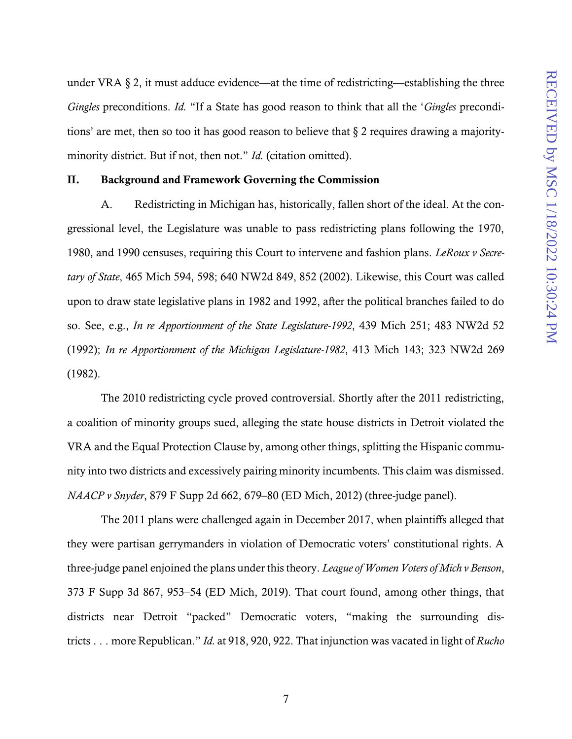under VRA § 2, it must adduce evidence—at the time of redistricting—establishing the three *Gingles* preconditions. *Id.* "If a State has good reason to think that all the '*Gingles* preconditions' are met, then so too it has good reason to believe that § 2 requires drawing a majority-minority district. But if not, then not." *Id.* (citation omitted).

## II. Background and Framework Governing the Commission

A. Redistricting in Michigan has, historically, fallen short of the ideal. At the congressional level, the Legislature was unable to pass redistricting plans following the 1970, 1980, and 1990 censuses, requiring this Court to intervene and fashion plans. *LeRoux v Secretary of State*, 465 Mich 594, 598; 640 NW2d 849, 852 (2002). Likewise, this Court was called upon to draw state legislative plans in 1982 and 1992, after the political branches failed to do so. See, e.g., *In re Apportionment of the State Legislature-1992*, 439 Mich 251; 483 NW2d 52 (1992); *In re Apportionment of the Michigan Legislature-1982*, 413 Mich 143; 323 NW2d 269 (1982).

The 2010 redistricting cycle proved controversial. Shortly after the 2011 redistricting, a coalition of minority groups sued, alleging the state house districts in Detroit violated the VRA and the Equal Protection Clause by, among other things, splitting the Hispanic community into two districts and excessively pairing minority incumbents. This claim was dismissed. *NAACP v Snyder*, 879 F Supp 2d 662, 679–80 (ED Mich, 2012) (three-judge panel).

The 2011 plans were challenged again in December 2017, when plaintiffs alleged that they were partisan gerrymanders in violation of Democratic voters' constitutional rights. A three-judge panel enjoined the plans under this theory. *League of Women Voters of Mich v Benson*, 373 F Supp 3d 867, 953–54 (ED Mich, 2019). That court found, among other things, that districts near Detroit "packed" Democratic voters, "making the surrounding districts . . . more Republican." *Id.* at 918, 920, 922. That injunction was vacated in light of *Rucho*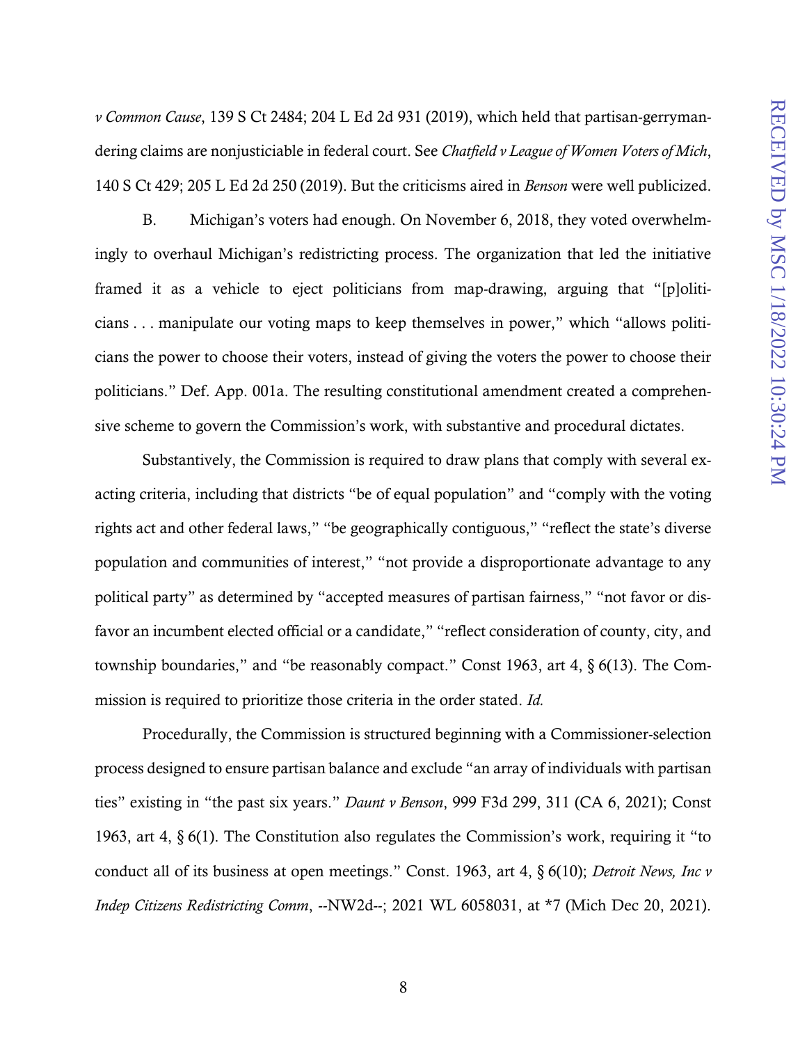*v Common Cause*, 139 S Ct 2484; 204 L Ed 2d 931 (2019), which held that partisan-gerrymandering claims are nonjusticiable in federal court. See *Chatfield v League of Women Voters of Mich*, 140 S Ct 429; 205 L Ed 2d 250 (2019). But the criticisms aired in *Benson* were well publicized.

B. Michigan's voters had enough. On November 6, 2018, they voted overwhelmingly to overhaul Michigan's redistricting process. The organization that led the initiative framed it as a vehicle to eject politicians from map-drawing, arguing that "[p]oliticians . . . manipulate our voting maps to keep themselves in power," which "allows politicians the power to choose their voters, instead of giving the voters the power to choose their politicians." Def. App. 001a. The resulting constitutional amendment created a comprehensive scheme to govern the Commission's work, with substantive and procedural dictates.

Substantively, the Commission is required to draw plans that comply with several exacting criteria, including that districts "be of equal population" and "comply with the voting rights act and other federal laws," "be geographically contiguous," "reflect the state's diverse population and communities of interest," "not provide a disproportionate advantage to any political party" as determined by "accepted measures of partisan fairness," "not favor or disfavor an incumbent elected official or a candidate," "reflect consideration of county, city, and township boundaries," and "be reasonably compact." Const 1963, art 4, § 6(13). The Commission is required to prioritize those criteria in the order stated. *Id.*

Procedurally, the Commission is structured beginning with a Commissioner-selection process designed to ensure partisan balance and exclude "an array of individuals with partisan ties" existing in "the past six years." *Daunt v Benson*, 999 F3d 299, 311 (CA 6, 2021); Const 1963, art 4, § 6(1). The Constitution also regulates the Commission's work, requiring it "to conduct all of its business at open meetings." Const. 1963, art 4, § 6(10); *Detroit News, Inc v Indep Citizens Redistricting Comm*, --NW2d--; 2021 WL 6058031, at *7 (Mich Dec 20, 2021).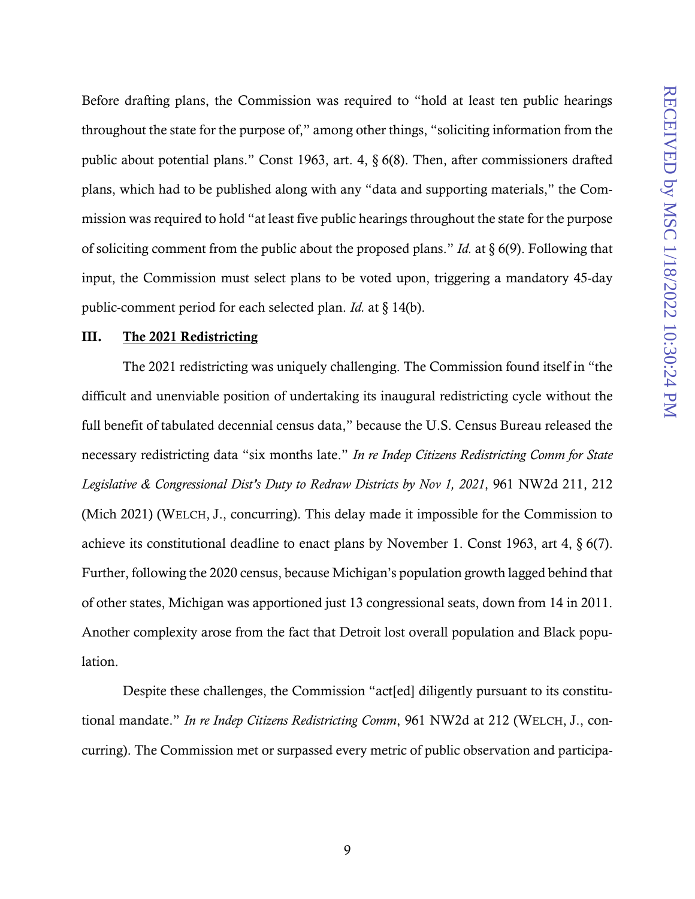Before drafting plans, the Commission was required to "hold at least ten public hearings throughout the state for the purpose of," among other things, "soliciting information from the public about potential plans." Const 1963, art. 4, § 6(8). Then, after commissioners drafted plans, which had to be published along with any "data and supporting materials," the Commission was required to hold "at least five public hearings throughout the state for the purpose of soliciting comment from the public about the proposed plans." *Id.* at § 6(9). Following that input, the Commission must select plans to be voted upon, triggering a mandatory 45-day public-comment period for each selected plan. *Id.* at § 14(b).

## III. The 2021 Redistricting

The 2021 redistricting was uniquely challenging. The Commission found itself in "the difficult and unenviable position of undertaking its inaugural redistricting cycle without the full benefit of tabulated decennial census data," because the U.S. Census Bureau released the necessary redistricting data "six months late." *In re Indep Citizens Redistricting Comm for State Legislative & Congressional Dist's Duty to Redraw Districts by Nov 1, 2021*, 961 NW2d 211, 212 (Mich 2021) (WELCH, J., concurring). This delay made it impossible for the Commission to achieve its constitutional deadline to enact plans by November 1. Const 1963, art 4, § 6(7). Further, following the 2020 census, because Michigan's population growth lagged behind that of other states, Michigan was apportioned just 13 congressional seats, down from 14 in 2011. Another complexity arose from the fact that Detroit lost overall population and Black population.

Despite these challenges, the Commission "act[ed] diligently pursuant to its constitutional mandate." *In re Indep Citizens Redistricting Comm*, 961 NW2d at 212 (WELCH, J., concurring). The Commission met or surpassed every metric of public observation and participa-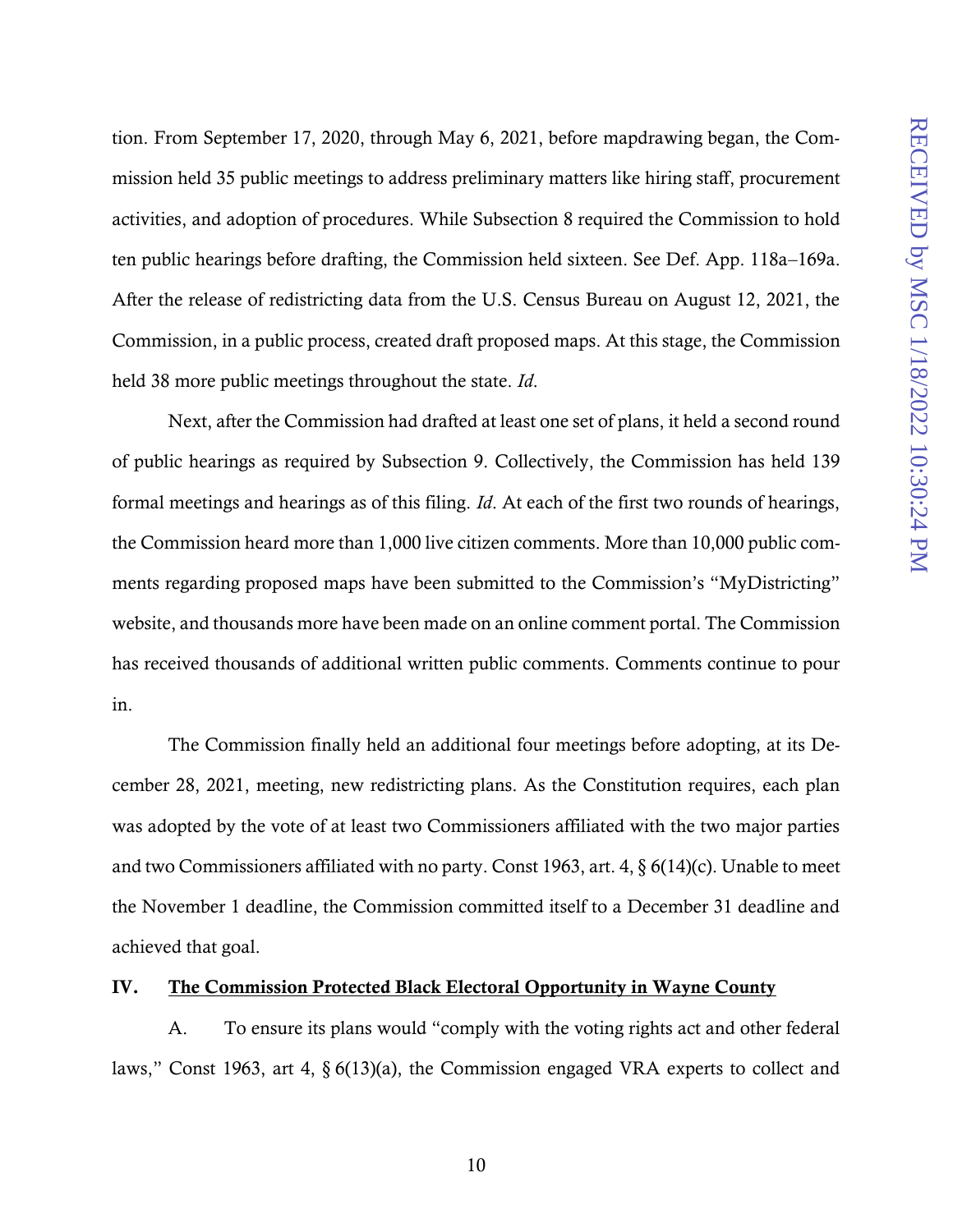tion. From September 17, 2020, through May 6, 2021, before mapdrawing began, the Commission held 35 public meetings to address preliminary matters like hiring staff, procurement activities, and adoption of procedures. While Subsection 8 required the Commission to hold ten public hearings before drafting, the Commission held sixteen. See Def. App. 118a–169a. After the release of redistricting data from the U.S. Census Bureau on August 12, 2021, the Commission, in a public process, created draft proposed maps. At this stage, the Commission held 38 more public meetings throughout the state. *Id.*

Next, after the Commission had drafted at least one set of plans, it held a second round of public hearings as required by Subsection 9. Collectively, the Commission has held 139 formal meetings and hearings as of this filing. *Id*. At each of the first two rounds of hearings, the Commission heard more than 1,000 live citizen comments. More than 10,000 public comments regarding proposed maps have been submitted to the Commission's "MyDistricting" website, and thousands more have been made on an online comment portal. The Commission has received thousands of additional written public comments. Comments continue to pour in.

The Commission finally held an additional four meetings before adopting, at its December 28, 2021, meeting, new redistricting plans. As the Constitution requires, each plan was adopted by the vote of at least two Commissioners affiliated with the two major parties and two Commissioners affiliated with no party. Const 1963, art. 4, § 6(14)(c). Unable to meet the November 1 deadline, the Commission committed itself to a December 31 deadline and achieved that goal.

## IV. <u>The Commission Protected Black Electoral Opportunity in Wayne County</u>

A. To ensure its plans would "comply with the voting rights act and other federal laws," Const 1963, art 4, § 6(13)(a), the Commission engaged VRA experts to collect and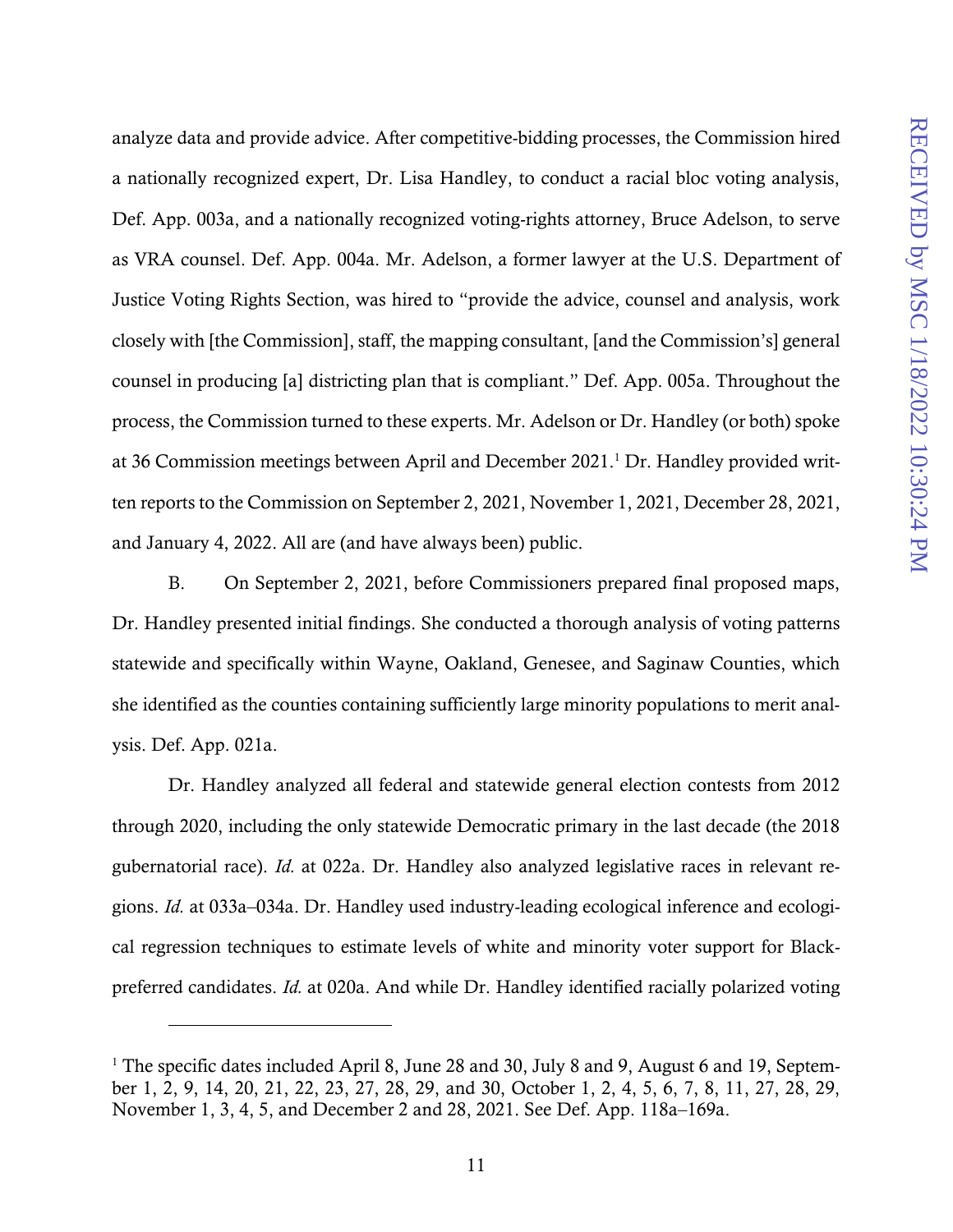analyze data and provide advice. After competitive-bidding processes, the Commission hired a nationally recognized expert, Dr. Lisa Handley, to conduct a racial bloc voting analysis, Def. App. 003a, and a nationally recognized voting-rights attorney, Bruce Adelson, to serve as VRA counsel. Def. App. 004a. Mr. Adelson, a former lawyer at the U.S. Department of Justice Voting Rights Section, was hired to "provide the advice, counsel and analysis, work closely with [the Commission], staff, the mapping consultant, [and the Commission's] general counsel in producing [a] districting plan that is compliant." Def. App. 005a. Throughout the process, the Commission turned to these experts. Mr. Adelson or Dr. Handley (or both) spoke at 36 Commission meetings between April and December 2021.[1] Dr. Handley provided written reports to the Commission on September 2, 2021, November 1, 2021, December 28, 2021, and January 4, 2022. All are (and have always been) public.

B. On September 2, 2021, before Commissioners prepared final proposed maps, Dr. Handley presented initial findings. She conducted a thorough analysis of voting patterns statewide and specifically within Wayne, Oakland, Genesee, and Saginaw Counties, which she identified as the counties containing sufficiently large minority populations to merit analysis. Def. App. 021a.

Dr. Handley analyzed all federal and statewide general election contests from 2012 through 2020, including the only statewide Democratic primary in the last decade (the 2018 gubernatorial race). *Id.* at 022a. Dr. Handley also analyzed legislative races in relevant regions. *Id.* at 033a–034a. Dr. Handley used industry-leading ecological inference and ecological regression techniques to estimate levels of white and minority voter support for Black-preferred candidates. *Id.* at 020a. And while Dr. Handley identified racially polarized voting

[1] The specific dates included April 8, June 28 and 30, July 8 and 9, August 6 and 19, September 1, 2, 9, 14, 20, 21, 22, 23, 27, 28, 29, and 30, October 1, 2, 4, 5, 6, 7, 8, 11, 27, 28, 29, November 1, 3, 4, 5, and December 2 and 28, 2021. See Def. App. 118a–169a.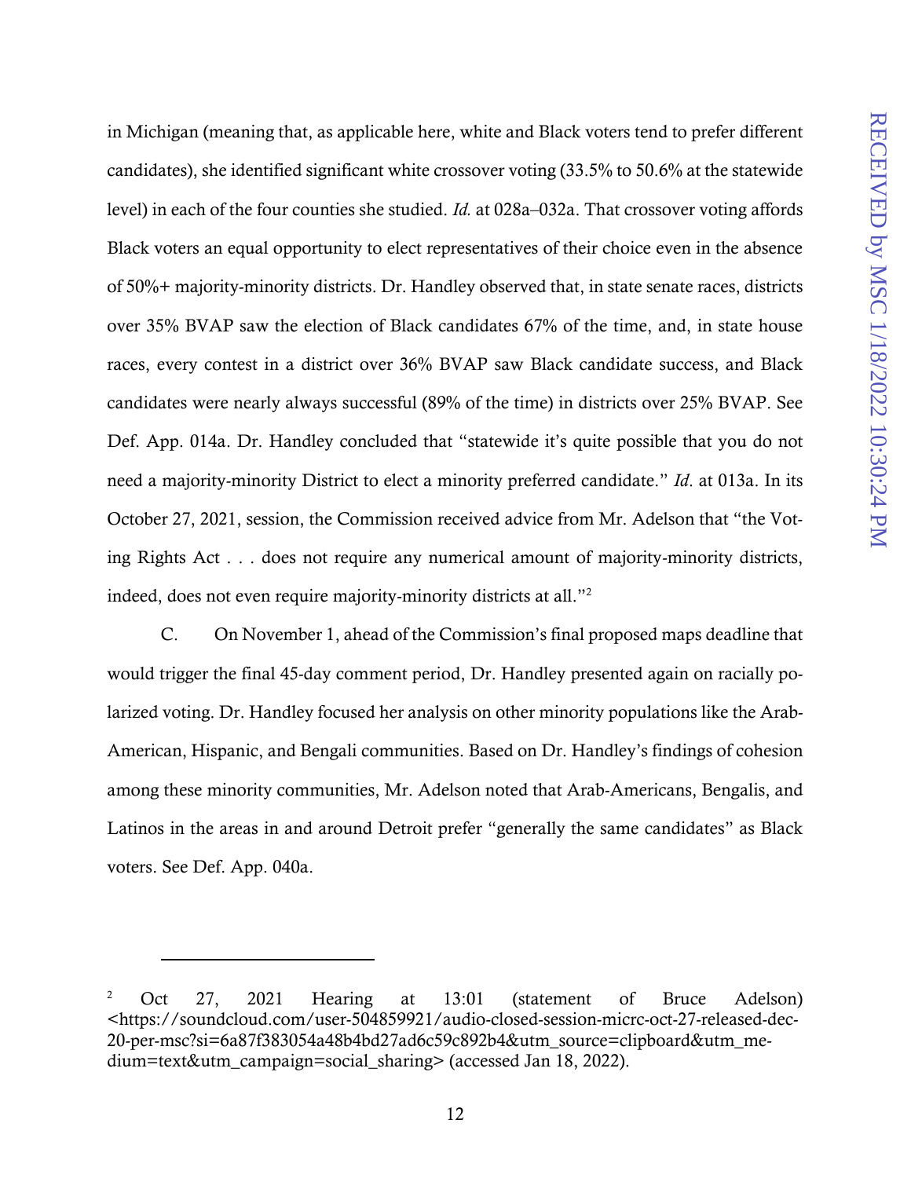in Michigan (meaning that, as applicable here, white and Black voters tend to prefer different candidates), she identified significant white crossover voting (33.5% to 50.6% at the statewide level) in each of the four counties she studied. *Id.* at 028a–032a. That crossover voting affords Black voters an equal opportunity to elect representatives of their choice even in the absence of 50%+ majority-minority districts. Dr. Handley observed that, in state senate races, districts over 35% BVAP saw the election of Black candidates 67% of the time, and, in state house races, every contest in a district over 36% BVAP saw Black candidate success, and Black candidates were nearly always successful (89% of the time) in districts over 25% BVAP. See Def. App. 014a. Dr. Handley concluded that "statewide it's quite possible that you do not need a majority-minority District to elect a minority preferred candidate." *Id*. at 013a. In its October 27, 2021, session, the Commission received advice from Mr. Adelson that "the Voting Rights Act . . . does not require any numerical amount of majority-minority districts, indeed, does not even require majority-minority districts at all."[2]

C. On November 1, ahead of the Commission's final proposed maps deadline that would trigger the final 45-day comment period, Dr. Handley presented again on racially polarized voting. Dr. Handley focused her analysis on other minority populations like the Arab-American, Hispanic, and Bengali communities. Based on Dr. Handley's findings of cohesion among these minority communities, Mr. Adelson noted that Arab-Americans, Bengalis, and Latinos in the areas in and around Detroit prefer "generally the same candidates" as Black voters. See Def. App. 040a.

---

[2] Oct 27, 2021 Hearing at 13:01 (statement of Bruce Adelson) <https://soundcloud.com/user-504859921/audio-closed-session-micrc-oct-27-released-dec-20-per-msc?si=6a87f383054a48b4bd27ad6c59c892b4&utm_source=clipboard&utm_medium=text&utm_campaign=social_sharing> (accessed Jan 18, 2022).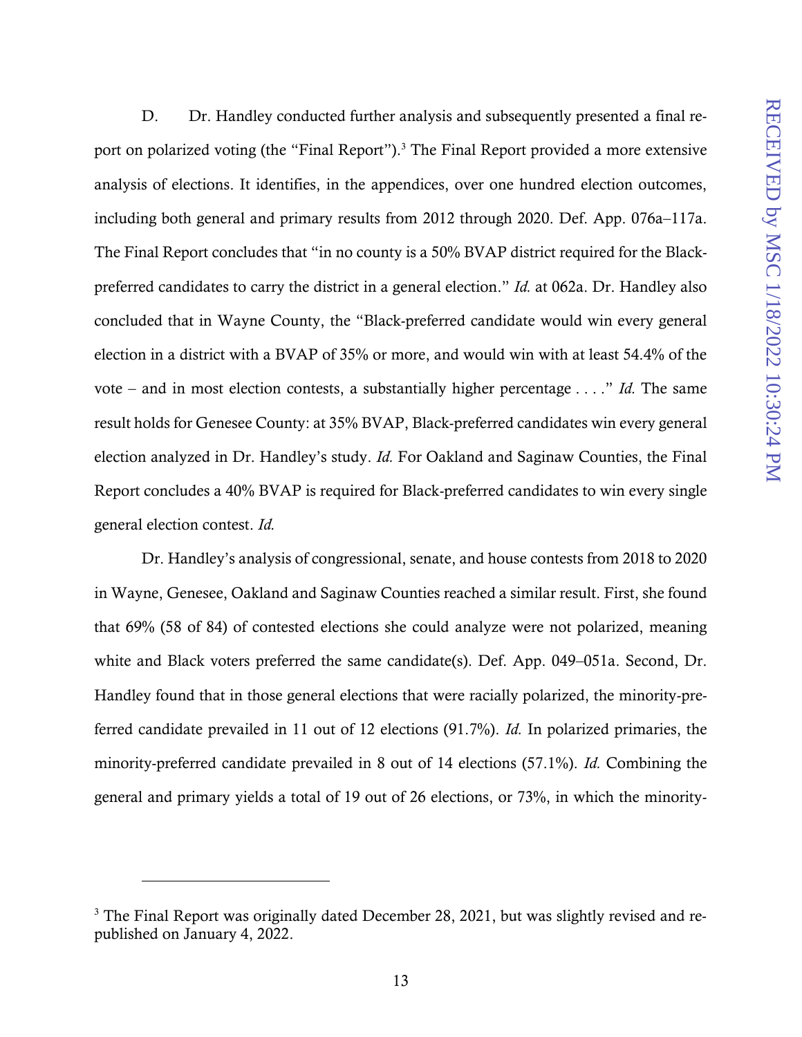D. Dr. Handley conducted further analysis and subsequently presented a final report on polarized voting (the "Final Report").[3] The Final Report provided a more extensive analysis of elections. It identifies, in the appendices, over one hundred election outcomes, including both general and primary results from 2012 through 2020. Def. App. 076a–117a. The Final Report concludes that "in no county is a 50% BVAP district required for the Black-preferred candidates to carry the district in a general election." *Id.* at 062a. Dr. Handley also concluded that in Wayne County, the "Black-preferred candidate would win every general election in a district with a BVAP of 35% or more, and would win with at least 54.4% of the vote – and in most election contests, a substantially higher percentage . . . ." *Id.* The same result holds for Genesee County: at 35% BVAP, Black-preferred candidates win every general election analyzed in Dr. Handley's study. *Id.* For Oakland and Saginaw Counties, the Final Report concludes a 40% BVAP is required for Black-preferred candidates to win every single general election contest. *Id.*

Dr. Handley's analysis of congressional, senate, and house contests from 2018 to 2020 in Wayne, Genesee, Oakland and Saginaw Counties reached a similar result. First, she found that 69% (58 of 84) of contested elections she could analyze were not polarized, meaning white and Black voters preferred the same candidate(s). Def. App. 049–051a. Second, Dr. Handley found that in those general elections that were racially polarized, the minority-preferred candidate prevailed in 11 out of 12 elections (91.7%). *Id.* In polarized primaries, the minority-preferred candidate prevailed in 8 out of 14 elections (57.1%). *Id.* Combining the general and primary yields a total of 19 out of 26 elections, or 73%, in which the minority-

[3] The Final Report was originally dated December 28, 2021, but was slightly revised and republished on January 4, 2022.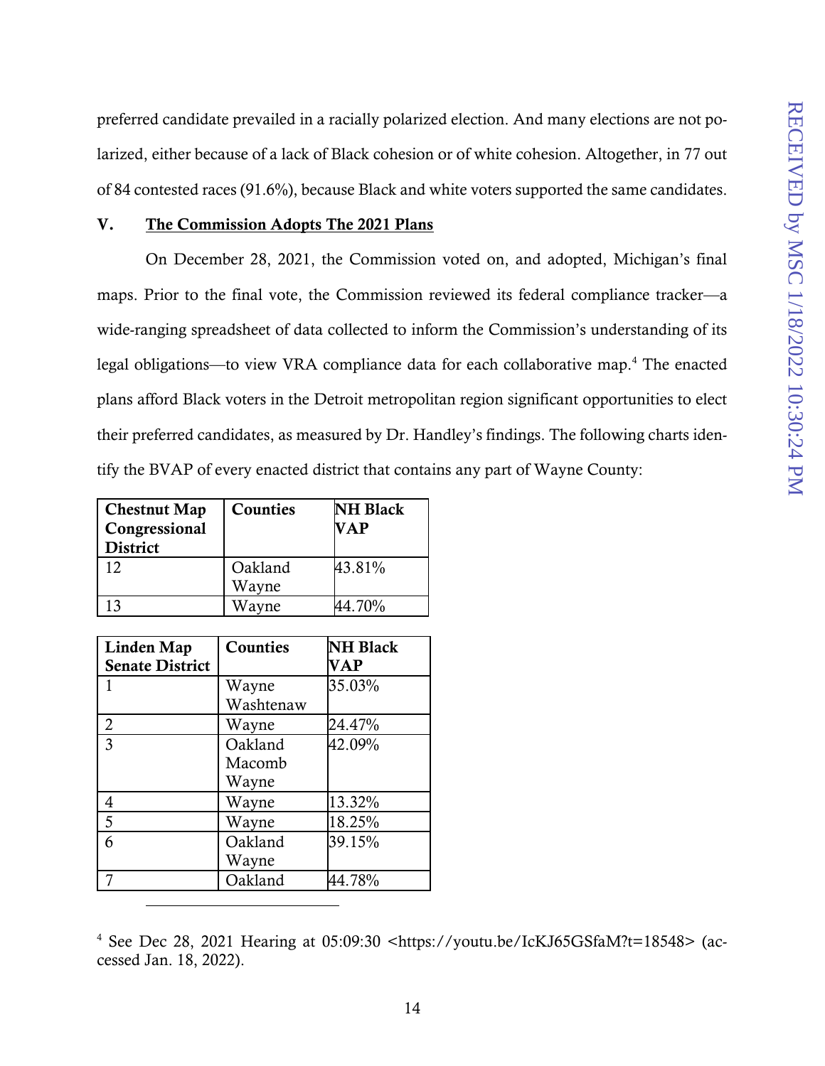preferred candidate prevailed in a racially polarized election. And many elections are not polarized, either because of a lack of Black cohesion or of white cohesion. Altogether, in 77 out of 84 contested races (91.6%), because Black and white voters supported the same candidates.

## V. The Commission Adopts The 2021 Plans

On December 28, 2021, the Commission voted on, and adopted, Michigan's final maps. Prior to the final vote, the Commission reviewed its federal compliance tracker—a wide-ranging spreadsheet of data collected to inform the Commission's understanding of its legal obligations—to view VRA compliance data for each collaborative map.[4] The enacted plans afford Black voters in the Detroit metropolitan region significant opportunities to elect their preferred candidates, as measured by Dr. Handley's findings. The following charts identify the BVAP of every enacted district that contains any part of Wayne County:

| Chestnut Map Congressional District | Counties | NH Black VAP |
|---|---|---|
| 12 | Oakland Wayne | 43.81% |
| 13 | Wayne | 44.70% |

| Linden Map Senate District | Counties | NH Black VAP |
|---|---|---|
| 1 | Wayne Washtenaw | 35.03% |
| 2 | Wayne | 24.47% |
| 3 | Oakland Macomb Wayne | 42.09% |
| 4 | Wayne | 13.32% |
| 5 | Wayne | 18.25% |
| 6 | Oakland Wayne | 39.15% |
| 7 | Oakland | 44.78% |

[4] See Dec 28, 2021 Hearing at 05:09:30 <https://youtu.be/IcKJ65GSfaM?t=18548> (accessed Jan. 18, 2022).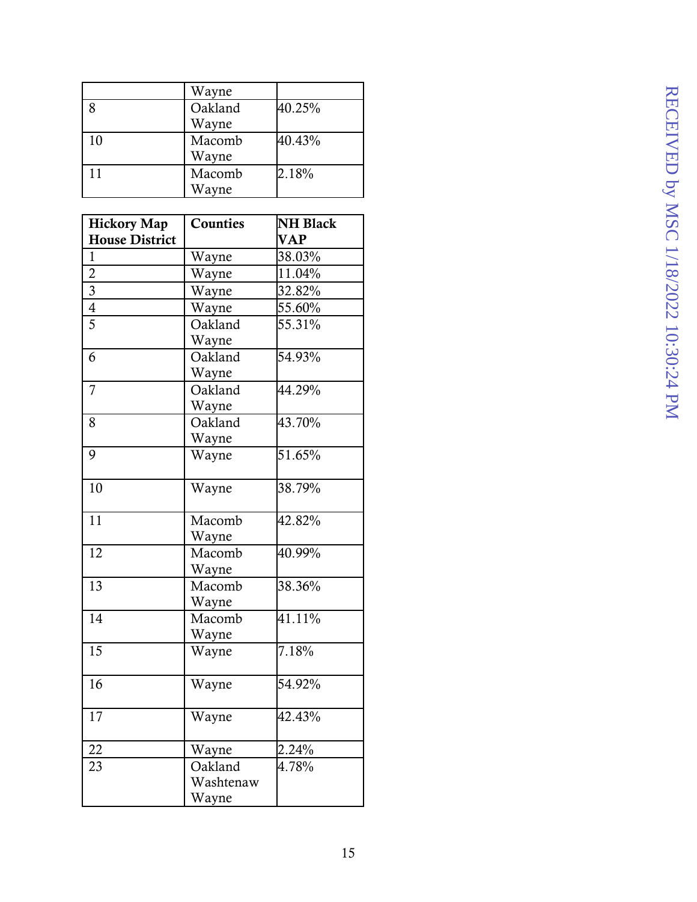| | | |
|---|---|---|
| | Wayne | |
| 8 | Oakland Wayne | 40.25% |
| 10 | Macomb Wayne | 40.43% |
| 11 | Macomb Wayne | 2.18% |

| **Hickory Map House District** | **Counties** | **NH Black VAP** |
|---|---|---|
| 1 | Wayne | 38.03% |
| 2 | Wayne | 11.04% |
| 3 | Wayne | 32.82% |
| 4 | Wayne | 55.60% |
| 5 | Oakland Wayne | 55.31% |
| 6 | Oakland Wayne | 54.93% |
| 7 | Oakland Wayne | 44.29% |
| 8 | Oakland Wayne | 43.70% |
| 9 | Wayne | 51.65% |
| 10 | Wayne | 38.79% |
| 11 | Macomb Wayne | 42.82% |
| 12 | Macomb Wayne | 40.99% |
| 13 | Macomb Wayne | 38.36% |
| 14 | Macomb Wayne | 41.11% |
| 15 | Wayne | 7.18% |
| 16 | Wayne | 54.92% |
| 17 | Wayne | 42.43% |
| 22 | Wayne | 2.24% |
| 23 | Oakland Washtenaw Wayne | 4.78% |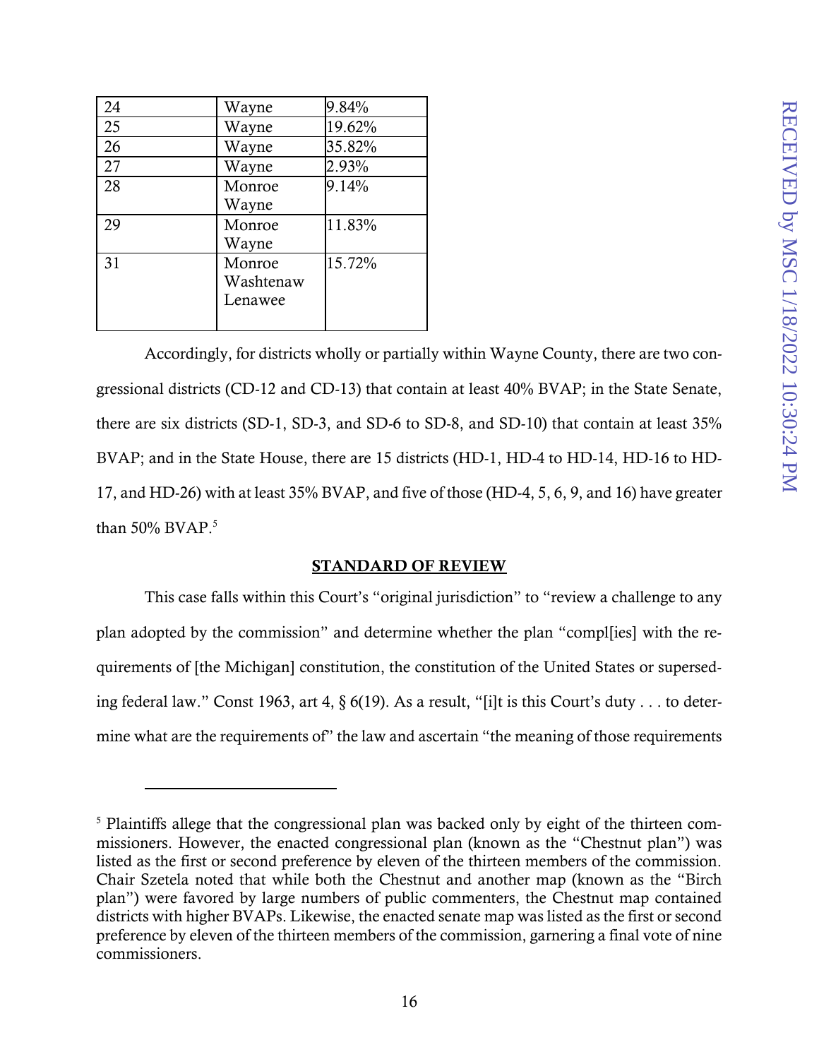| | | |
|---|---|---|
| 24 | Wayne | 9.84% |
| 25 | Wayne | 19.62% |
| 26 | Wayne | 35.82% |
| 27 | Wayne | 2.93% |
| 28 | Monroe Wayne | 9.14% |
| 29 | Monroe Wayne | 11.83% |
| 31 | Monroe Washtenaw Lenawee | 15.72% |

Accordingly, for districts wholly or partially within Wayne County, there are two congressional districts (CD-12 and CD-13) that contain at least 40% BVAP; in the State Senate, there are six districts (SD-1, SD-3, and SD-6 to SD-8, and SD-10) that contain at least 35% BVAP; and in the State House, there are 15 districts (HD-1, HD-4 to HD-14, HD-16 to HD-17, and HD-26) with at least 35% BVAP, and five of those (HD-4, 5, 6, 9, and 16) have greater than 50% BVAP.[5]

**STANDARD OF REVIEW**

This case falls within this Court's "original jurisdiction" to "review a challenge to any plan adopted by the commission" and determine whether the plan "compl[ies] with the requirements of [the Michigan] constitution, the constitution of the United States or superseding federal law." Const 1963, art 4, § 6(19). As a result, "[i]t is this Court's duty . . . to determine what are the requirements of" the law and ascertain "the meaning of those requirements

[5] Plaintiffs allege that the congressional plan was backed only by eight of the thirteen commissioners. However, the enacted congressional plan (known as the "Chestnut plan") was listed as the first or second preference by eleven of the thirteen members of the commission. Chair Szetela noted that while both the Chestnut and another map (known as the "Birch plan") were favored by large numbers of public commenters, the Chestnut map contained districts with higher BVAPs. Likewise, the enacted senate map was listed as the first or second preference by eleven of the thirteen members of the commission, garnering a final vote of nine commissioners.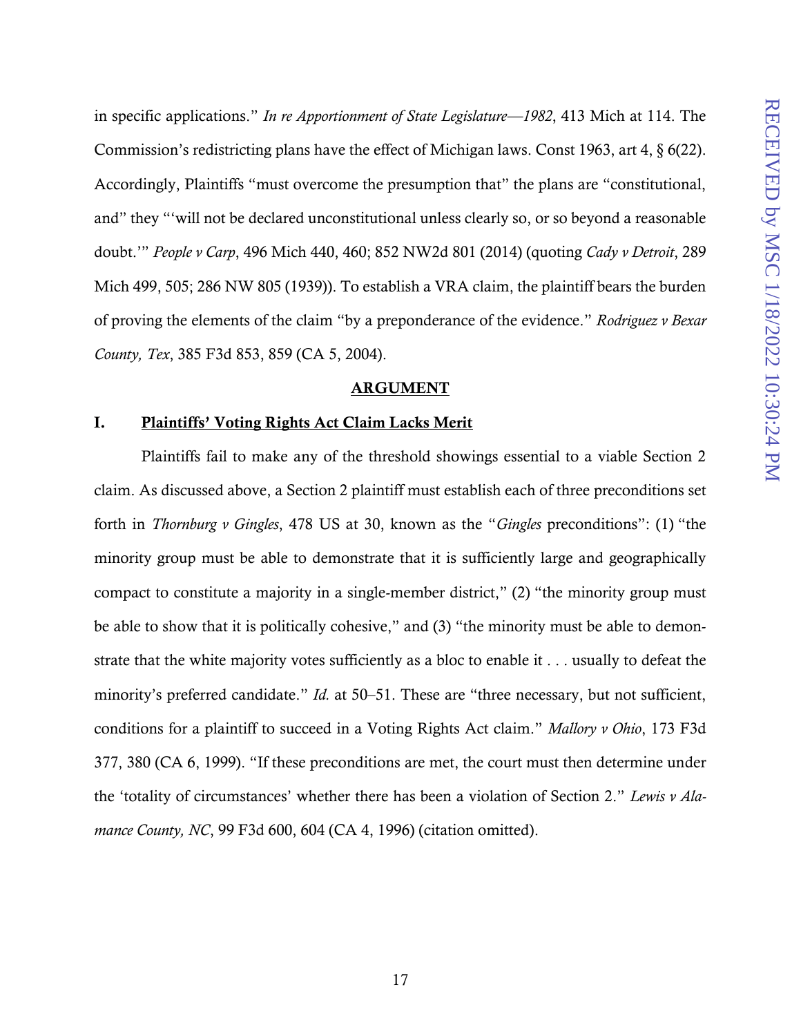in specific applications." *In re Apportionment of State Legislature—1982*, 413 Mich at 114. The Commission's redistricting plans have the effect of Michigan laws. Const 1963, art 4, § 6(22). Accordingly, Plaintiffs "must overcome the presumption that" the plans are "constitutional, and" they "'will not be declared unconstitutional unless clearly so, or so beyond a reasonable doubt.'" *People v Carp*, 496 Mich 440, 460; 852 NW2d 801 (2014) (quoting *Cady v Detroit*, 289 Mich 499, 505; 286 NW 805 (1939)). To establish a VRA claim, the plaintiff bears the burden of proving the elements of the claim "by a preponderance of the evidence." *Rodriguez v Bexar County, Tex*, 385 F3d 853, 859 (CA 5, 2004).

## ARGUMENT

### I. Plaintiffs' Voting Rights Act Claim Lacks Merit

Plaintiffs fail to make any of the threshold showings essential to a viable Section 2 claim. As discussed above, a Section 2 plaintiff must establish each of three preconditions set forth in *Thornburg v Gingles*, 478 US at 30, known as the "*Gingles* preconditions": (1) "the minority group must be able to demonstrate that it is sufficiently large and geographically compact to constitute a majority in a single-member district," (2) "the minority group must be able to show that it is politically cohesive," and (3) "the minority must be able to demonstrate that the white majority votes sufficiently as a bloc to enable it . . . usually to defeat the minority's preferred candidate." *Id.* at 50–51. These are "three necessary, but not sufficient, conditions for a plaintiff to succeed in a Voting Rights Act claim." *Mallory v Ohio*, 173 F3d 377, 380 (CA 6, 1999). "If these preconditions are met, the court must then determine under the 'totality of circumstances' whether there has been a violation of Section 2." *Lewis v Alamance County, NC*, 99 F3d 600, 604 (CA 4, 1996) (citation omitted).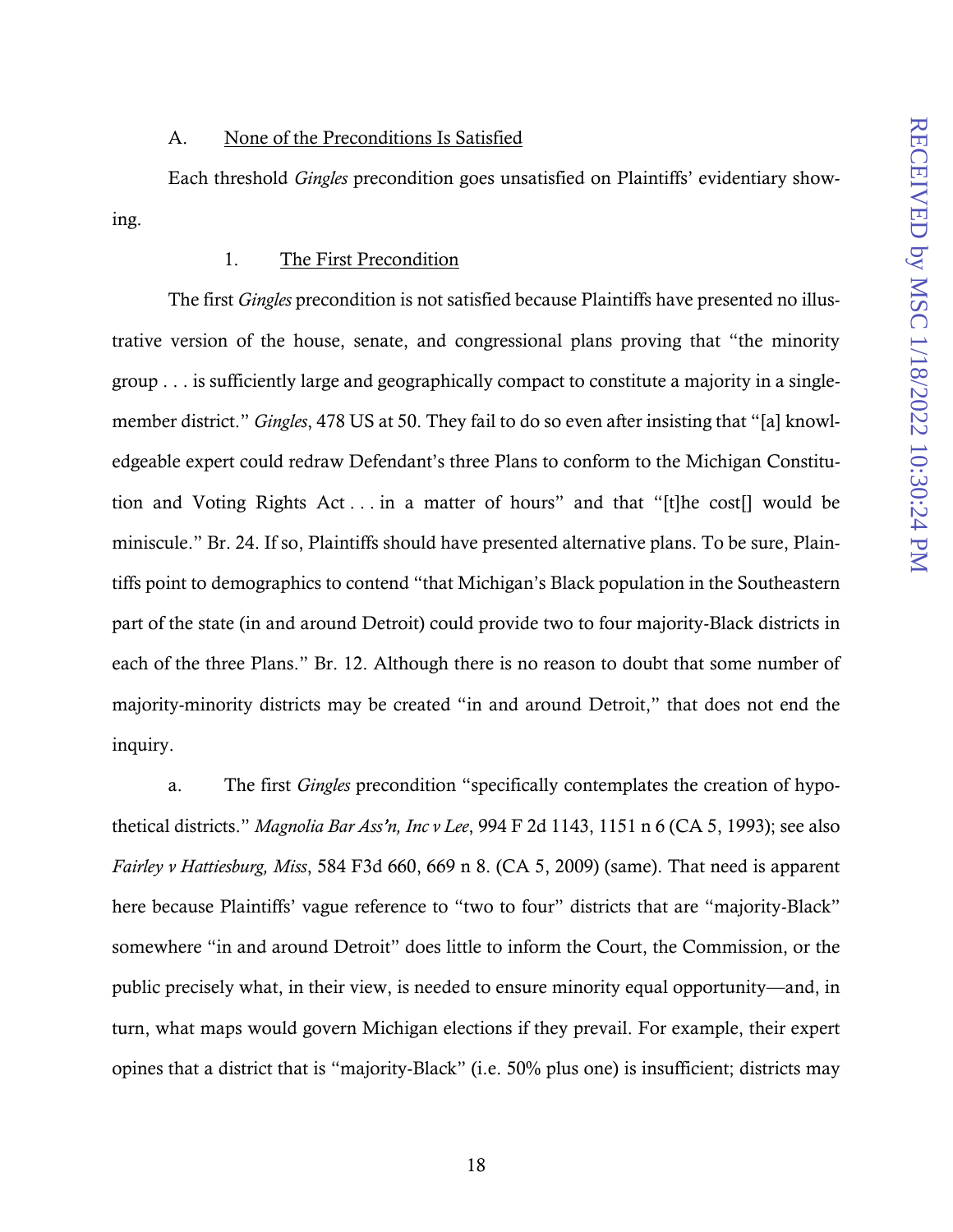### A. <u>None of the Preconditions Is Satisfied</u>

Each threshold *Gingles* precondition goes unsatisfied on Plaintiffs' evidentiary showing.

#### 1. <u>The First Precondition</u>

The first *Gingles* precondition is not satisfied because Plaintiffs have presented no illustrative version of the house, senate, and congressional plans proving that "the minority group . . . is sufficiently large and geographically compact to constitute a majority in a single-member district." *Gingles*, 478 US at 50. They fail to do so even after insisting that "[a] knowledgeable expert could redraw Defendant's three Plans to conform to the Michigan Constitution and Voting Rights Act . . . in a matter of hours" and that "[t]he cost[] would be miniscule." Br. 24. If so, Plaintiffs should have presented alternative plans. To be sure, Plaintiffs point to demographics to contend "that Michigan's Black population in the Southeastern part of the state (in and around Detroit) could provide two to four majority-Black districts in each of the three Plans." Br. 12. Although there is no reason to doubt that some number of majority-minority districts may be created "in and around Detroit," that does not end the inquiry.

a. The first *Gingles* precondition "specifically contemplates the creation of hypothetical districts." *Magnolia Bar Ass'n, Inc v Lee*, 994 F 2d 1143, 1151 n 6 (CA 5, 1993); see also *Fairley v Hattiesburg, Miss*, 584 F3d 660, 669 n 8. (CA 5, 2009) (same). That need is apparent here because Plaintiffs' vague reference to "two to four" districts that are "majority-Black" somewhere "in and around Detroit" does little to inform the Court, the Commission, or the public precisely what, in their view, is needed to ensure minority equal opportunity—and, in turn, what maps would govern Michigan elections if they prevail. For example, their expert opines that a district that is "majority-Black" (i.e. 50% plus one) is insufficient; districts may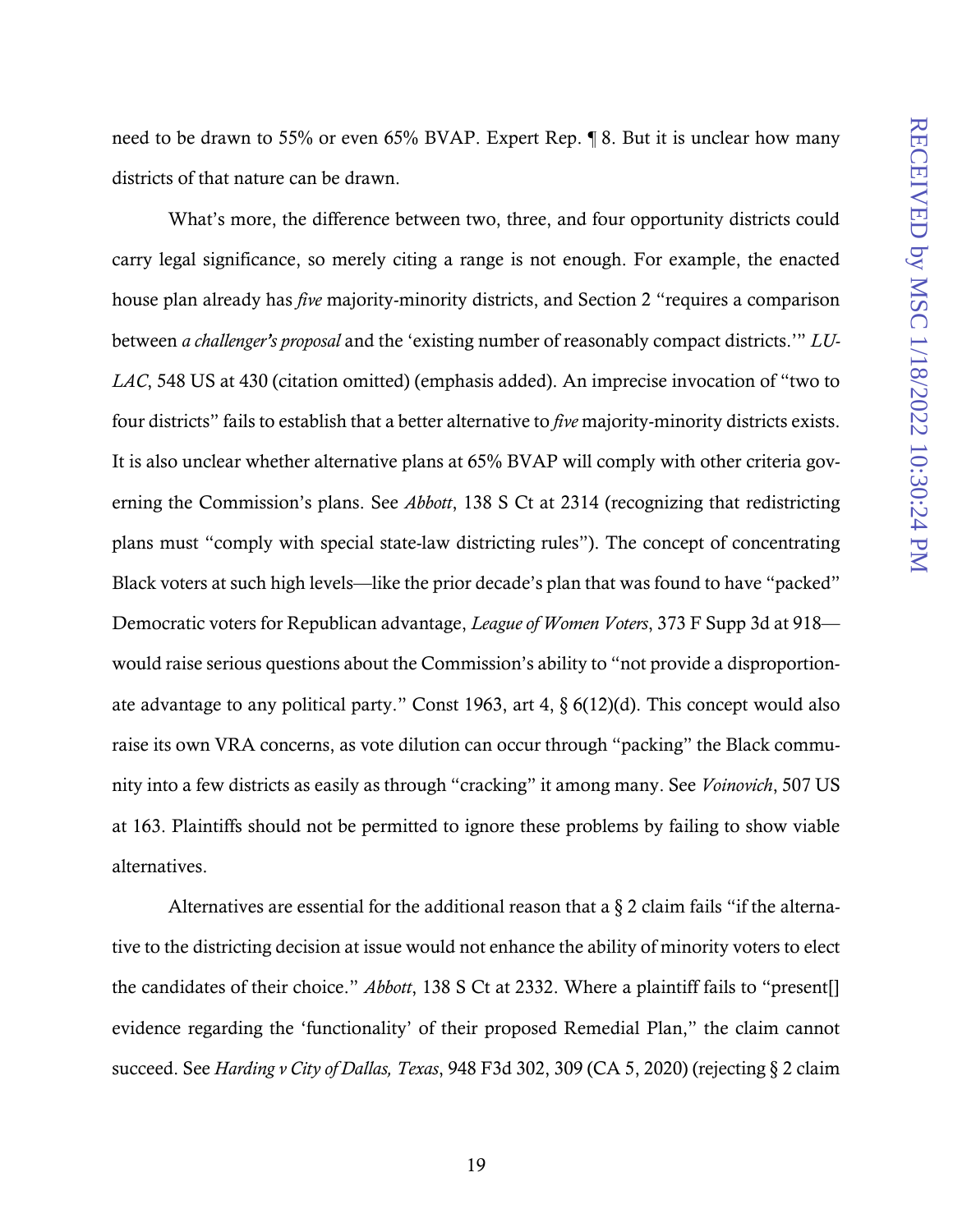need to be drawn to 55% or even 65% BVAP. Expert Rep. ¶ 8. But it is unclear how many districts of that nature can be drawn.

What's more, the difference between two, three, and four opportunity districts could carry legal significance, so merely citing a range is not enough. For example, the enacted house plan already has *five* majority-minority districts, and Section 2 "requires a comparison between *a challenger's proposal* and the 'existing number of reasonably compact districts.'" *LULAC*, 548 US at 430 (citation omitted) (emphasis added). An imprecise invocation of "two to four districts" fails to establish that a better alternative to *five* majority-minority districts exists. It is also unclear whether alternative plans at 65% BVAP will comply with other criteria governing the Commission's plans. See *Abbott*, 138 S Ct at 2314 (recognizing that redistricting plans must "comply with special state-law districting rules"). The concept of concentrating Black voters at such high levels—like the prior decade's plan that was found to have "packed" Democratic voters for Republican advantage, *League of Women Voters*, 373 F Supp 3d at 918—would raise serious questions about the Commission's ability to "not provide a disproportionate advantage to any political party." Const 1963, art 4, § 6(12)(d). This concept would also raise its own VRA concerns, as vote dilution can occur through "packing" the Black community into a few districts as easily as through "cracking" it among many. See *Voinovich*, 507 US at 163. Plaintiffs should not be permitted to ignore these problems by failing to show viable alternatives.

Alternatives are essential for the additional reason that a § 2 claim fails "if the alternative to the districting decision at issue would not enhance the ability of minority voters to elect the candidates of their choice." *Abbott*, 138 S Ct at 2332. Where a plaintiff fails to "present[] evidence regarding the 'functionality' of their proposed Remedial Plan," the claim cannot succeed. See *Harding v City of Dallas, Texas*, 948 F3d 302, 309 (CA 5, 2020) (rejecting § 2 claim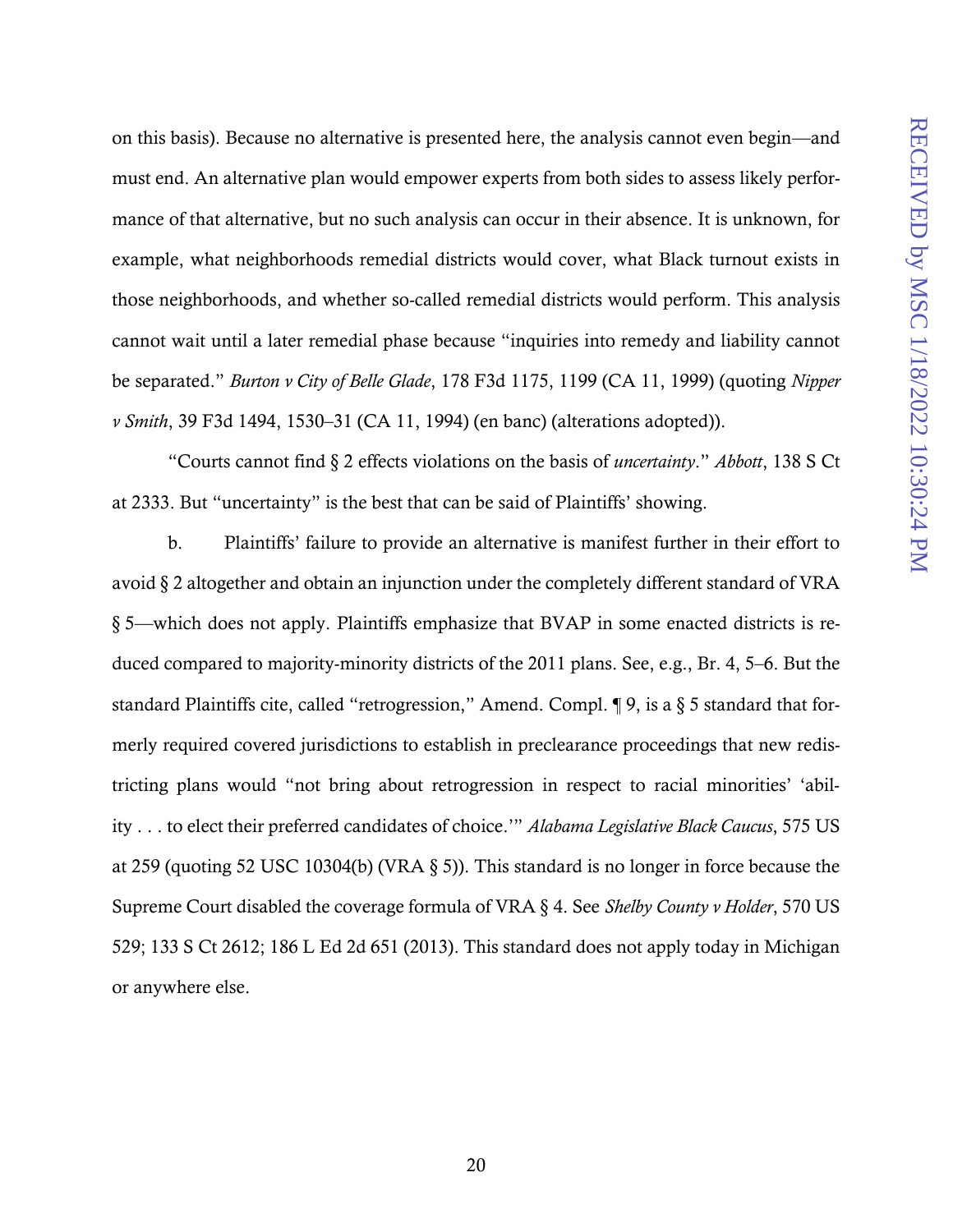on this basis). Because no alternative is presented here, the analysis cannot even begin—and must end. An alternative plan would empower experts from both sides to assess likely performance of that alternative, but no such analysis can occur in their absence. It is unknown, for example, what neighborhoods remedial districts would cover, what Black turnout exists in those neighborhoods, and whether so-called remedial districts would perform. This analysis cannot wait until a later remedial phase because "inquiries into remedy and liability cannot be separated." *Burton v City of Belle Glade*, 178 F3d 1175, 1199 (CA 11, 1999) (quoting *Nipper v Smith*, 39 F3d 1494, 1530–31 (CA 11, 1994) (en banc) (alterations adopted)).

"Courts cannot find § 2 effects violations on the basis of *uncertainty*." *Abbott*, 138 S Ct at 2333. But "uncertainty" is the best that can be said of Plaintiffs' showing.

b. Plaintiffs' failure to provide an alternative is manifest further in their effort to avoid § 2 altogether and obtain an injunction under the completely different standard of VRA § 5—which does not apply. Plaintiffs emphasize that BVAP in some enacted districts is reduced compared to majority-minority districts of the 2011 plans. See, e.g., Br. 4, 5–6. But the standard Plaintiffs cite, called "retrogression," Amend. Compl. ¶ 9, is a § 5 standard that formerly required covered jurisdictions to establish in preclearance proceedings that new redistricting plans would "not bring about retrogression in respect to racial minorities' 'ability . . . to elect their preferred candidates of choice.'" *Alabama Legislative Black Caucus*, 575 US at 259 (quoting 52 USC 10304(b) (VRA § 5)). This standard is no longer in force because the Supreme Court disabled the coverage formula of VRA § 4. See *Shelby County v Holder*, 570 US 529; 133 S Ct 2612; 186 L Ed 2d 651 (2013). This standard does not apply today in Michigan or anywhere else.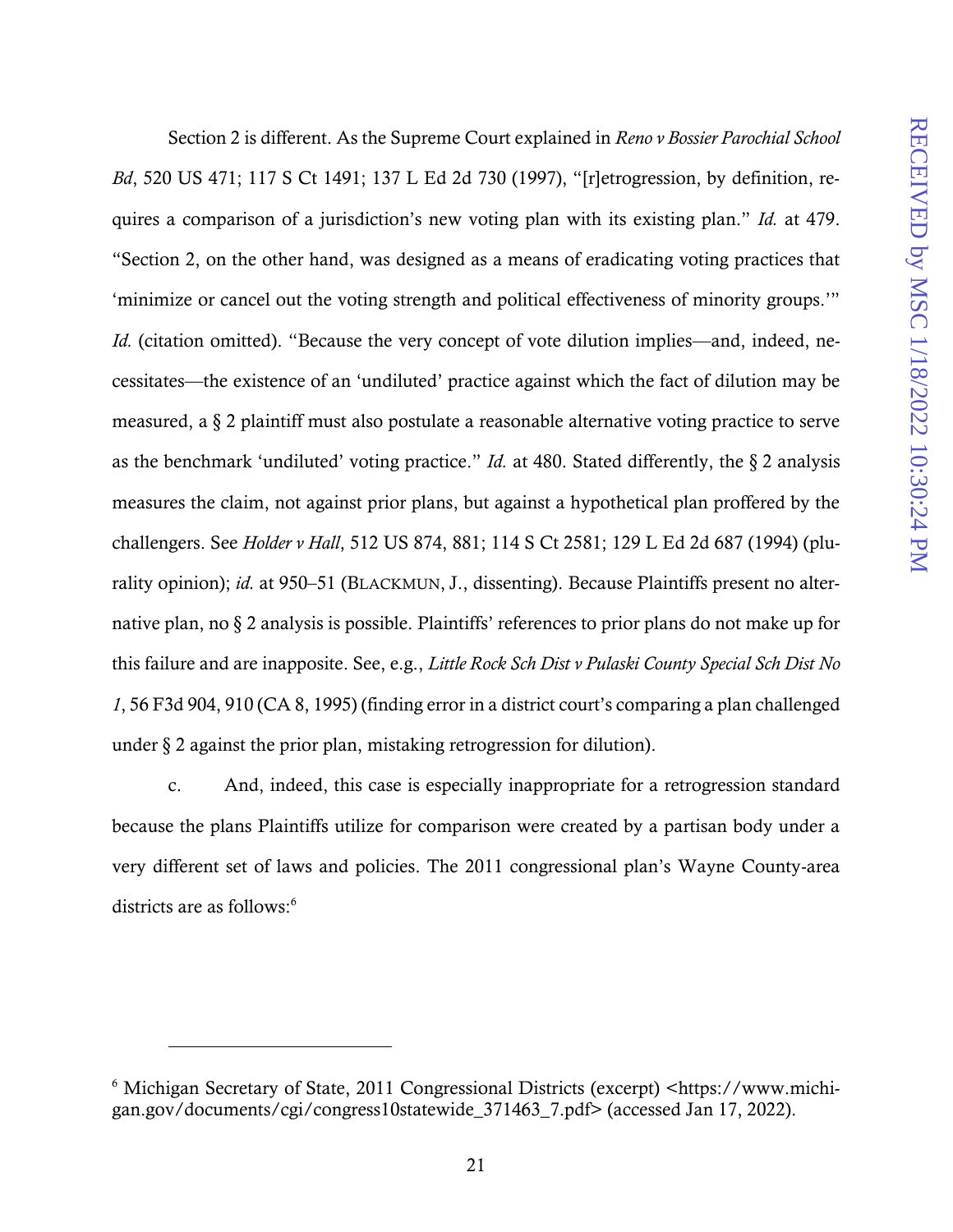Section 2 is different. As the Supreme Court explained in *Reno v Bossier Parochial School Bd*, 520 US 471; 117 S Ct 1491; 137 L Ed 2d 730 (1997), "[r]etrogression, by definition, requires a comparison of a jurisdiction's new voting plan with its existing plan." *Id.* at 479. "Section 2, on the other hand, was designed as a means of eradicating voting practices that 'minimize or cancel out the voting strength and political effectiveness of minority groups.'" *Id.* (citation omitted). "Because the very concept of vote dilution implies—and, indeed, necessitates—the existence of an 'undiluted' practice against which the fact of dilution may be measured, a § 2 plaintiff must also postulate a reasonable alternative voting practice to serve as the benchmark 'undiluted' voting practice." *Id.* at 480. Stated differently, the § 2 analysis measures the claim, not against prior plans, but against a hypothetical plan proffered by the challengers. See *Holder v Hall*, 512 US 874, 881; 114 S Ct 2581; 129 L Ed 2d 687 (1994) (plurality opinion); *id.* at 950–51 (BLACKMUN, J., dissenting). Because Plaintiffs present no alternative plan, no § 2 analysis is possible. Plaintiffs' references to prior plans do not make up for this failure and are inapposite. See, e.g., *Little Rock Sch Dist v Pulaski County Special Sch Dist No 1*, 56 F3d 904, 910 (CA 8, 1995) (finding error in a district court's comparing a plan challenged under § 2 against the prior plan, mistaking retrogression for dilution).

c. And, indeed, this case is especially inappropriate for a retrogression standard because the plans Plaintiffs utilize for comparison were created by a partisan body under a very different set of laws and policies. The 2011 congressional plan's Wayne County-area districts are as follows:[6]

---

[6] Michigan Secretary of State, 2011 Congressional Districts (excerpt) <https://www.michigan.gov/documents/cgi/congress10statewide_371463_7.pdf> (accessed Jan 17, 2022).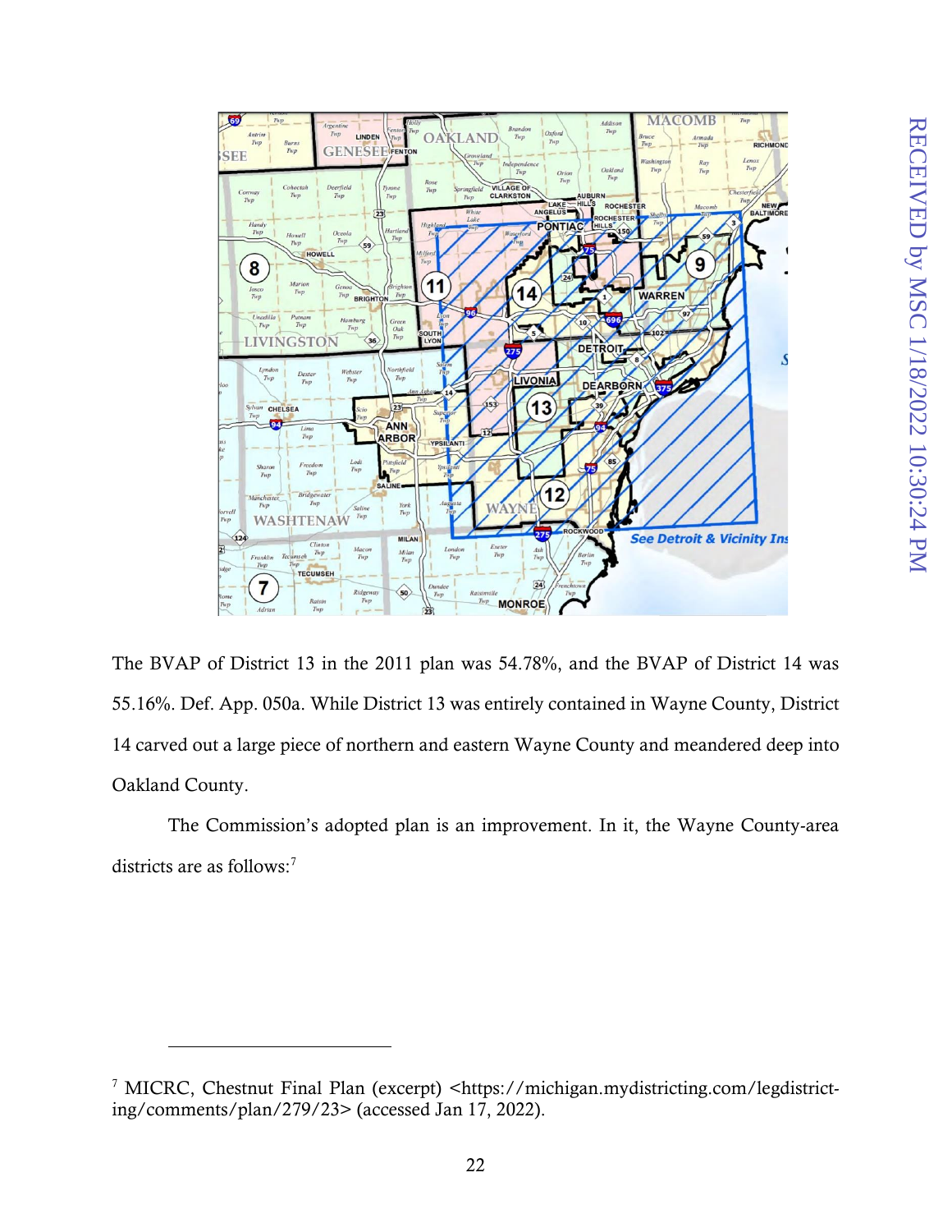The BVAP of District 13 in the 2011 plan was 54.78%, and the BVAP of District 14 was 55.16%. Def. App. 050a. While District 13 was entirely contained in Wayne County, District 14 carved out a large piece of northern and eastern Wayne County and meandered deep into Oakland County.

The Commission's adopted plan is an improvement. In it, the Wayne County-area districts are as follows:[7]

[7] MICRC, Chestnut Final Plan (excerpt) <https://michigan.mydistricting.com/legdistricting/comments/plan/279/23> (accessed Jan 17, 2022).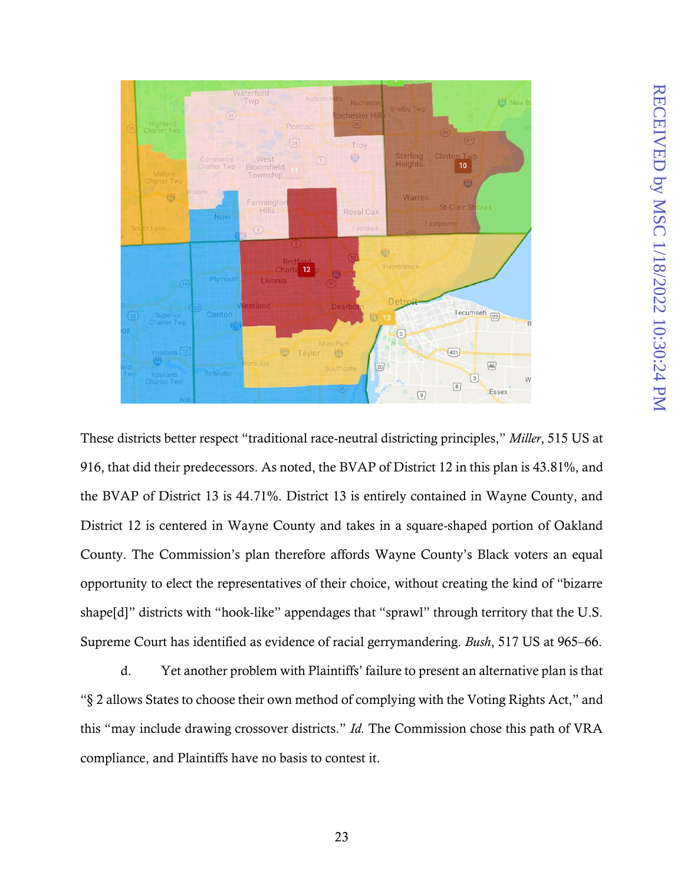These districts better respect "traditional race-neutral districting principles," *Miller*, 515 US at 916, that did their predecessors. As noted, the BVAP of District 12 in this plan is 43.81%, and the BVAP of District 13 is 44.71%. District 13 is entirely contained in Wayne County, and District 12 is centered in Wayne County and takes in a square-shaped portion of Oakland County. The Commission's plan therefore affords Wayne County's Black voters an equal opportunity to elect the representatives of their choice, without creating the kind of "bizarre shape[d]" districts with "hook-like" appendages that "sprawl" through territory that the U.S. Supreme Court has identified as evidence of racial gerrymandering. *Bush*, 517 US at 965–66.

d. Yet another problem with Plaintiffs' failure to present an alternative plan is that "§ 2 allows States to choose their own method of complying with the Voting Rights Act," and this "may include drawing crossover districts." *Id.* The Commission chose this path of VRA compliance, and Plaintiffs have no basis to contest it.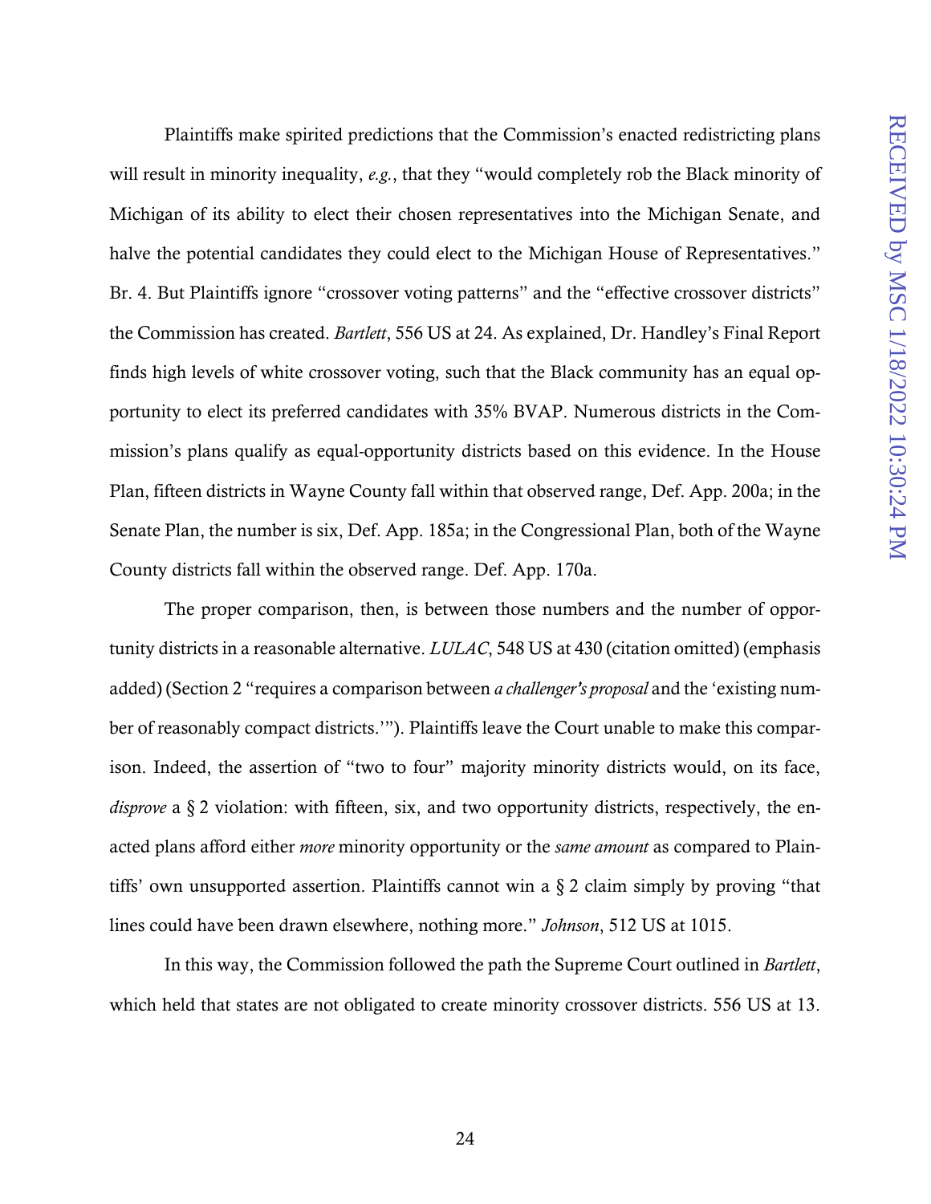Plaintiffs make spirited predictions that the Commission's enacted redistricting plans will result in minority inequality, *e.g.*, that they "would completely rob the Black minority of Michigan of its ability to elect their chosen representatives into the Michigan Senate, and halve the potential candidates they could elect to the Michigan House of Representatives." Br. 4. But Plaintiffs ignore "crossover voting patterns" and the "effective crossover districts" the Commission has created. *Bartlett*, 556 US at 24. As explained, Dr. Handley's Final Report finds high levels of white crossover voting, such that the Black community has an equal opportunity to elect its preferred candidates with 35% BVAP. Numerous districts in the Commission's plans qualify as equal-opportunity districts based on this evidence. In the House Plan, fifteen districts in Wayne County fall within that observed range, Def. App. 200a; in the Senate Plan, the number is six, Def. App. 185a; in the Congressional Plan, both of the Wayne County districts fall within the observed range. Def. App. 170a.

The proper comparison, then, is between those numbers and the number of opportunity districts in a reasonable alternative. *LULAC*, 548 US at 430 (citation omitted) (emphasis added) (Section 2 "requires a comparison between *a challenger's proposal* and the 'existing number of reasonably compact districts.'"). Plaintiffs leave the Court unable to make this comparison. Indeed, the assertion of "two to four" majority minority districts would, on its face, *disprove* a § 2 violation: with fifteen, six, and two opportunity districts, respectively, the enacted plans afford either *more* minority opportunity or the *same amount* as compared to Plaintiffs' own unsupported assertion. Plaintiffs cannot win a § 2 claim simply by proving "that lines could have been drawn elsewhere, nothing more." *Johnson*, 512 US at 1015.

In this way, the Commission followed the path the Supreme Court outlined in *Bartlett*, which held that states are not obligated to create minority crossover districts. 556 US at 13.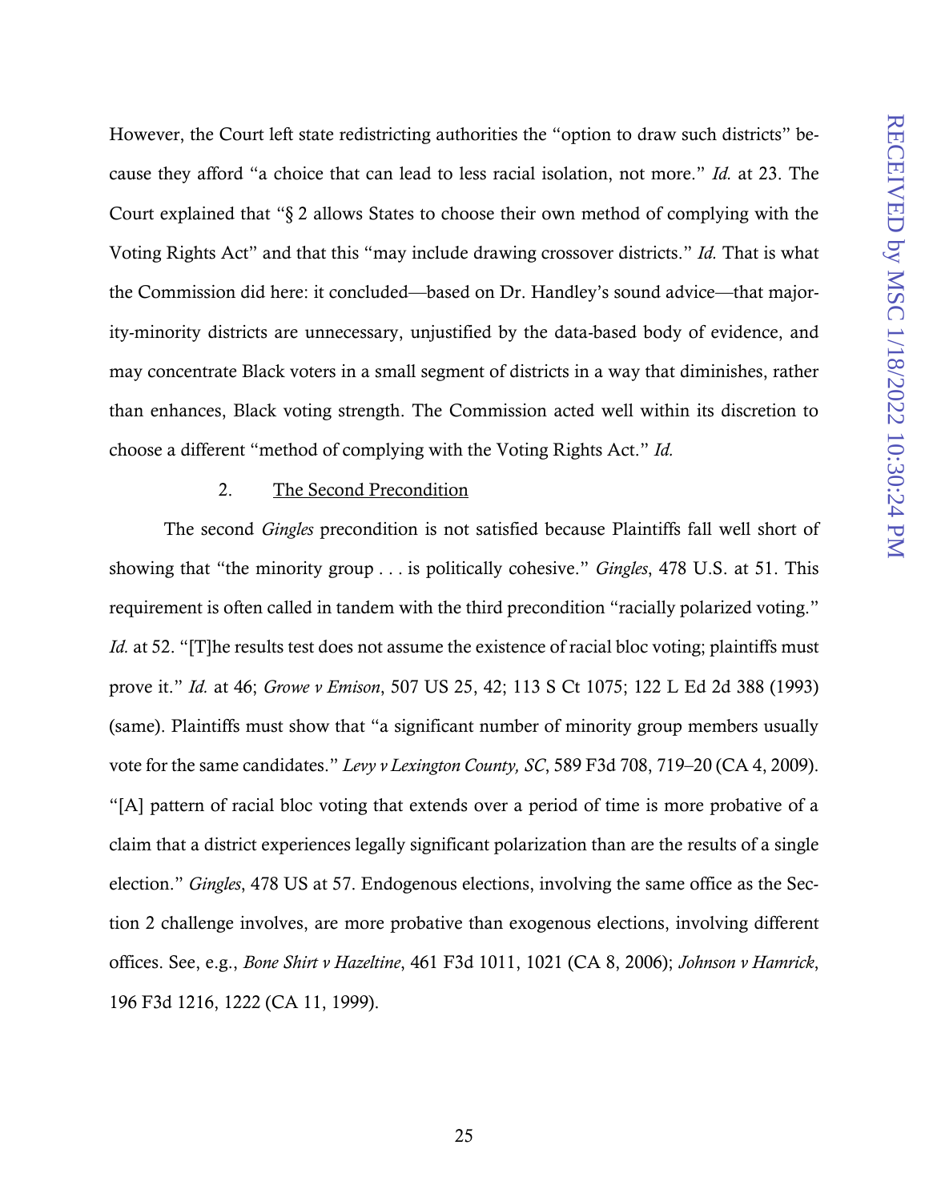However, the Court left state redistricting authorities the "option to draw such districts" because they afford "a choice that can lead to less racial isolation, not more." *Id.* at 23. The Court explained that "§ 2 allows States to choose their own method of complying with the Voting Rights Act" and that this "may include drawing crossover districts." *Id.* That is what the Commission did here: it concluded—based on Dr. Handley's sound advice—that majority-minority districts are unnecessary, unjustified by the data-based body of evidence, and may concentrate Black voters in a small segment of districts in a way that diminishes, rather than enhances, Black voting strength. The Commission acted well within its discretion to choose a different "method of complying with the Voting Rights Act." *Id.*

2. <u>The Second Precondition</u>

The second *Gingles* precondition is not satisfied because Plaintiffs fall well short of showing that "the minority group . . . is politically cohesive." *Gingles*, 478 U.S. at 51. This requirement is often called in tandem with the third precondition "racially polarized voting." *Id.* at 52. "[T]he results test does not assume the existence of racial bloc voting; plaintiffs must prove it." *Id.* at 46; *Growe v Emison*, 507 US 25, 42; 113 S Ct 1075; 122 L Ed 2d 388 (1993) (same). Plaintiffs must show that "a significant number of minority group members usually vote for the same candidates." *Levy v Lexington County, SC*, 589 F3d 708, 719–20 (CA 4, 2009). "[A] pattern of racial bloc voting that extends over a period of time is more probative of a claim that a district experiences legally significant polarization than are the results of a single election." *Gingles*, 478 US at 57. Endogenous elections, involving the same office as the Section 2 challenge involves, are more probative than exogenous elections, involving different offices. See, e.g., *Bone Shirt v Hazeltine*, 461 F3d 1011, 1021 (CA 8, 2006); *Johnson v Hamrick*, 196 F3d 1216, 1222 (CA 11, 1999).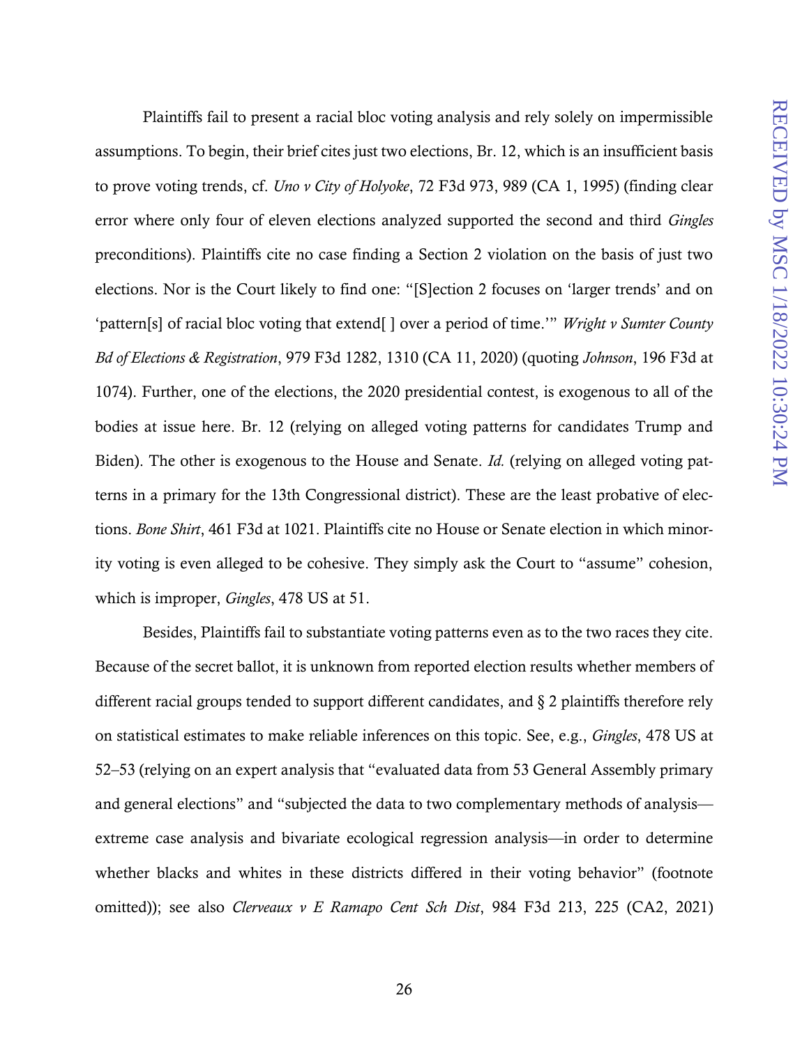Plaintiffs fail to present a racial bloc voting analysis and rely solely on impermissible assumptions. To begin, their brief cites just two elections, Br. 12, which is an insufficient basis to prove voting trends, cf. *Uno v City of Holyoke*, 72 F3d 973, 989 (CA 1, 1995) (finding clear error where only four of eleven elections analyzed supported the second and third *Gingles* preconditions). Plaintiffs cite no case finding a Section 2 violation on the basis of just two elections. Nor is the Court likely to find one: "[S]ection 2 focuses on 'larger trends' and on 'pattern[s] of racial bloc voting that extend[ ] over a period of time.'" *Wright v Sumter County Bd of Elections & Registration*, 979 F3d 1282, 1310 (CA 11, 2020) (quoting *Johnson*, 196 F3d at 1074). Further, one of the elections, the 2020 presidential contest, is exogenous to all of the bodies at issue here. Br. 12 (relying on alleged voting patterns for candidates Trump and Biden). The other is exogenous to the House and Senate. *Id.* (relying on alleged voting patterns in a primary for the 13th Congressional district). These are the least probative of elections. *Bone Shirt*, 461 F3d at 1021. Plaintiffs cite no House or Senate election in which minority voting is even alleged to be cohesive. They simply ask the Court to "assume" cohesion, which is improper, *Gingles*, 478 US at 51.

Besides, Plaintiffs fail to substantiate voting patterns even as to the two races they cite. Because of the secret ballot, it is unknown from reported election results whether members of different racial groups tended to support different candidates, and § 2 plaintiffs therefore rely on statistical estimates to make reliable inferences on this topic. See, e.g., *Gingles*, 478 US at 52–53 (relying on an expert analysis that "evaluated data from 53 General Assembly primary and general elections" and "subjected the data to two complementary methods of analysis—extreme case analysis and bivariate ecological regression analysis—in order to determine whether blacks and whites in these districts differed in their voting behavior" (footnote omitted)); see also *Clerveaux v E Ramapo Cent Sch Dist*, 984 F3d 213, 225 (CA2, 2021)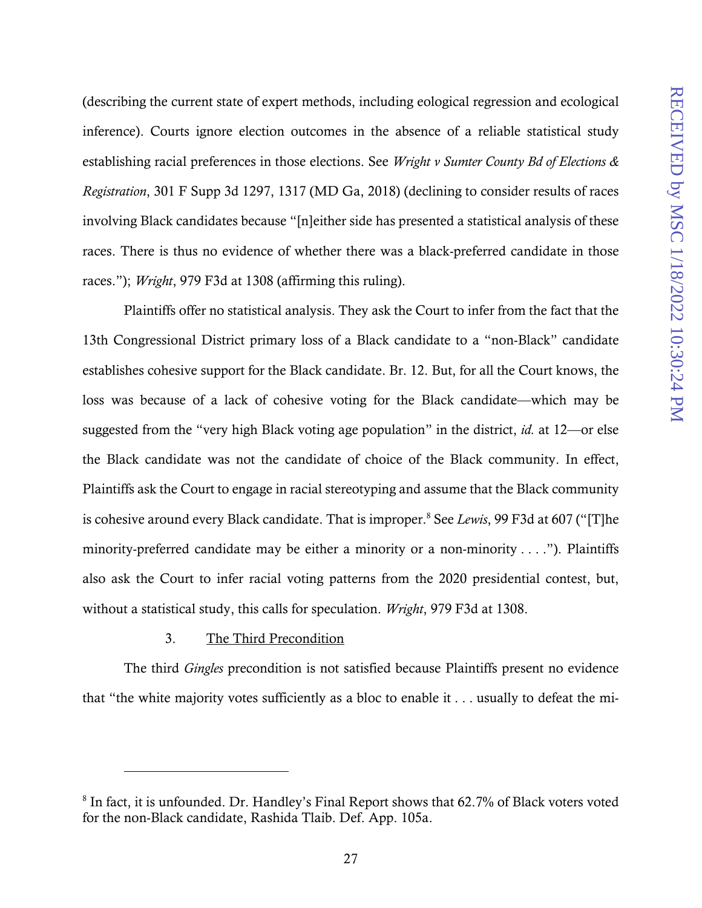(describing the current state of expert methods, including eological regression and ecological inference). Courts ignore election outcomes in the absence of a reliable statistical study establishing racial preferences in those elections. See *Wright v Sumter County Bd of Elections & Registration*, 301 F Supp 3d 1297, 1317 (MD Ga, 2018) (declining to consider results of races involving Black candidates because "[n]either side has presented a statistical analysis of these races. There is thus no evidence of whether there was a black-preferred candidate in those races."); *Wright*, 979 F3d at 1308 (affirming this ruling).

Plaintiffs offer no statistical analysis. They ask the Court to infer from the fact that the 13th Congressional District primary loss of a Black candidate to a "non-Black" candidate establishes cohesive support for the Black candidate. Br. 12. But, for all the Court knows, the loss was because of a lack of cohesive voting for the Black candidate—which may be suggested from the "very high Black voting age population" in the district, *id.* at 12—or else the Black candidate was not the candidate of choice of the Black community. In effect, Plaintiffs ask the Court to engage in racial stereotyping and assume that the Black community is cohesive around every Black candidate. That is improper.[8] See *Lewis*, 99 F3d at 607 ("[T]he minority-preferred candidate may be either a minority or a non-minority . . . ."). Plaintiffs also ask the Court to infer racial voting patterns from the 2020 presidential contest, but, without a statistical study, this calls for speculation. *Wright*, 979 F3d at 1308.

### 3. The Third Precondition

The third *Gingles* precondition is not satisfied because Plaintiffs present no evidence that "the white majority votes sufficiently as a bloc to enable it . . . usually to defeat the mi-

---

[8] In fact, it is unfounded. Dr. Handley's Final Report shows that 62.7% of Black voters voted for the non-Black candidate, Rashida Tlaib. Def. App. 105a.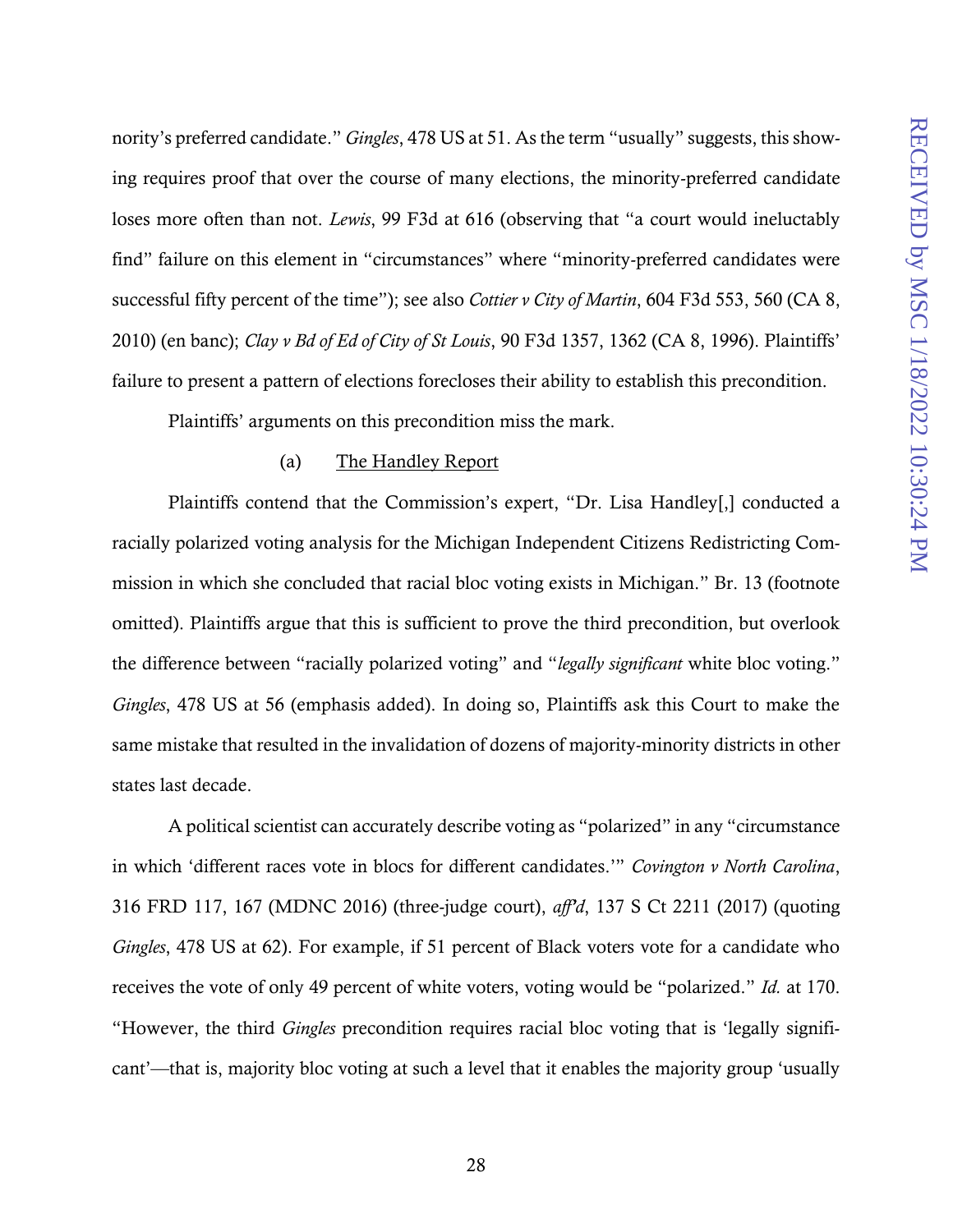nority's preferred candidate." *Gingles*, 478 US at 51. As the term "usually" suggests, this showing requires proof that over the course of many elections, the minority-preferred candidate loses more often than not. *Lewis*, 99 F3d at 616 (observing that "a court would ineluctably find" failure on this element in "circumstances" where "minority-preferred candidates were successful fifty percent of the time"); see also *Cottier v City of Martin*, 604 F3d 553, 560 (CA 8, 2010) (en banc); *Clay v Bd of Ed of City of St Louis*, 90 F3d 1357, 1362 (CA 8, 1996). Plaintiffs' failure to present a pattern of elections forecloses their ability to establish this precondition.

Plaintiffs' arguments on this precondition miss the mark.

(a) The Handley Report

Plaintiffs contend that the Commission's expert, "Dr. Lisa Handley[,] conducted a racially polarized voting analysis for the Michigan Independent Citizens Redistricting Commission in which she concluded that racial bloc voting exists in Michigan." Br. 13 (footnote omitted). Plaintiffs argue that this is sufficient to prove the third precondition, but overlook the difference between "racially polarized voting" and "*legally significant* white bloc voting." *Gingles*, 478 US at 56 (emphasis added). In doing so, Plaintiffs ask this Court to make the same mistake that resulted in the invalidation of dozens of majority-minority districts in other states last decade.

A political scientist can accurately describe voting as "polarized" in any "circumstance in which 'different races vote in blocs for different candidates.'" *Covington v North Carolina*, 316 FRD 117, 167 (MDNC 2016) (three-judge court), *aff'd*, 137 S Ct 2211 (2017) (quoting *Gingles*, 478 US at 62). For example, if 51 percent of Black voters vote for a candidate who receives the vote of only 49 percent of white voters, voting would be "polarized." *Id.* at 170. "However, the third *Gingles* precondition requires racial bloc voting that is 'legally significant'—that is, majority bloc voting at such a level that it enables the majority group 'usually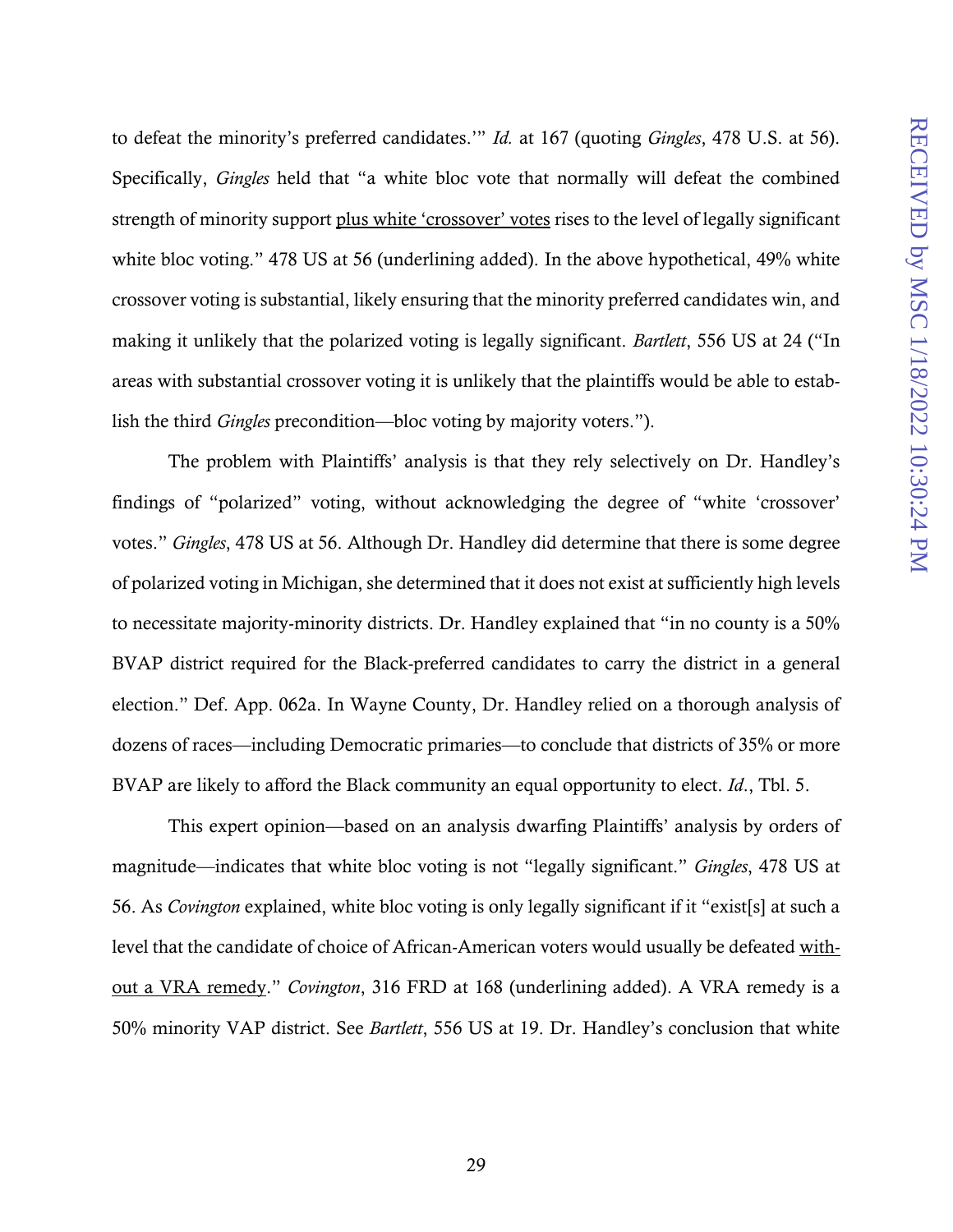to defeat the minority's preferred candidates.'" *Id.* at 167 (quoting *Gingles*, 478 U.S. at 56). Specifically, *Gingles* held that "a white bloc vote that normally will defeat the combined strength of minority support <u>plus white 'crossover' votes</u> rises to the level of legally significant white bloc voting." 478 US at 56 (underlining added). In the above hypothetical, 49% white crossover voting is substantial, likely ensuring that the minority preferred candidates win, and making it unlikely that the polarized voting is legally significant. *Bartlett*, 556 US at 24 ("In areas with substantial crossover voting it is unlikely that the plaintiffs would be able to establish the third *Gingles* precondition—bloc voting by majority voters.").

The problem with Plaintiffs' analysis is that they rely selectively on Dr. Handley's findings of "polarized" voting, without acknowledging the degree of "white 'crossover' votes." *Gingles*, 478 US at 56. Although Dr. Handley did determine that there is some degree of polarized voting in Michigan, she determined that it does not exist at sufficiently high levels to necessitate majority-minority districts. Dr. Handley explained that "in no county is a 50% BVAP district required for the Black-preferred candidates to carry the district in a general election." Def. App. 062a. In Wayne County, Dr. Handley relied on a thorough analysis of dozens of races—including Democratic primaries—to conclude that districts of 35% or more BVAP are likely to afford the Black community an equal opportunity to elect. *Id.*, Tbl. 5.

This expert opinion—based on an analysis dwarfing Plaintiffs' analysis by orders of magnitude—indicates that white bloc voting is not "legally significant." *Gingles*, 478 US at 56. As *Covington* explained, white bloc voting is only legally significant if it "exist[s] at such a level that the candidate of choice of African-American voters would usually be defeated <u>without a VRA remedy</u>." *Covington*, 316 FRD at 168 (underlining added). A VRA remedy is a 50% minority VAP district. See *Bartlett*, 556 US at 19. Dr. Handley's conclusion that white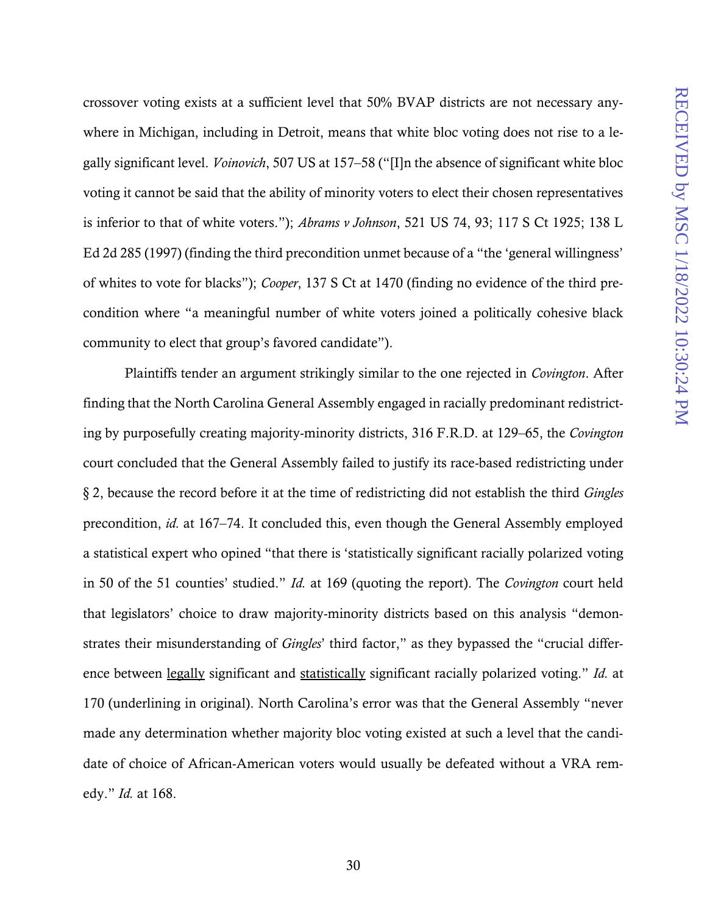crossover voting exists at a sufficient level that 50% BVAP districts are not necessary anywhere in Michigan, including in Detroit, means that white bloc voting does not rise to a legally significant level. *Voinovich*, 507 US at 157–58 ("[I]n the absence of significant white bloc voting it cannot be said that the ability of minority voters to elect their chosen representatives is inferior to that of white voters."); *Abrams v Johnson*, 521 US 74, 93; 117 S Ct 1925; 138 L Ed 2d 285 (1997) (finding the third precondition unmet because of a "the 'general willingness' of whites to vote for blacks"); *Cooper*, 137 S Ct at 1470 (finding no evidence of the third precondition where "a meaningful number of white voters joined a politically cohesive black community to elect that group's favored candidate").

Plaintiffs tender an argument strikingly similar to the one rejected in *Covington*. After finding that the North Carolina General Assembly engaged in racially predominant redistricting by purposefully creating majority-minority districts, 316 F.R.D. at 129–65, the *Covington* court concluded that the General Assembly failed to justify its race-based redistricting under § 2, because the record before it at the time of redistricting did not establish the third *Gingles* precondition, *id.* at 167–74. It concluded this, even though the General Assembly employed a statistical expert who opined "that there is 'statistically significant racially polarized voting in 50 of the 51 counties' studied." *Id.* at 169 (quoting the report). The *Covington* court held that legislators' choice to draw majority-minority districts based on this analysis "demonstrates their misunderstanding of *Gingles*' third factor," as they bypassed the "crucial difference between <u>legally</u> significant and <u>statistically</u> significant racially polarized voting." *Id.* at 170 (underlining in original). North Carolina's error was that the General Assembly "never made any determination whether majority bloc voting existed at such a level that the candidate of choice of African-American voters would usually be defeated without a VRA remedy." *Id.* at 168.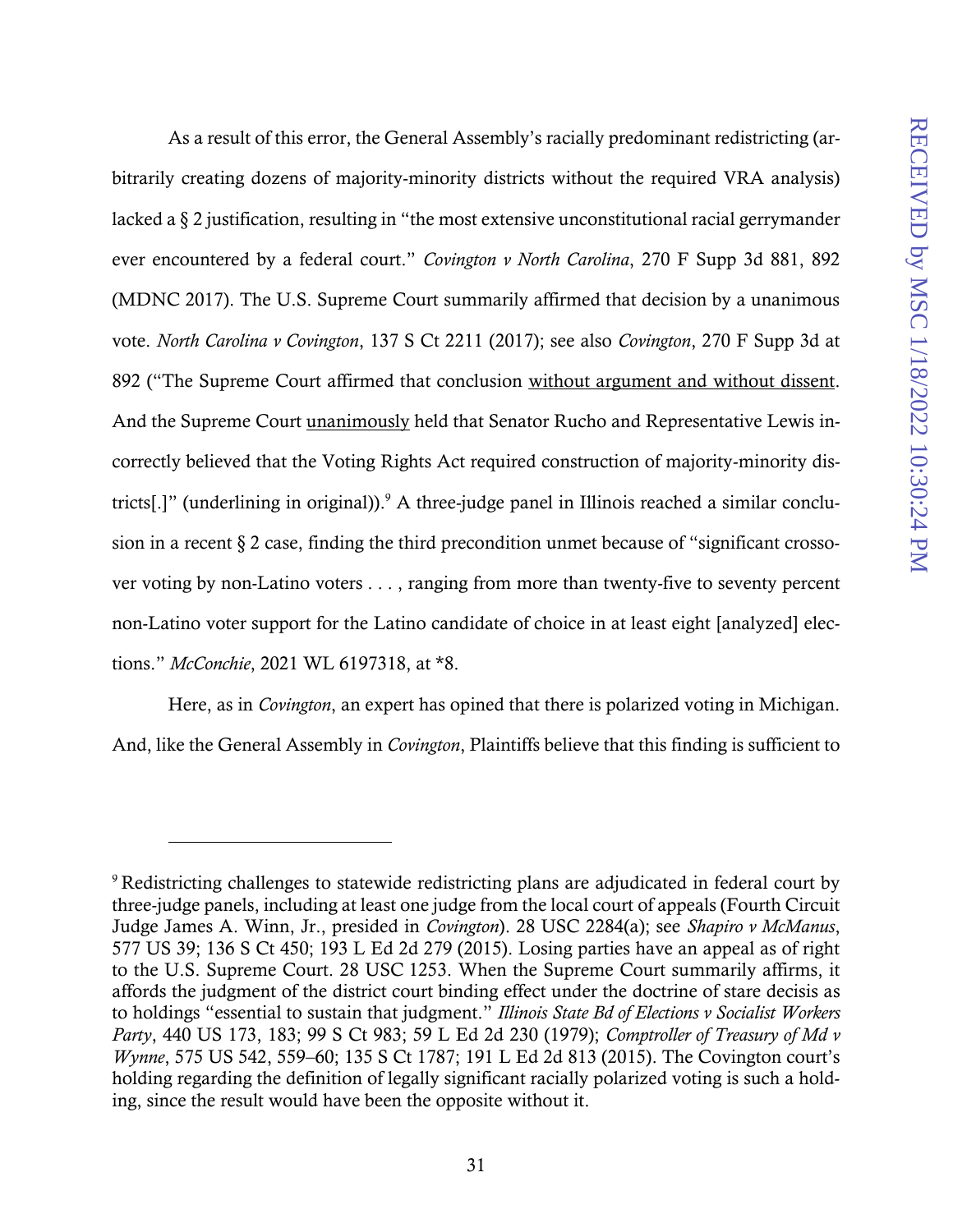As a result of this error, the General Assembly's racially predominant redistricting (arbitrarily creating dozens of majority-minority districts without the required VRA analysis) lacked a § 2 justification, resulting in "the most extensive unconstitutional racial gerrymander ever encountered by a federal court." *Covington v North Carolina*, 270 F Supp 3d 881, 892 (MDNC 2017). The U.S. Supreme Court summarily affirmed that decision by a unanimous vote. *North Carolina v Covington*, 137 S Ct 2211 (2017); see also *Covington*, 270 F Supp 3d at 892 ("The Supreme Court affirmed that conclusion <u>without argument and without dissent</u>. And the Supreme Court <u>unanimously</u> held that Senator Rucho and Representative Lewis incorrectly believed that the Voting Rights Act required construction of majority-minority districts[.]" (underlining in original)).[9] A three-judge panel in Illinois reached a similar conclusion in a recent § 2 case, finding the third precondition unmet because of "significant crossover voting by non-Latino voters . . . , ranging from more than twenty-five to seventy percent non-Latino voter support for the Latino candidate of choice in at least eight [analyzed] elections." *McConchie*, 2021 WL 6197318, at *8.

Here, as in *Covington*, an expert has opined that there is polarized voting in Michigan. And, like the General Assembly in *Covington*, Plaintiffs believe that this finding is sufficient to

---

[9] Redistricting challenges to statewide redistricting plans are adjudicated in federal court by three-judge panels, including at least one judge from the local court of appeals (Fourth Circuit Judge James A. Winn, Jr., presided in *Covington*). 28 USC 2284(a); see *Shapiro v McManus*, 577 US 39; 136 S Ct 450; 193 L Ed 2d 279 (2015). Losing parties have an appeal as of right to the U.S. Supreme Court. 28 USC 1253. When the Supreme Court summarily affirms, it affords the judgment of the district court binding effect under the doctrine of stare decisis as to holdings "essential to sustain that judgment." *Illinois State Bd of Elections v Socialist Workers Party*, 440 US 173, 183; 99 S Ct 983; 59 L Ed 2d 230 (1979); *Comptroller of Treasury of Md v Wynne*, 575 US 542, 559–60; 135 S Ct 1787; 191 L Ed 2d 813 (2015). The Covington court's holding regarding the definition of legally significant racially polarized voting is such a holding, since the result would have been the opposite without it.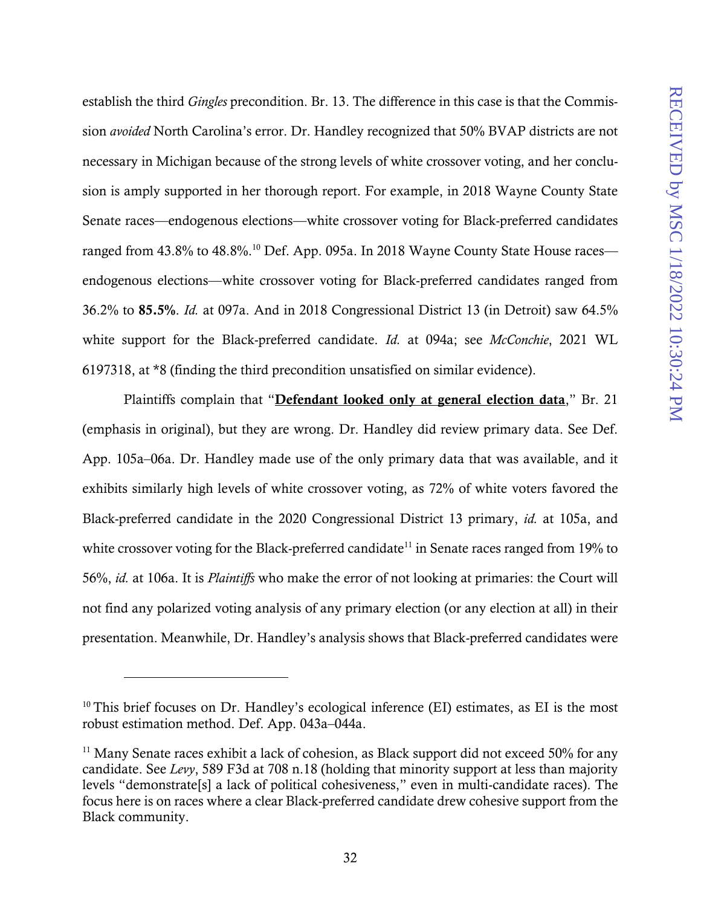establish the third *Gingles* precondition. Br. 13. The difference in this case is that the Commission *avoided* North Carolina's error. Dr. Handley recognized that 50% BVAP districts are not necessary in Michigan because of the strong levels of white crossover voting, and her conclusion is amply supported in her thorough report. For example, in 2018 Wayne County State Senate races—endogenous elections—white crossover voting for Black-preferred candidates ranged from 43.8% to 48.8%.[10] Def. App. 095a. In 2018 Wayne County State House races—endogenous elections—white crossover voting for Black-preferred candidates ranged from 36.2% to **85.5%**. *Id.* at 097a. And in 2018 Congressional District 13 (in Detroit) saw 64.5% white support for the Black-preferred candidate. *Id.* at 094a; see *McConchie*, 2021 WL 6197318, at *8 (finding the third precondition unsatisfied on similar evidence).

Plaintiffs complain that "**Defendant looked only at general election data**," Br. 21 (emphasis in original), but they are wrong. Dr. Handley did review primary data. See Def. App. 105a–06a. Dr. Handley made use of the only primary data that was available, and it exhibits similarly high levels of white crossover voting, as 72% of white voters favored the Black-preferred candidate in the 2020 Congressional District 13 primary, *id.* at 105a, and white crossover voting for the Black-preferred candidate[11] in Senate races ranged from 19% to 56%, *id.* at 106a. It is *Plaintiffs* who make the error of not looking at primaries: the Court will not find any polarized voting analysis of any primary election (or any election at all) in their presentation. Meanwhile, Dr. Handley's analysis shows that Black-preferred candidates were

---

[10] This brief focuses on Dr. Handley's ecological inference (EI) estimates, as EI is the most robust estimation method. Def. App. 043a–044a.

[11] Many Senate races exhibit a lack of cohesion, as Black support did not exceed 50% for any candidate. See *Levy*, 589 F3d at 708 n.18 (holding that minority support at less than majority levels "demonstrate[s] a lack of political cohesiveness," even in multi-candidate races). The focus here is on races where a clear Black-preferred candidate drew cohesive support from the Black community.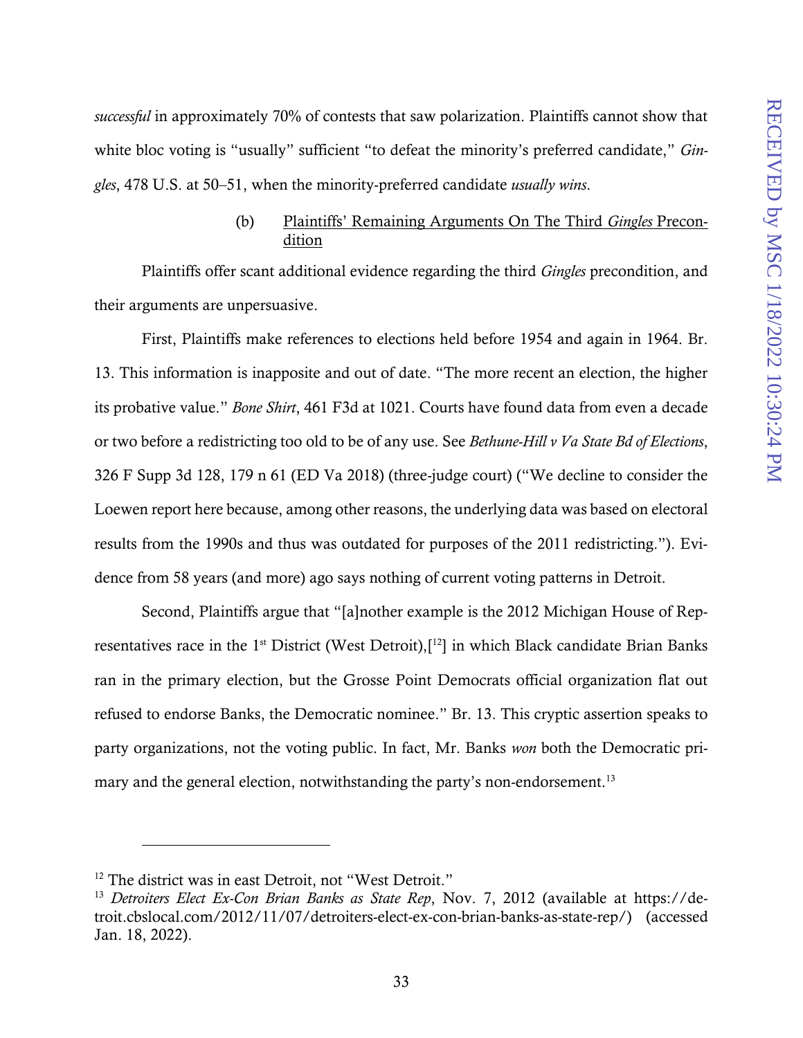*successful* in approximately 70% of contests that saw polarization. Plaintiffs cannot show that white bloc voting is "usually" sufficient "to defeat the minority's preferred candidate," *Gingles*, 478 U.S. at 50–51, when the minority-preferred candidate *usually wins*.

(b) Plaintiffs' Remaining Arguments On The Third *Gingles* Precondition

Plaintiffs offer scant additional evidence regarding the third *Gingles* precondition, and their arguments are unpersuasive.

First, Plaintiffs make references to elections held before 1954 and again in 1964. Br. 13. This information is inapposite and out of date. "The more recent an election, the higher its probative value." *Bone Shirt*, 461 F3d at 1021. Courts have found data from even a decade or two before a redistricting too old to be of any use. See *Bethune-Hill v Va State Bd of Elections*, 326 F Supp 3d 128, 179 n 61 (ED Va 2018) (three-judge court) ("We decline to consider the Loewen report here because, among other reasons, the underlying data was based on electoral results from the 1990s and thus was outdated for purposes of the 2011 redistricting."). Evidence from 58 years (and more) ago says nothing of current voting patterns in Detroit.

Second, Plaintiffs argue that "[a]nother example is the 2012 Michigan House of Representatives race in the 1st District (West Detroit),[12] in which Black candidate Brian Banks ran in the primary election, but the Grosse Point Democrats official organization flat out refused to endorse Banks, the Democratic nominee." Br. 13. This cryptic assertion speaks to party organizations, not the voting public. In fact, Mr. Banks *won* both the Democratic primary and the general election, notwithstanding the party's non-endorsement.[13]

---

[12] The district was in east Detroit, not "West Detroit."

[13] *Detroiters Elect Ex-Con Brian Banks as State Rep*, Nov. 7, 2012 (available at https://detroit.cbslocal.com/2012/11/07/detroiters-elect-ex-con-brian-banks-as-state-rep/) (accessed Jan. 18, 2022).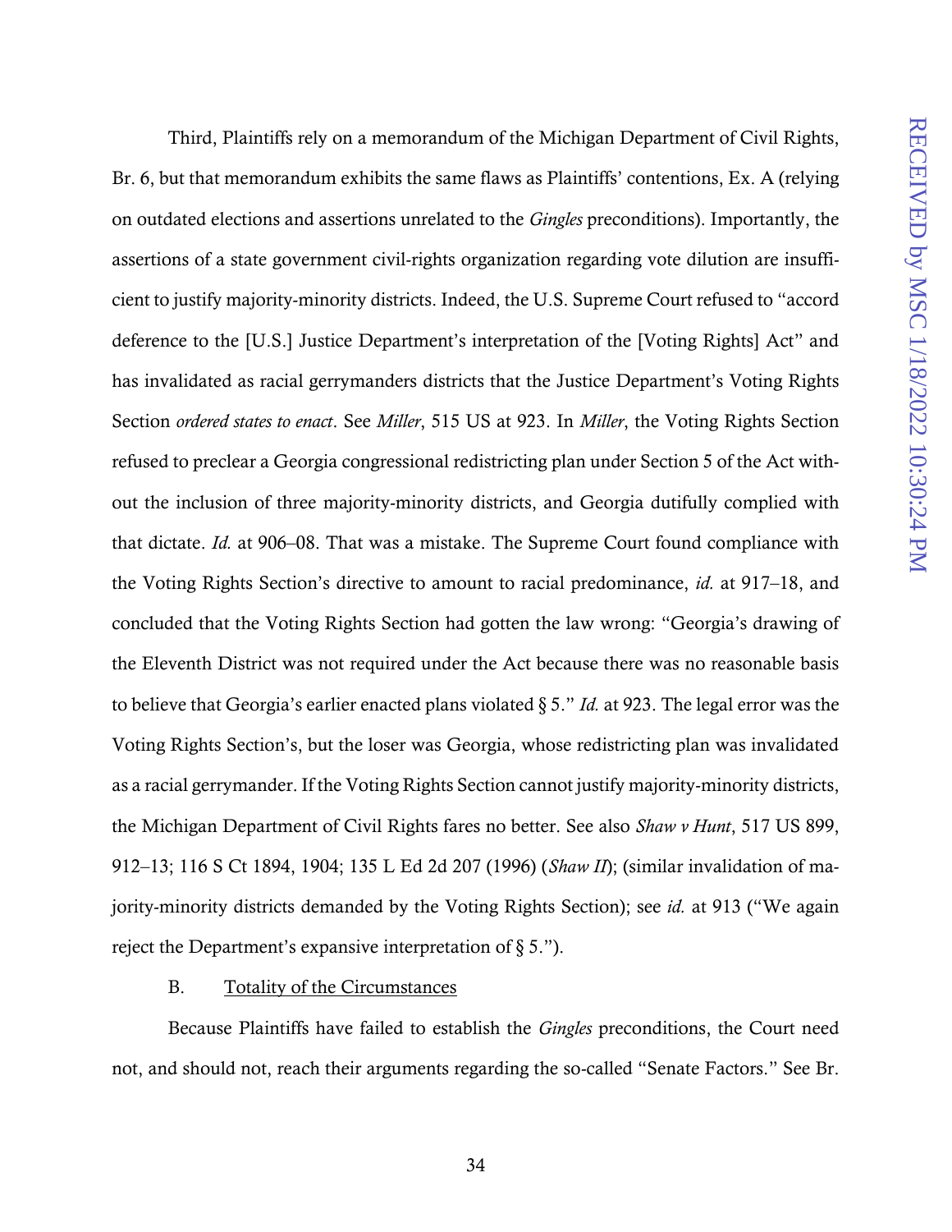Third, Plaintiffs rely on a memorandum of the Michigan Department of Civil Rights, Br. 6, but that memorandum exhibits the same flaws as Plaintiffs' contentions, Ex. A (relying on outdated elections and assertions unrelated to the *Gingles* preconditions). Importantly, the assertions of a state government civil-rights organization regarding vote dilution are insufficient to justify majority-minority districts. Indeed, the U.S. Supreme Court refused to "accord deference to the [U.S.] Justice Department's interpretation of the [Voting Rights] Act" and has invalidated as racial gerrymanders districts that the Justice Department's Voting Rights Section *ordered states to enact*. See *Miller*, 515 US at 923. In *Miller*, the Voting Rights Section refused to preclear a Georgia congressional redistricting plan under Section 5 of the Act without the inclusion of three majority-minority districts, and Georgia dutifully complied with that dictate. *Id.* at 906–08. That was a mistake. The Supreme Court found compliance with the Voting Rights Section's directive to amount to racial predominance, *id.* at 917–18, and concluded that the Voting Rights Section had gotten the law wrong: "Georgia's drawing of the Eleventh District was not required under the Act because there was no reasonable basis to believe that Georgia's earlier enacted plans violated § 5." *Id.* at 923. The legal error was the Voting Rights Section's, but the loser was Georgia, whose redistricting plan was invalidated as a racial gerrymander. If the Voting Rights Section cannot justify majority-minority districts, the Michigan Department of Civil Rights fares no better. See also *Shaw v Hunt*, 517 US 899, 912–13; 116 S Ct 1894, 1904; 135 L Ed 2d 207 (1996) (*Shaw II*); (similar invalidation of majority-minority districts demanded by the Voting Rights Section); see *id.* at 913 ("We again reject the Department's expansive interpretation of § 5.").

B. Totality of the Circumstances

Because Plaintiffs have failed to establish the *Gingles* preconditions, the Court need not, and should not, reach their arguments regarding the so-called "Senate Factors." See Br.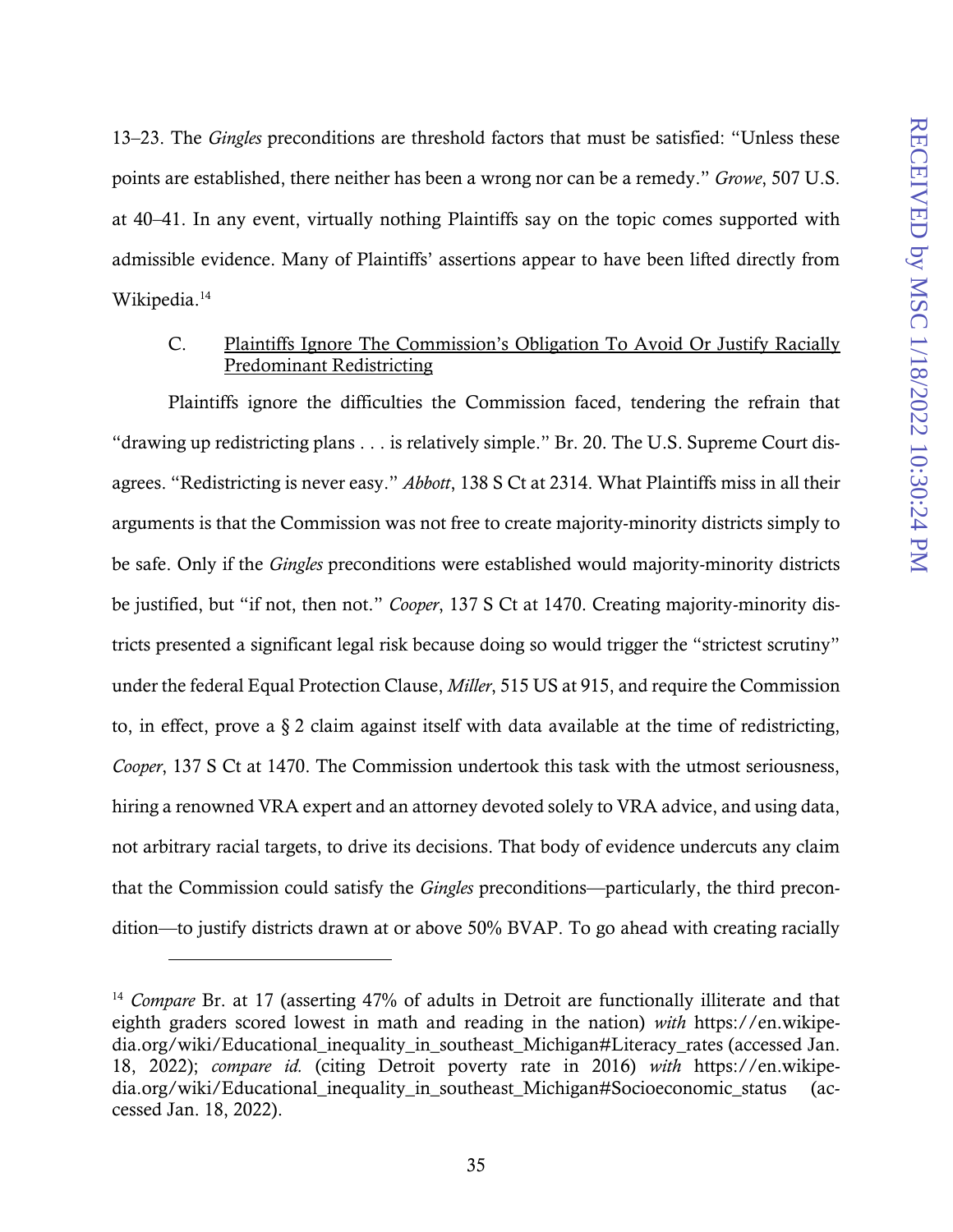13–23. The *Gingles* preconditions are threshold factors that must be satisfied: "Unless these points are established, there neither has been a wrong nor can be a remedy." *Growe*, 507 U.S. at 40–41. In any event, virtually nothing Plaintiffs say on the topic comes supported with admissible evidence. Many of Plaintiffs' assertions appear to have been lifted directly from Wikipedia.[14]

C. Plaintiffs Ignore The Commission's Obligation To Avoid Or Justify Racially Predominant Redistricting

Plaintiffs ignore the difficulties the Commission faced, tendering the refrain that "drawing up redistricting plans . . . is relatively simple." Br. 20. The U.S. Supreme Court disagrees. "Redistricting is never easy." *Abbott*, 138 S Ct at 2314. What Plaintiffs miss in all their arguments is that the Commission was not free to create majority-minority districts simply to be safe. Only if the *Gingles* preconditions were established would majority-minority districts be justified, but "if not, then not." *Cooper*, 137 S Ct at 1470. Creating majority-minority districts presented a significant legal risk because doing so would trigger the "strictest scrutiny" under the federal Equal Protection Clause, *Miller*, 515 US at 915, and require the Commission to, in effect, prove a § 2 claim against itself with data available at the time of redistricting, *Cooper*, 137 S Ct at 1470. The Commission undertook this task with the utmost seriousness, hiring a renowned VRA expert and an attorney devoted solely to VRA advice, and using data, not arbitrary racial targets, to drive its decisions. That body of evidence undercuts any claim that the Commission could satisfy the *Gingles* preconditions—particularly, the third precondition—to justify districts drawn at or above 50% BVAP. To go ahead with creating racially

[14] *Compare* Br. at 17 (asserting 47% of adults in Detroit are functionally illiterate and that eighth graders scored lowest in math and reading in the nation) *with* https://en.wikipedia.org/wiki/Educational_inequality_in_southeast_Michigan#Literacy_rates (accessed Jan. 18, 2022); *compare id.* (citing Detroit poverty rate in 2016) *with* https://en.wikipedia.org/wiki/Educational_inequality_in_southeast_Michigan#Socioeconomic_status (accessed Jan. 18, 2022).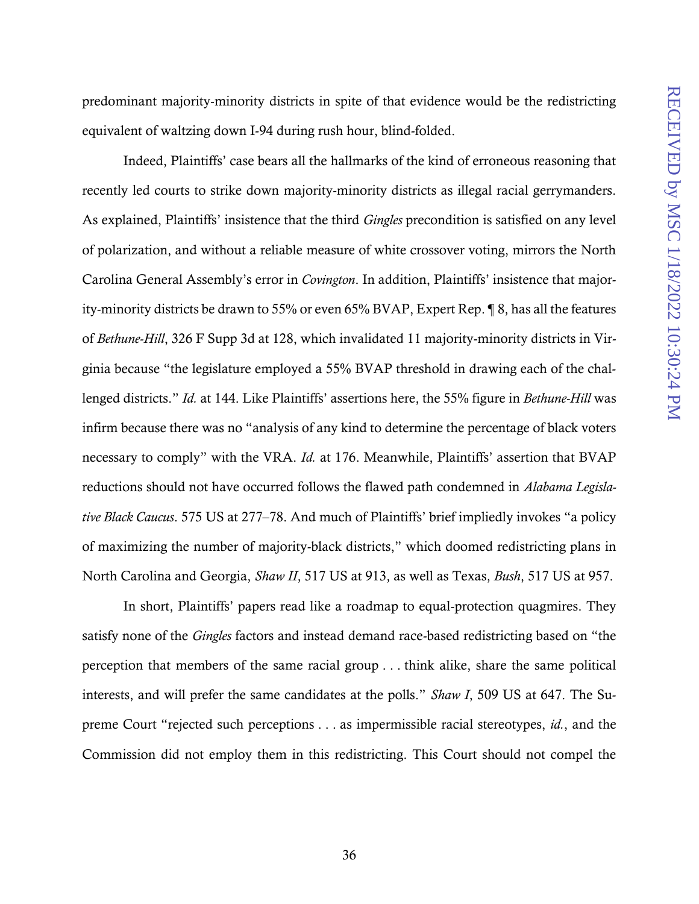predominant majority-minority districts in spite of that evidence would be the redistricting equivalent of waltzing down I-94 during rush hour, blind-folded.

Indeed, Plaintiffs' case bears all the hallmarks of the kind of erroneous reasoning that recently led courts to strike down majority-minority districts as illegal racial gerrymanders. As explained, Plaintiffs' insistence that the third *Gingles* precondition is satisfied on any level of polarization, and without a reliable measure of white crossover voting, mirrors the North Carolina General Assembly's error in *Covington*. In addition, Plaintiffs' insistence that majority-minority districts be drawn to 55% or even 65% BVAP, Expert Rep. ¶ 8, has all the features of *Bethune-Hill*, 326 F Supp 3d at 128, which invalidated 11 majority-minority districts in Virginia because "the legislature employed a 55% BVAP threshold in drawing each of the challenged districts." *Id.* at 144. Like Plaintiffs' assertions here, the 55% figure in *Bethune-Hill* was infirm because there was no "analysis of any kind to determine the percentage of black voters necessary to comply" with the VRA. *Id.* at 176. Meanwhile, Plaintiffs' assertion that BVAP reductions should not have occurred follows the flawed path condemned in *Alabama Legislative Black Caucus*. 575 US at 277–78. And much of Plaintiffs' brief impliedly invokes "a policy of maximizing the number of majority-black districts," which doomed redistricting plans in North Carolina and Georgia, *Shaw II*, 517 US at 913, as well as Texas, *Bush*, 517 US at 957.

In short, Plaintiffs' papers read like a roadmap to equal-protection quagmires. They satisfy none of the *Gingles* factors and instead demand race-based redistricting based on "the perception that members of the same racial group . . . think alike, share the same political interests, and will prefer the same candidates at the polls." *Shaw I*, 509 US at 647. The Supreme Court "rejected such perceptions . . . as impermissible racial stereotypes, *id.*, and the Commission did not employ them in this redistricting. This Court should not compel the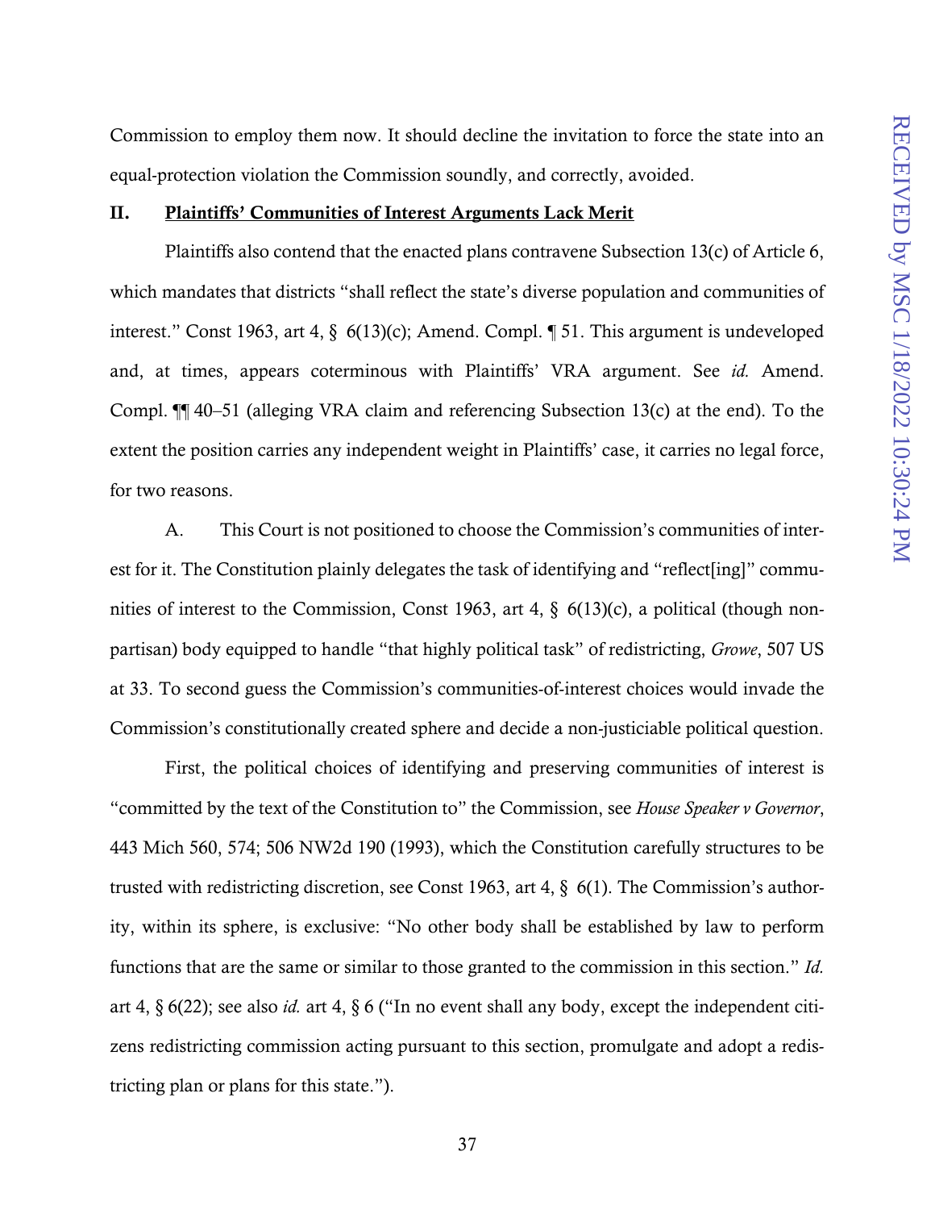Commission to employ them now. It should decline the invitation to force the state into an equal-protection violation the Commission soundly, and correctly, avoided.

## II. Plaintiffs' Communities of Interest Arguments Lack Merit

Plaintiffs also contend that the enacted plans contravene Subsection 13(c) of Article 6, which mandates that districts "shall reflect the state's diverse population and communities of interest." Const 1963, art 4, § 6(13)(c); Amend. Compl. ¶ 51. This argument is undeveloped and, at times, appears coterminous with Plaintiffs' VRA argument. See *id.* Amend. Compl. ¶¶ 40–51 (alleging VRA claim and referencing Subsection 13(c) at the end). To the extent the position carries any independent weight in Plaintiffs' case, it carries no legal force, for two reasons.

A. This Court is not positioned to choose the Commission's communities of interest for it. The Constitution plainly delegates the task of identifying and "reflect[ing]" communities of interest to the Commission, Const 1963, art 4, § 6(13)(c), a political (though non-partisan) body equipped to handle "that highly political task" of redistricting, *Growe*, 507 US at 33. To second guess the Commission's communities-of-interest choices would invade the Commission's constitutionally created sphere and decide a non-justiciable political question.

First, the political choices of identifying and preserving communities of interest is "committed by the text of the Constitution to" the Commission, see *House Speaker v Governor*, 443 Mich 560, 574; 506 NW2d 190 (1993), which the Constitution carefully structures to be trusted with redistricting discretion, see Const 1963, art 4, § 6(1). The Commission's authority, within its sphere, is exclusive: "No other body shall be established by law to perform functions that are the same or similar to those granted to the commission in this section." *Id.* art 4, § 6(22); see also *id.* art 4, § 6 ("In no event shall any body, except the independent citizens redistricting commission acting pursuant to this section, promulgate and adopt a redistricting plan or plans for this state.").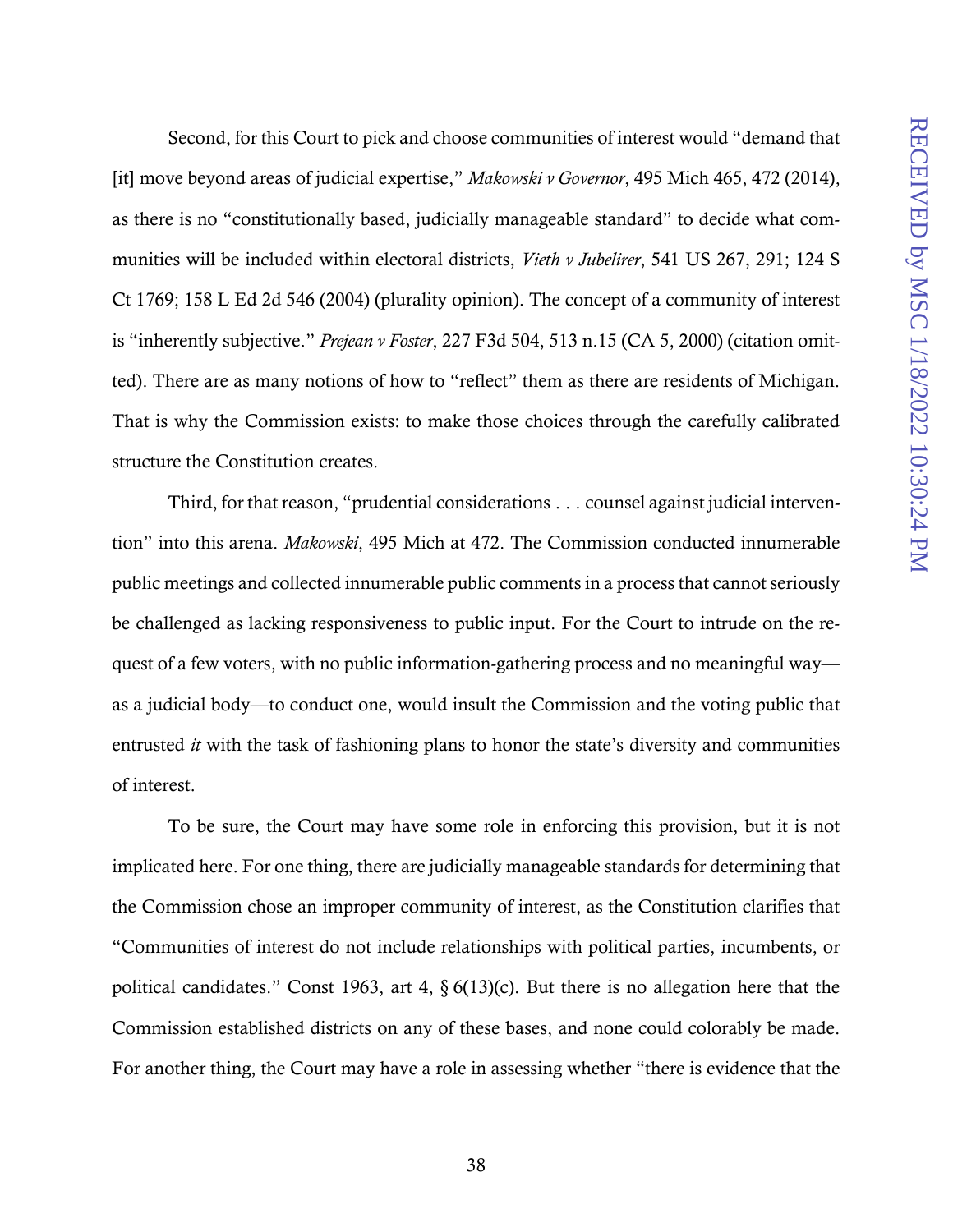Second, for this Court to pick and choose communities of interest would "demand that [it] move beyond areas of judicial expertise," *Makowski v Governor*, 495 Mich 465, 472 (2014), as there is no "constitutionally based, judicially manageable standard" to decide what communities will be included within electoral districts, *Vieth v Jubelirer*, 541 US 267, 291; 124 S Ct 1769; 158 L Ed 2d 546 (2004) (plurality opinion). The concept of a community of interest is "inherently subjective." *Prejean v Foster*, 227 F3d 504, 513 n.15 (CA 5, 2000) (citation omitted). There are as many notions of how to "reflect" them as there are residents of Michigan. That is why the Commission exists: to make those choices through the carefully calibrated structure the Constitution creates.

Third, for that reason, "prudential considerations . . . counsel against judicial intervention" into this arena. *Makowski*, 495 Mich at 472. The Commission conducted innumerable public meetings and collected innumerable public comments in a process that cannot seriously be challenged as lacking responsiveness to public input. For the Court to intrude on the request of a few voters, with no public information-gathering process and no meaningful way—as a judicial body—to conduct one, would insult the Commission and the voting public that entrusted *it* with the task of fashioning plans to honor the state's diversity and communities of interest.

To be sure, the Court may have some role in enforcing this provision, but it is not implicated here. For one thing, there are judicially manageable standards for determining that the Commission chose an improper community of interest, as the Constitution clarifies that "Communities of interest do not include relationships with political parties, incumbents, or political candidates." Const 1963, art 4, § 6(13)(c). But there is no allegation here that the Commission established districts on any of these bases, and none could colorably be made. For another thing, the Court may have a role in assessing whether "there is evidence that the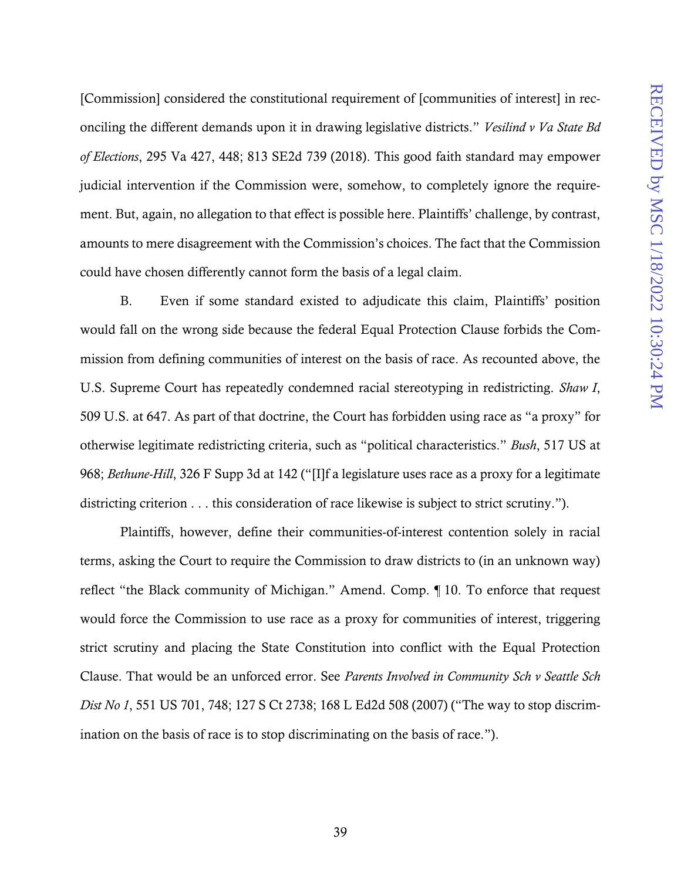[Commission] considered the constitutional requirement of [communities of interest] in reconciling the different demands upon it in drawing legislative districts." *Vesilind v Va State Bd of Elections*, 295 Va 427, 448; 813 SE2d 739 (2018). This good faith standard may empower judicial intervention if the Commission were, somehow, to completely ignore the requirement. But, again, no allegation to that effect is possible here. Plaintiffs' challenge, by contrast, amounts to mere disagreement with the Commission's choices. The fact that the Commission could have chosen differently cannot form the basis of a legal claim.

B. Even if some standard existed to adjudicate this claim, Plaintiffs' position would fall on the wrong side because the federal Equal Protection Clause forbids the Commission from defining communities of interest on the basis of race. As recounted above, the U.S. Supreme Court has repeatedly condemned racial stereotyping in redistricting. *Shaw I*, 509 U.S. at 647. As part of that doctrine, the Court has forbidden using race as "a proxy" for otherwise legitimate redistricting criteria, such as "political characteristics." *Bush*, 517 US at 968; *Bethune-Hill*, 326 F Supp 3d at 142 ("[I]f a legislature uses race as a proxy for a legitimate districting criterion . . . this consideration of race likewise is subject to strict scrutiny.").

Plaintiffs, however, define their communities-of-interest contention solely in racial terms, asking the Court to require the Commission to draw districts to (in an unknown way) reflect "the Black community of Michigan." Amend. Comp. ¶ 10. To enforce that request would force the Commission to use race as a proxy for communities of interest, triggering strict scrutiny and placing the State Constitution into conflict with the Equal Protection Clause. That would be an unforced error. See *Parents Involved in Community Sch v Seattle Sch Dist No 1*, 551 US 701, 748; 127 S Ct 2738; 168 L Ed2d 508 (2007) ("The way to stop discrimination on the basis of race is to stop discriminating on the basis of race.").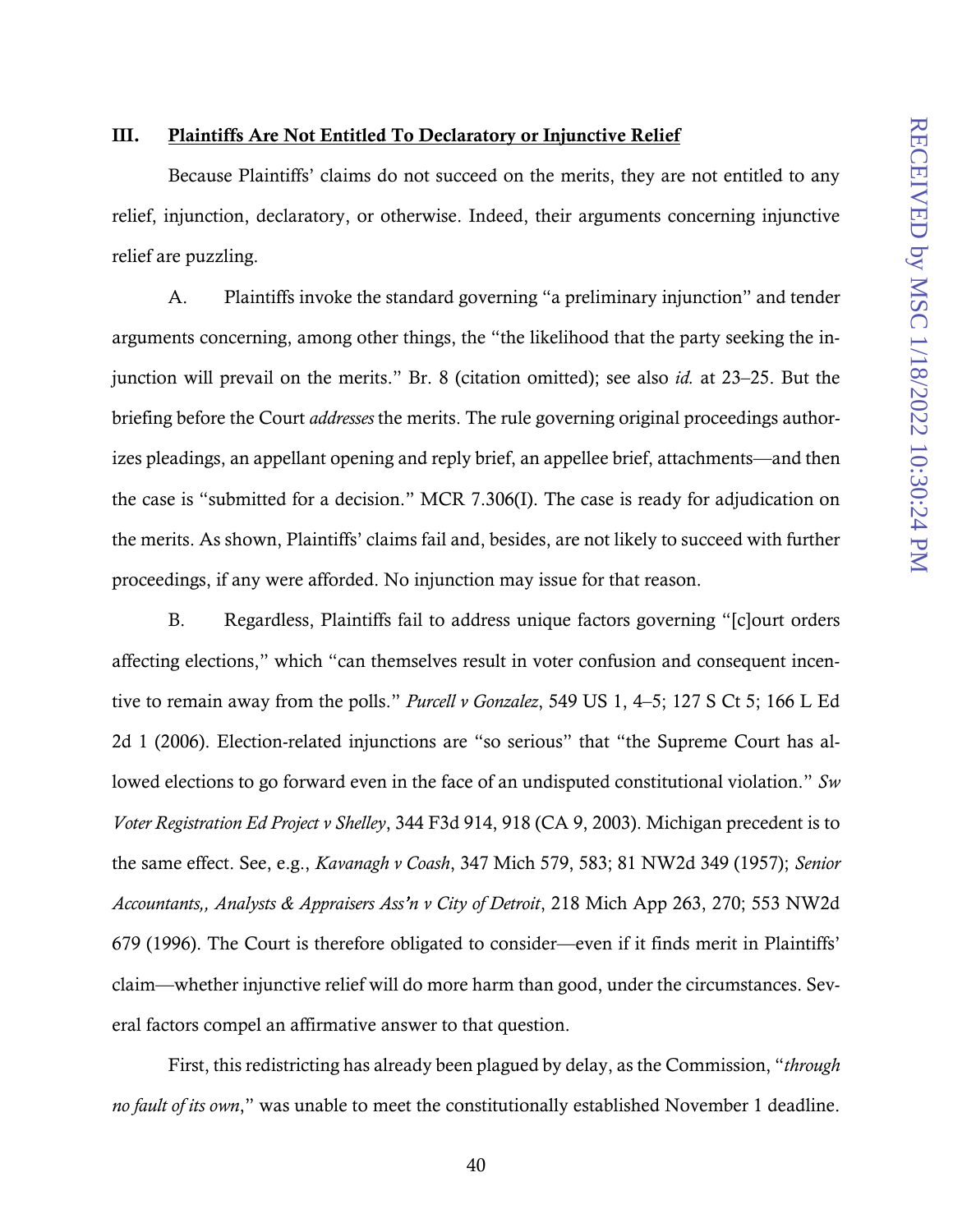### III. Plaintiffs Are Not Entitled To Declaratory or Injunctive Relief

Because Plaintiffs' claims do not succeed on the merits, they are not entitled to any relief, injunction, declaratory, or otherwise. Indeed, their arguments concerning injunctive relief are puzzling.

A. Plaintiffs invoke the standard governing "a preliminary injunction" and tender arguments concerning, among other things, the "the likelihood that the party seeking the injunction will prevail on the merits." Br. 8 (citation omitted); see also *id.* at 23–25. But the briefing before the Court *addresses* the merits. The rule governing original proceedings authorizes pleadings, an appellant opening and reply brief, an appellee brief, attachments—and then the case is "submitted for a decision." MCR 7.306(I). The case is ready for adjudication on the merits. As shown, Plaintiffs' claims fail and, besides, are not likely to succeed with further proceedings, if any were afforded. No injunction may issue for that reason.

B. Regardless, Plaintiffs fail to address unique factors governing "[c]ourt orders affecting elections," which "can themselves result in voter confusion and consequent incentive to remain away from the polls." *Purcell v Gonzalez*, 549 US 1, 4–5; 127 S Ct 5; 166 L Ed 2d 1 (2006). Election-related injunctions are "so serious" that "the Supreme Court has allowed elections to go forward even in the face of an undisputed constitutional violation." *Sw Voter Registration Ed Project v Shelley*, 344 F3d 914, 918 (CA 9, 2003). Michigan precedent is to the same effect. See, e.g., *Kavanagh v Coash*, 347 Mich 579, 583; 81 NW2d 349 (1957); *Senior Accountants,, Analysts & Appraisers Ass'n v City of Detroit*, 218 Mich App 263, 270; 553 NW2d 679 (1996). The Court is therefore obligated to consider—even if it finds merit in Plaintiffs' claim—whether injunctive relief will do more harm than good, under the circumstances. Several factors compel an affirmative answer to that question.

First, this redistricting has already been plagued by delay, as the Commission, "*through no fault of its own*," was unable to meet the constitutionally established November 1 deadline.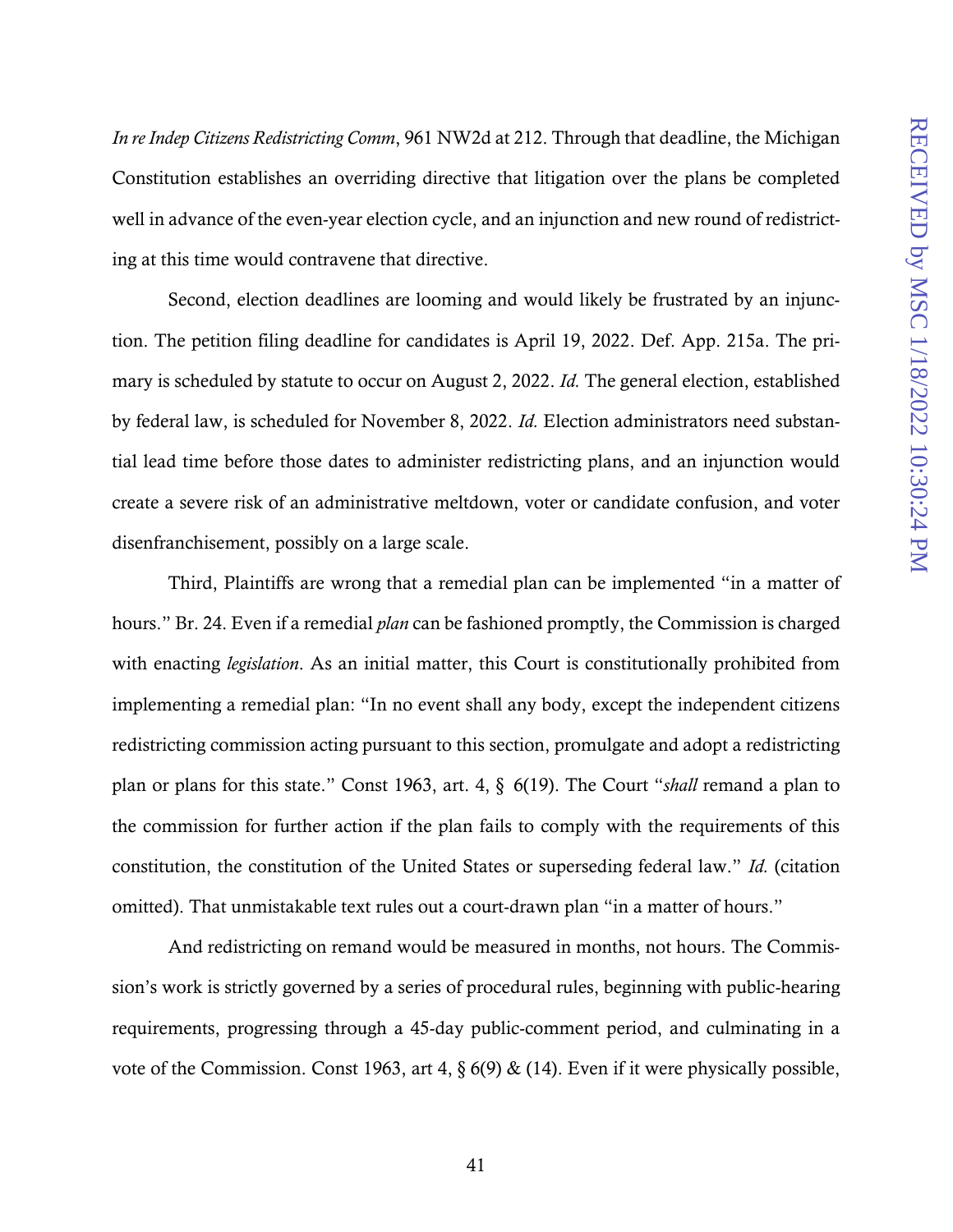*In re Indep Citizens Redistricting Comm*, 961 NW2d at 212. Through that deadline, the Michigan Constitution establishes an overriding directive that litigation over the plans be completed well in advance of the even-year election cycle, and an injunction and new round of redistricting at this time would contravene that directive.

Second, election deadlines are looming and would likely be frustrated by an injunction. The petition filing deadline for candidates is April 19, 2022. Def. App. 215a. The primary is scheduled by statute to occur on August 2, 2022. *Id.* The general election, established by federal law, is scheduled for November 8, 2022. *Id.* Election administrators need substantial lead time before those dates to administer redistricting plans, and an injunction would create a severe risk of an administrative meltdown, voter or candidate confusion, and voter disenfranchisement, possibly on a large scale.

Third, Plaintiffs are wrong that a remedial plan can be implemented "in a matter of hours." Br. 24. Even if a remedial *plan* can be fashioned promptly, the Commission is charged with enacting *legislation*. As an initial matter, this Court is constitutionally prohibited from implementing a remedial plan: "In no event shall any body, except the independent citizens redistricting commission acting pursuant to this section, promulgate and adopt a redistricting plan or plans for this state." Const 1963, art. 4, § 6(19). The Court "*shall* remand a plan to the commission for further action if the plan fails to comply with the requirements of this constitution, the constitution of the United States or superseding federal law." *Id.* (citation omitted). That unmistakable text rules out a court-drawn plan "in a matter of hours."

And redistricting on remand would be measured in months, not hours. The Commission's work is strictly governed by a series of procedural rules, beginning with public-hearing requirements, progressing through a 45-day public-comment period, and culminating in a vote of the Commission. Const 1963, art 4, § 6(9) & (14). Even if it were physically possible,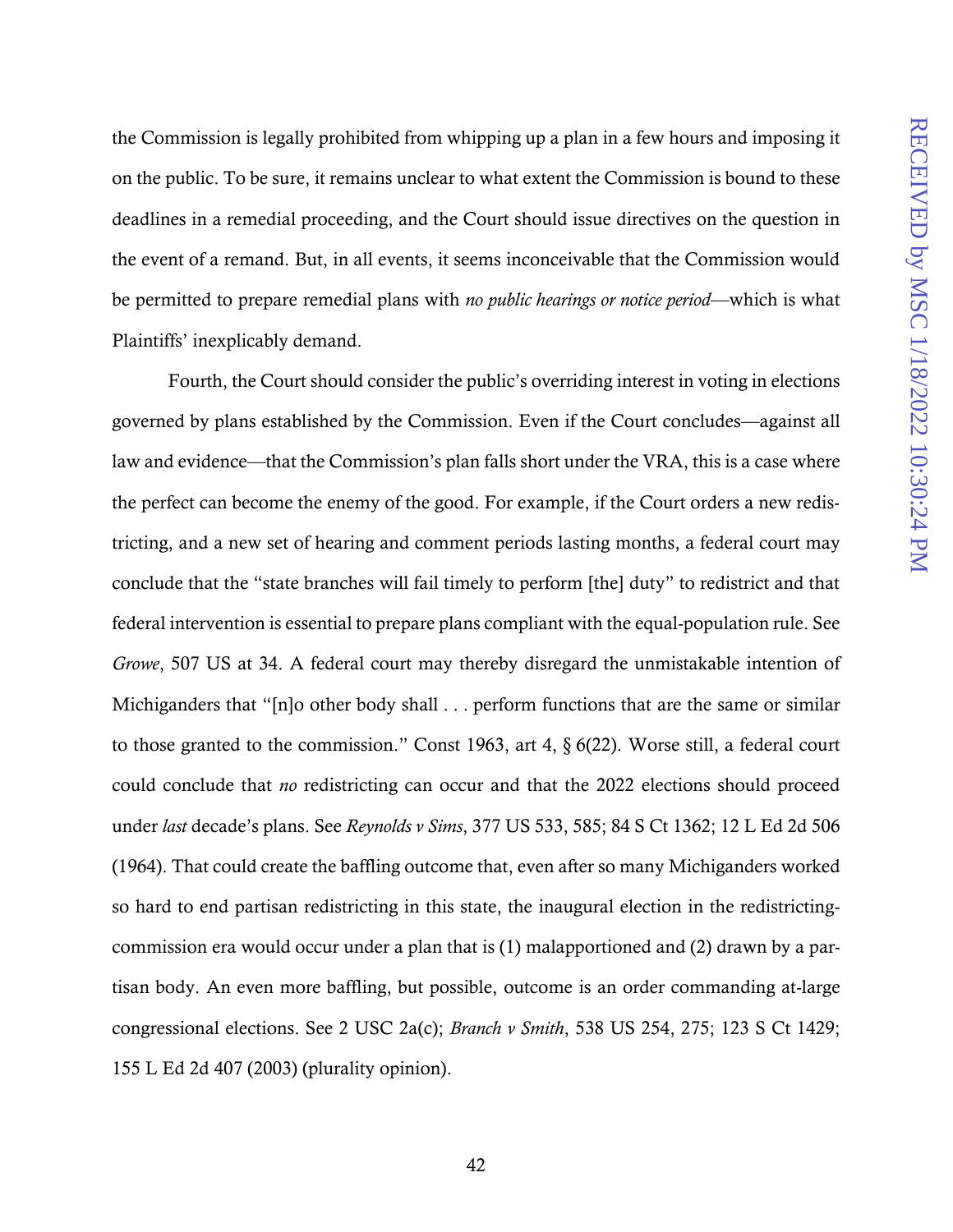the Commission is legally prohibited from whipping up a plan in a few hours and imposing it on the public. To be sure, it remains unclear to what extent the Commission is bound to these deadlines in a remedial proceeding, and the Court should issue directives on the question in the event of a remand. But, in all events, it seems inconceivable that the Commission would be permitted to prepare remedial plans with *no public hearings or notice period*—which is what Plaintiffs' inexplicably demand.

Fourth, the Court should consider the public's overriding interest in voting in elections governed by plans established by the Commission. Even if the Court concludes—against all law and evidence—that the Commission's plan falls short under the VRA, this is a case where the perfect can become the enemy of the good. For example, if the Court orders a new redistricting, and a new set of hearing and comment periods lasting months, a federal court may conclude that the "state branches will fail timely to perform [the] duty" to redistrict and that federal intervention is essential to prepare plans compliant with the equal-population rule. See *Growe*, 507 US at 34. A federal court may thereby disregard the unmistakable intention of Michiganders that "[n]o other body shall . . . perform functions that are the same or similar to those granted to the commission." Const 1963, art 4, § 6(22). Worse still, a federal court could conclude that *no* redistricting can occur and that the 2022 elections should proceed under *last* decade's plans. See *Reynolds v Sims*, 377 US 533, 585; 84 S Ct 1362; 12 L Ed 2d 506 (1964). That could create the baffling outcome that, even after so many Michiganders worked so hard to end partisan redistricting in this state, the inaugural election in the redistricting-commission era would occur under a plan that is (1) malapportioned and (2) drawn by a partisan body. An even more baffling, but possible, outcome is an order commanding at-large congressional elections. See 2 USC 2a(c); *Branch v Smith*, 538 US 254, 275; 123 S Ct 1429; 155 L Ed 2d 407 (2003) (plurality opinion).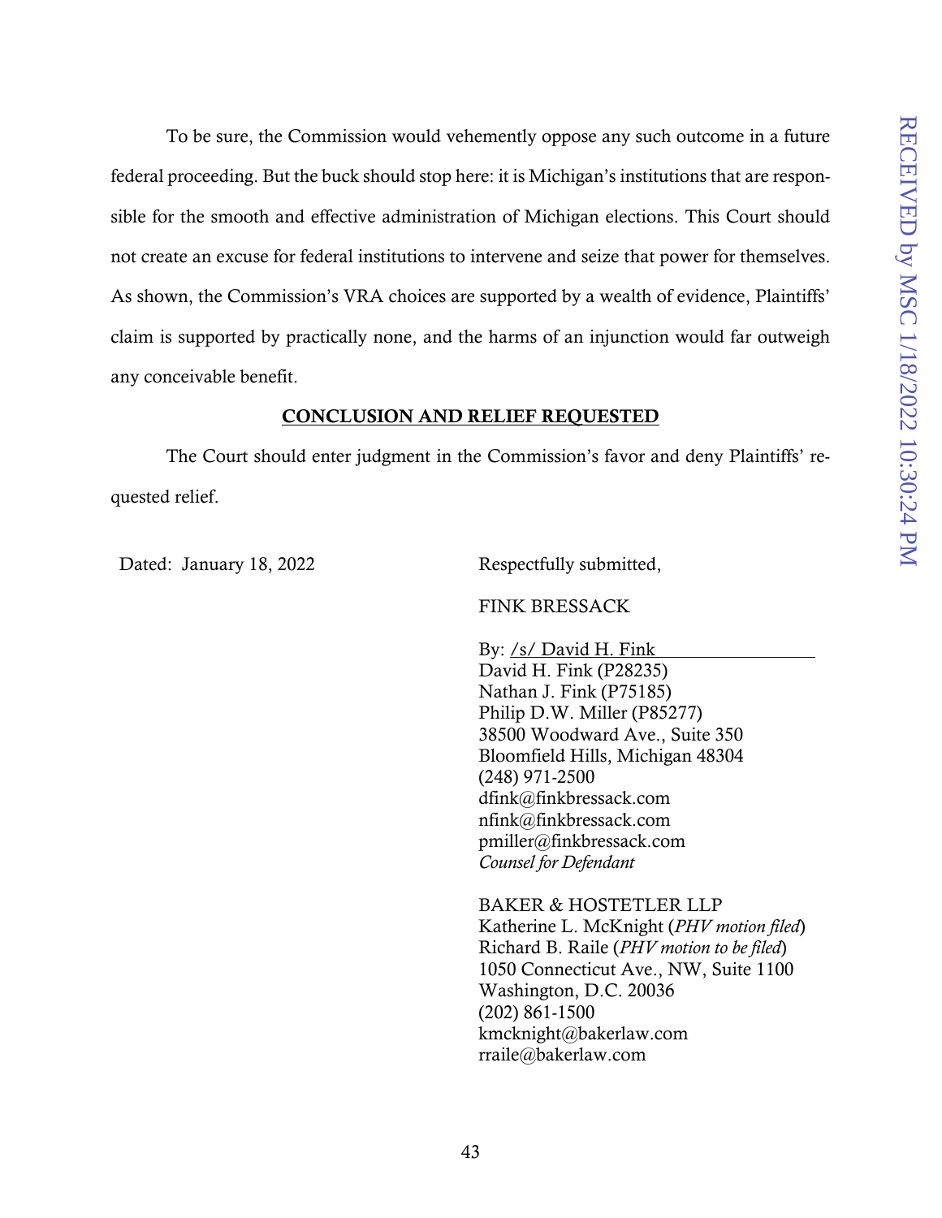To be sure, the Commission would vehemently oppose any such outcome in a future federal proceeding. But the buck should stop here: it is Michigan's institutions that are responsible for the smooth and effective administration of Michigan elections. This Court should not create an excuse for federal institutions to intervene and seize that power for themselves. As shown, the Commission's VRA choices are supported by a wealth of evidence, Plaintiffs' claim is supported by practically none, and the harms of an injunction would far outweigh any conceivable benefit.

## CONCLUSION AND RELIEF REQUESTED

The Court should enter judgment in the Commission's favor and deny Plaintiffs' requested relief.

Dated: January 18, 2022

Respectfully submitted,

FINK BRESSACK

By: /s/ David H. Fink
David H. Fink (P28235)
Nathan J. Fink (P75185)
Philip D.W. Miller (P85277)
38500 Woodward Ave., Suite 350
Bloomfield Hills, Michigan 48304
(248) 971-2500
dfink@finkbressack.com
nfink@finkbressack.com
pmiller@finkbressack.com
*Counsel for Defendant*

BAKER & HOSTETLER LLP
Katherine L. McKnight (*PHV motion filed*)
Richard B. Raile (*PHV motion to be filed*)
1050 Connecticut Ave., NW, Suite 1100
Washington, D.C. 20036
(202) 861-1500
kmcknight@bakerlaw.com
rraile@bakerlaw.com

RECEIVED by MSC 1/18/2022 10:30:24 PM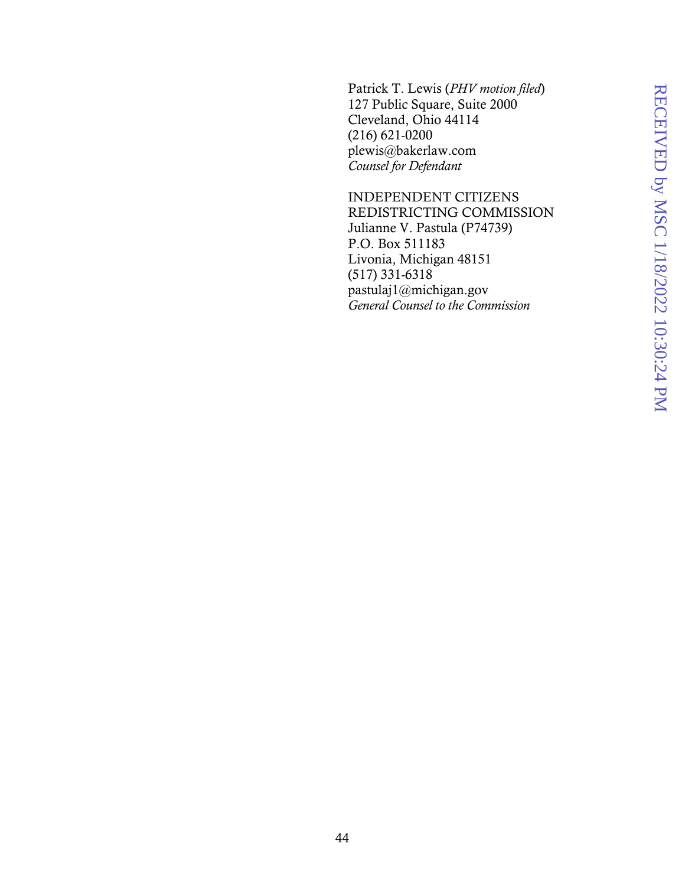Patrick T. Lewis (*PHV motion filed*)
127 Public Square, Suite 2000
Cleveland, Ohio 44114
(216) 621-0200
plewis@bakerlaw.com
*Counsel for Defendant*

INDEPENDENT CITIZENS
REDISTRICTING COMMISSION
Julianne V. Pastula (P74739)
P.O. Box 511183
Livonia, Michigan 48151
(517) 331-6318
pastulaj1@michigan.gov
*General Counsel to the Commission*

RECEIVED by MSC 1/18/2022 10:30:24 PM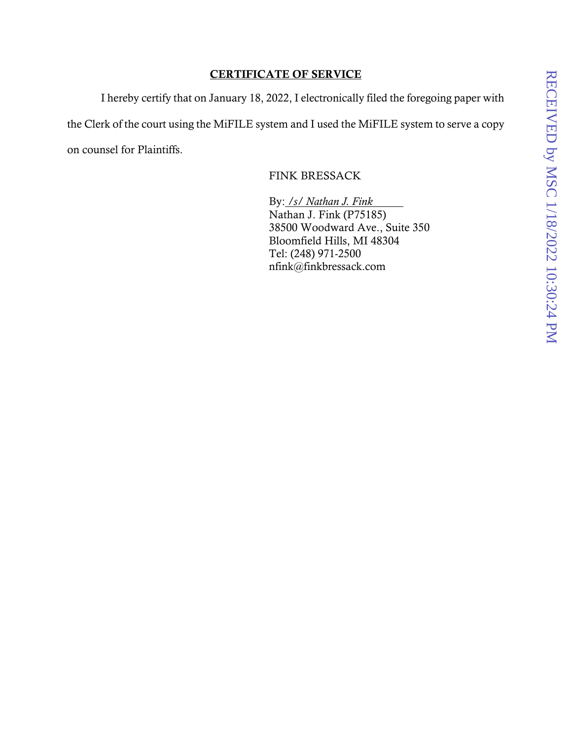## **CERTIFICATE OF SERVICE**

I hereby certify that on January 18, 2022, I electronically filed the foregoing paper with the Clerk of the court using the MiFILE system and I used the MiFILE system to serve a copy on counsel for Plaintiffs.

FINK BRESSACK

By: */s/ Nathan J. Fink*
Nathan J. Fink (P75185)
38500 Woodward Ave., Suite 350
Bloomfield Hills, MI 48304
Tel: (248) 971-2500
nfink@finkbressack.com

RECEIVED by MSC 1/18/2022 10:30:24 PM